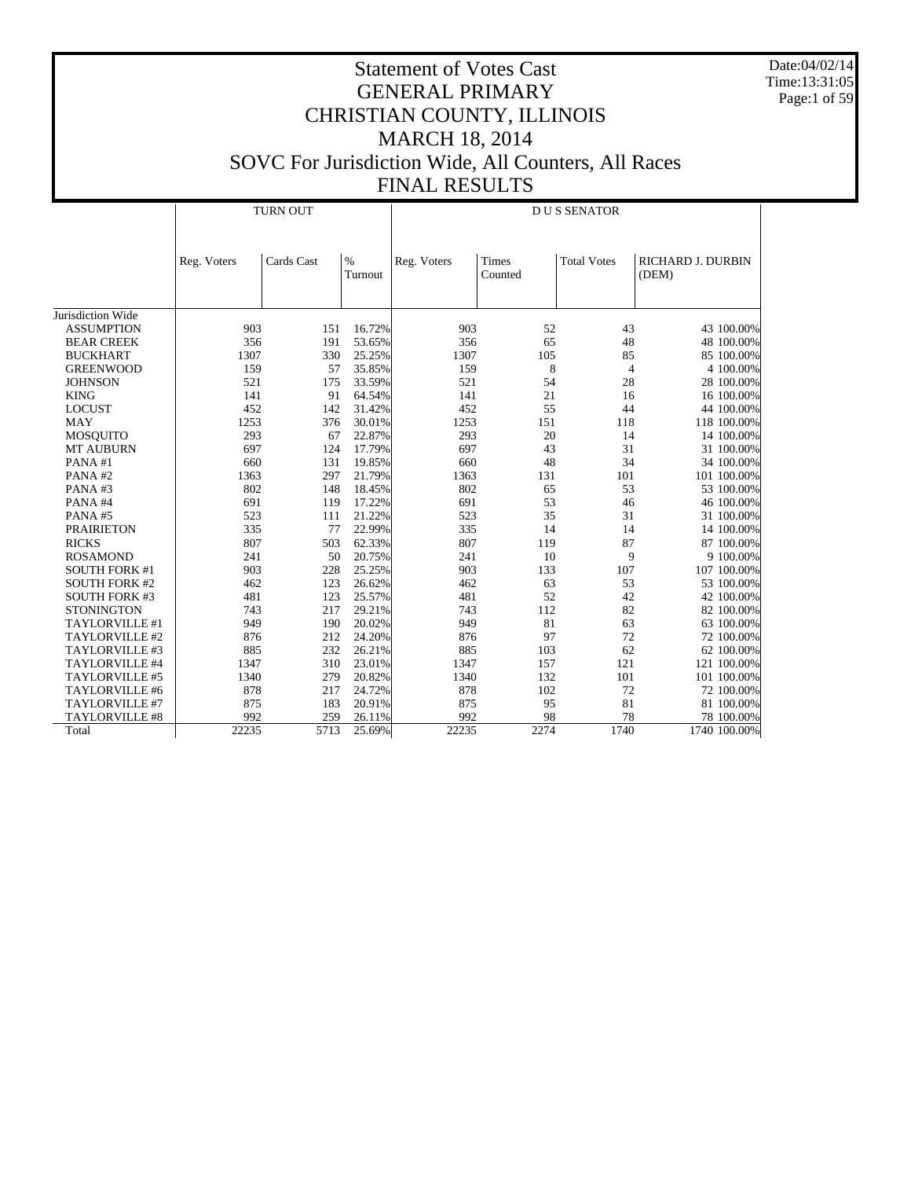# Statement of Votes Cast
# GENERAL PRIMARY
# CHRISTIAN COUNTY, ILLINOIS
# MARCH 18, 2014
# SOVC For Jurisdiction Wide, All Counters, All Races
# FINAL RESULTS

| | TURN OUT | | | D U S SENATOR | | | | |
|---|---|---|---|---|---|---|---|---|
| | Reg. Voters | Cards Cast | % Turnout | Reg. Voters | Times Counted | Total Votes | RICHARD J. DURBIN (DEM) | |
| Jurisdiction Wide | | | | | | | | |
| ASSUMPTION | 903 | 151 | 16.72% | 903 | 52 | 43 | 43 | 100.00% |
| BEAR CREEK | 356 | 191 | 53.65% | 356 | 65 | 48 | 48 | 100.00% |
| BUCKHART | 1307 | 330 | 25.25% | 1307 | 105 | 85 | 85 | 100.00% |
| GREENWOOD | 159 | 57 | 35.85% | 159 | 8 | 4 | 4 | 100.00% |
| JOHNSON | 521 | 175 | 33.59% | 521 | 54 | 28 | 28 | 100.00% |
| KING | 141 | 91 | 64.54% | 141 | 21 | 16 | 16 | 100.00% |
| LOCUST | 452 | 142 | 31.42% | 452 | 55 | 44 | 44 | 100.00% |
| MAY | 1253 | 376 | 30.01% | 1253 | 151 | 118 | 118 | 100.00% |
| MOSQUITO | 293 | 67 | 22.87% | 293 | 20 | 14 | 14 | 100.00% |
| MT AUBURN | 697 | 124 | 17.79% | 697 | 43 | 31 | 31 | 100.00% |
| PANA #1 | 660 | 131 | 19.85% | 660 | 48 | 34 | 34 | 100.00% |
| PANA #2 | 1363 | 297 | 21.79% | 1363 | 131 | 101 | 101 | 100.00% |
| PANA #3 | 802 | 148 | 18.45% | 802 | 65 | 53 | 53 | 100.00% |
| PANA #4 | 691 | 119 | 17.22% | 691 | 53 | 46 | 46 | 100.00% |
| PANA #5 | 523 | 111 | 21.22% | 523 | 35 | 31 | 31 | 100.00% |
| PRAIRIETON | 335 | 77 | 22.99% | 335 | 14 | 14 | 14 | 100.00% |
| RICKS | 807 | 503 | 62.33% | 807 | 119 | 87 | 87 | 100.00% |
| ROSAMOND | 241 | 50 | 20.75% | 241 | 10 | 9 | 9 | 100.00% |
| SOUTH FORK #1 | 903 | 228 | 25.25% | 903 | 133 | 107 | 107 | 100.00% |
| SOUTH FORK #2 | 462 | 123 | 26.62% | 462 | 63 | 53 | 53 | 100.00% |
| SOUTH FORK #3 | 481 | 123 | 25.57% | 481 | 52 | 42 | 42 | 100.00% |
| STONINGTON | 743 | 217 | 29.21% | 743 | 112 | 82 | 82 | 100.00% |
| TAYLORVILLE #1 | 949 | 190 | 20.02% | 949 | 81 | 63 | 63 | 100.00% |
| TAYLORVILLE #2 | 876 | 212 | 24.20% | 876 | 97 | 72 | 72 | 100.00% |
| TAYLORVILLE #3 | 885 | 232 | 26.21% | 885 | 103 | 62 | 62 | 100.00% |
| TAYLORVILLE #4 | 1347 | 310 | 23.01% | 1347 | 157 | 121 | 121 | 100.00% |
| TAYLORVILLE #5 | 1340 | 279 | 20.82% | 1340 | 132 | 101 | 101 | 100.00% |
| TAYLORVILLE #6 | 878 | 217 | 24.72% | 878 | 102 | 72 | 72 | 100.00% |
| TAYLORVILLE #7 | 875 | 183 | 20.91% | 875 | 95 | 81 | 81 | 100.00% |
| TAYLORVILLE #8 | 992 | 259 | 26.11% | 992 | 98 | 78 | 78 | 100.00% |
| Total | 22235 | 5713 | 25.69% | 22235 | 2274 | 1740 | 1740 | 100.00% |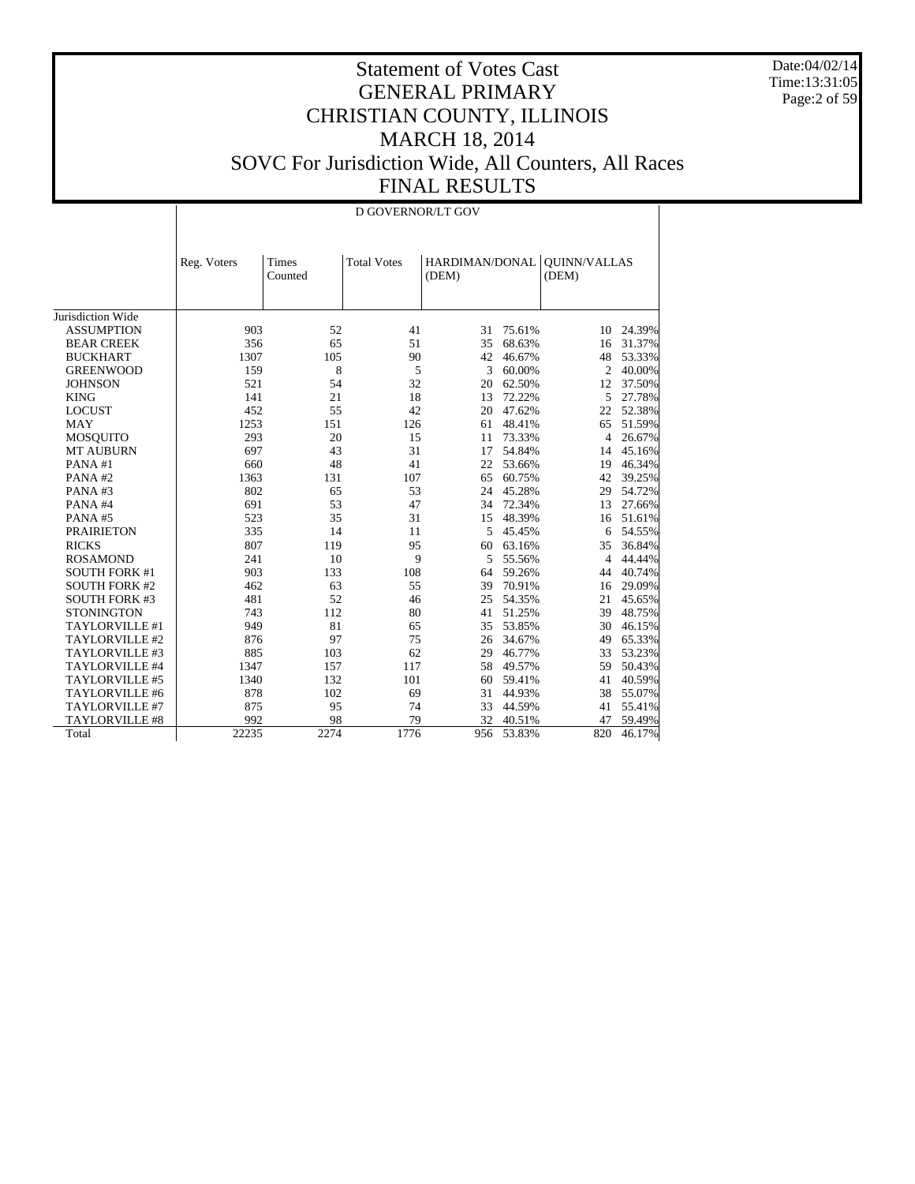# Statement of Votes Cast
# GENERAL PRIMARY
# CHRISTIAN COUNTY, ILLINOIS
# MARCH 18, 2014
# SOVC For Jurisdiction Wide, All Counters, All Races
# FINAL RESULTS

Date:04/02/14
Time:13:31:05

D GOVERNOR/LT GOV

| | Reg. Voters | Times Counted | Total Votes | HARDIMAN/DONAL (DEM) | | QUINN/VALLAS (DEM) | |
|---|---|---|---|---|---|---|---|
| Jurisdiction Wide | | | | | | | |
| ASSUMPTION | 903 | 52 | 41 | 31 | 75.61% | 10 | 24.39% |
| BEAR CREEK | 356 | 65 | 51 | 35 | 68.63% | 16 | 31.37% |
| BUCKHART | 1307 | 105 | 90 | 42 | 46.67% | 48 | 53.33% |
| GREENWOOD | 159 | 8 | 5 | 3 | 60.00% | 2 | 40.00% |
| JOHNSON | 521 | 54 | 32 | 20 | 62.50% | 12 | 37.50% |
| KING | 141 | 21 | 18 | 13 | 72.22% | 5 | 27.78% |
| LOCUST | 452 | 55 | 42 | 20 | 47.62% | 22 | 52.38% |
| MAY | 1253 | 151 | 126 | 61 | 48.41% | 65 | 51.59% |
| MOSQUITO | 293 | 20 | 15 | 11 | 73.33% | 4 | 26.67% |
| MT AUBURN | 697 | 43 | 31 | 17 | 54.84% | 14 | 45.16% |
| PANA #1 | 660 | 48 | 41 | 22 | 53.66% | 19 | 46.34% |
| PANA #2 | 1363 | 131 | 107 | 65 | 60.75% | 42 | 39.25% |
| PANA #3 | 802 | 65 | 53 | 24 | 45.28% | 29 | 54.72% |
| PANA #4 | 691 | 53 | 47 | 34 | 72.34% | 13 | 27.66% |
| PANA #5 | 523 | 35 | 31 | 15 | 48.39% | 16 | 51.61% |
| PRAIRIETON | 335 | 14 | 11 | 5 | 45.45% | 6 | 54.55% |
| RICKS | 807 | 119 | 95 | 60 | 63.16% | 35 | 36.84% |
| ROSAMOND | 241 | 10 | 9 | 5 | 55.56% | 4 | 44.44% |
| SOUTH FORK #1 | 903 | 133 | 108 | 64 | 59.26% | 44 | 40.74% |
| SOUTH FORK #2 | 462 | 63 | 55 | 39 | 70.91% | 16 | 29.09% |
| SOUTH FORK #3 | 481 | 52 | 46 | 25 | 54.35% | 21 | 45.65% |
| STONINGTON | 743 | 112 | 80 | 41 | 51.25% | 39 | 48.75% |
| TAYLORVILLE #1 | 949 | 81 | 65 | 35 | 53.85% | 30 | 46.15% |
| TAYLORVILLE #2 | 876 | 97 | 75 | 26 | 34.67% | 49 | 65.33% |
| TAYLORVILLE #3 | 885 | 103 | 62 | 29 | 46.77% | 33 | 53.23% |
| TAYLORVILLE #4 | 1347 | 157 | 117 | 58 | 49.57% | 59 | 50.43% |
| TAYLORVILLE #5 | 1340 | 132 | 101 | 60 | 59.41% | 41 | 40.59% |
| TAYLORVILLE #6 | 878 | 102 | 69 | 31 | 44.93% | 38 | 55.07% |
| TAYLORVILLE #7 | 875 | 95 | 74 | 33 | 44.59% | 41 | 55.41% |
| TAYLORVILLE #8 | 992 | 98 | 79 | 32 | 40.51% | 47 | 59.49% |
| Total | 22235 | 2274 | 1776 | 956 | 53.83% | 820 | 46.17% |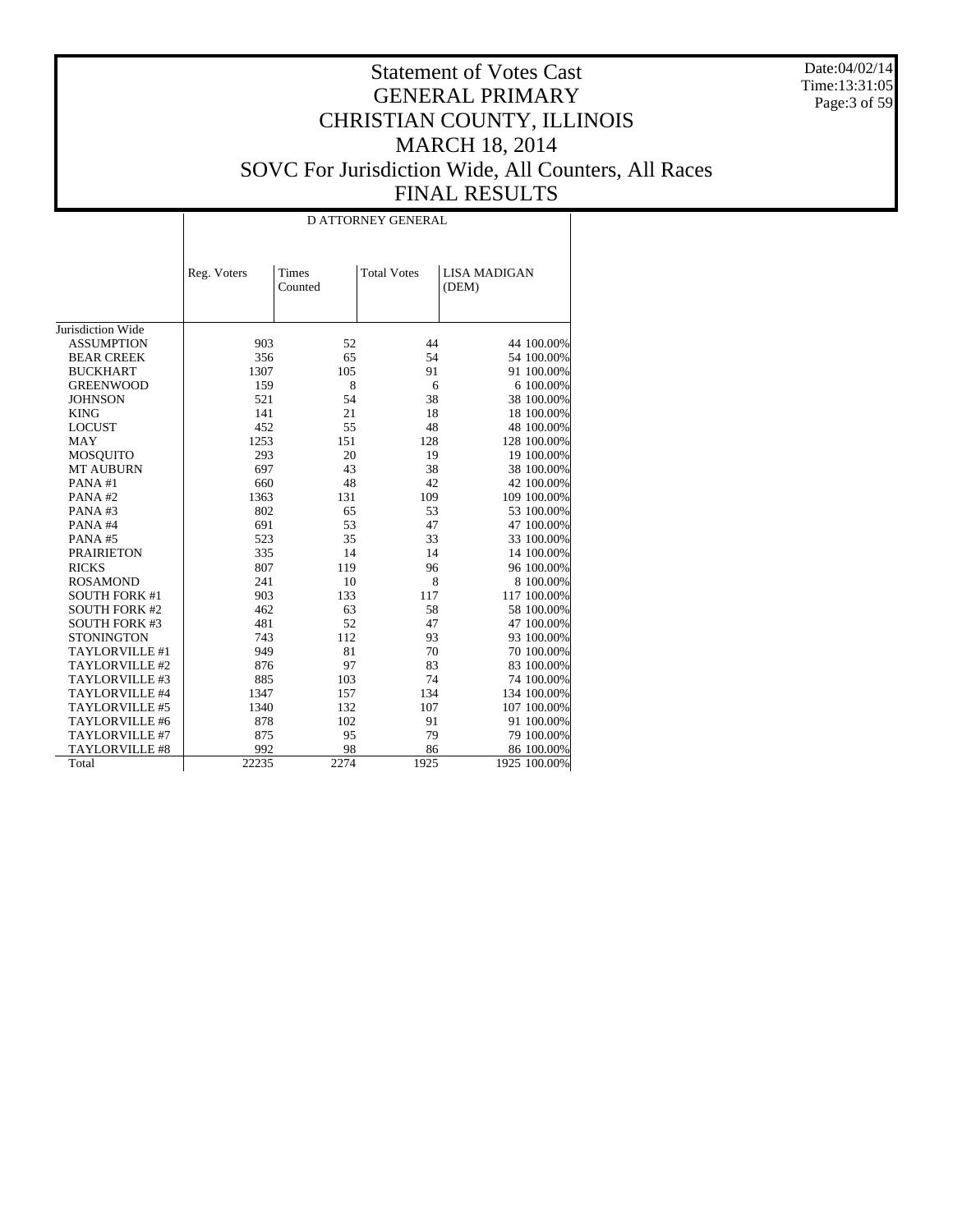# Statement of Votes Cast
# GENERAL PRIMARY
# CHRISTIAN COUNTY, ILLINOIS
# MARCH 18, 2014
# SOVC For Jurisdiction Wide, All Counters, All Races
# FINAL RESULTS

Date:04/02/14
Time:13:31:05

| | D ATTORNEY GENERAL | | | | |
|---|---|---|---|---|---|
| | Reg. Voters | Times Counted | Total Votes | LISA MADIGAN (DEM) | |
| Jurisdiction Wide | | | | | |
| ASSUMPTION | 903 | 52 | 44 | 44 | 100.00% |
| BEAR CREEK | 356 | 65 | 54 | 54 | 100.00% |
| BUCKHART | 1307 | 105 | 91 | 91 | 100.00% |
| GREENWOOD | 159 | 8 | 6 | 6 | 100.00% |
| JOHNSON | 521 | 54 | 38 | 38 | 100.00% |
| KING | 141 | 21 | 18 | 18 | 100.00% |
| LOCUST | 452 | 55 | 48 | 48 | 100.00% |
| MAY | 1253 | 151 | 128 | 128 | 100.00% |
| MOSQUITO | 293 | 20 | 19 | 19 | 100.00% |
| MT AUBURN | 697 | 43 | 38 | 38 | 100.00% |
| PANA #1 | 660 | 48 | 42 | 42 | 100.00% |
| PANA #2 | 1363 | 131 | 109 | 109 | 100.00% |
| PANA #3 | 802 | 65 | 53 | 53 | 100.00% |
| PANA #4 | 691 | 53 | 47 | 47 | 100.00% |
| PANA #5 | 523 | 35 | 33 | 33 | 100.00% |
| PRAIRIETON | 335 | 14 | 14 | 14 | 100.00% |
| RICKS | 807 | 119 | 96 | 96 | 100.00% |
| ROSAMOND | 241 | 10 | 8 | 8 | 100.00% |
| SOUTH FORK #1 | 903 | 133 | 117 | 117 | 100.00% |
| SOUTH FORK #2 | 462 | 63 | 58 | 58 | 100.00% |
| SOUTH FORK #3 | 481 | 52 | 47 | 47 | 100.00% |
| STONINGTON | 743 | 112 | 93 | 93 | 100.00% |
| TAYLORVILLE #1 | 949 | 81 | 70 | 70 | 100.00% |
| TAYLORVILLE #2 | 876 | 97 | 83 | 83 | 100.00% |
| TAYLORVILLE #3 | 885 | 103 | 74 | 74 | 100.00% |
| TAYLORVILLE #4 | 1347 | 157 | 134 | 134 | 100.00% |
| TAYLORVILLE #5 | 1340 | 132 | 107 | 107 | 100.00% |
| TAYLORVILLE #6 | 878 | 102 | 91 | 91 | 100.00% |
| TAYLORVILLE #7 | 875 | 95 | 79 | 79 | 100.00% |
| TAYLORVILLE #8 | 992 | 98 | 86 | 86 | 100.00% |
| Total | 22235 | 2274 | 1925 | 1925 | 100.00% |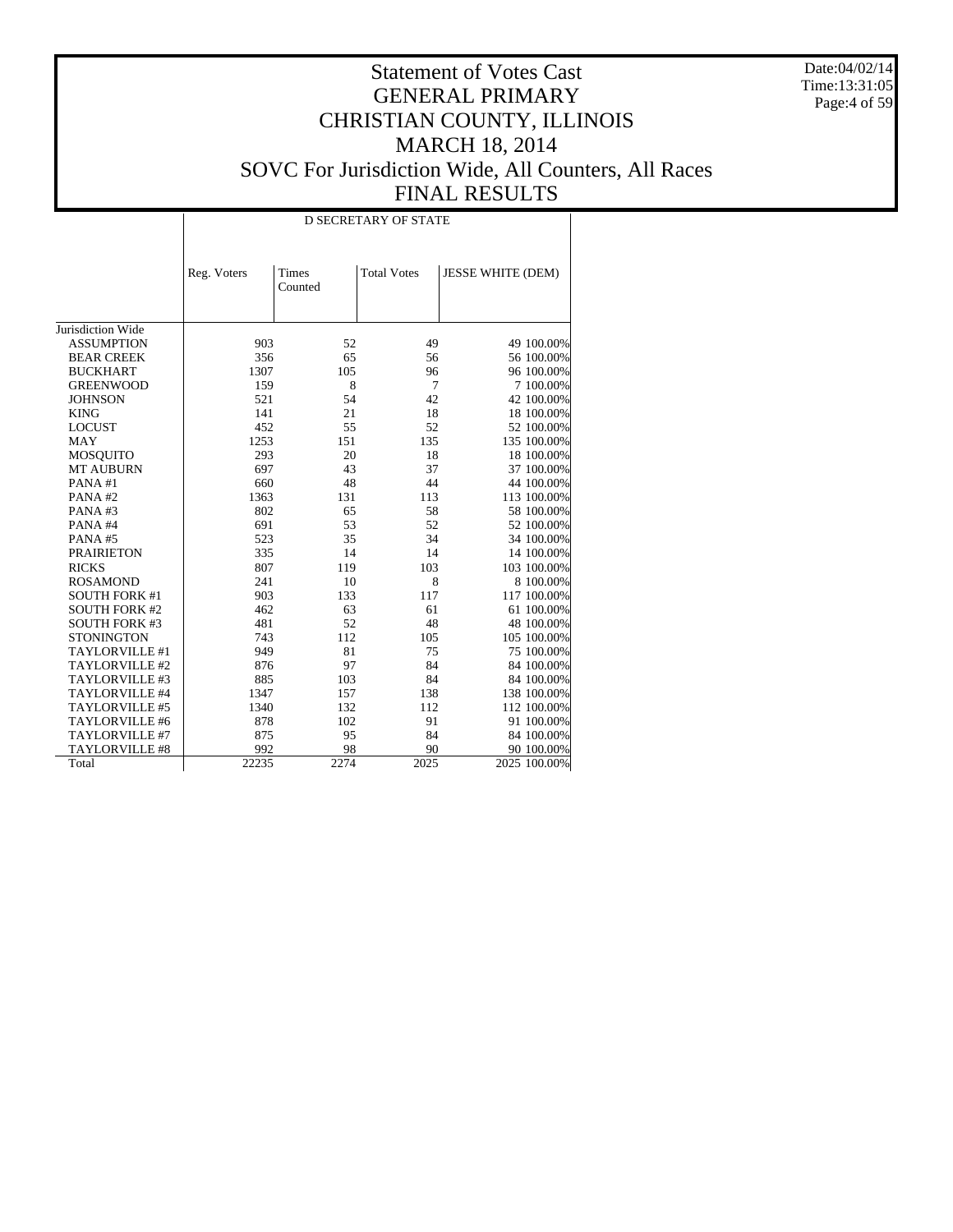# Statement of Votes Cast
# GENERAL PRIMARY
# CHRISTIAN COUNTY, ILLINOIS
# MARCH 18, 2014
# SOVC For Jurisdiction Wide, All Counters, All Races
# FINAL RESULTS

Date:04/02/14
Time:13:31:05

| | D SECRETARY OF STATE | | | | |
|---|---|---|---|---|---|
| | Reg. Voters | Times Counted | Total Votes | JESSE WHITE (DEM) | |
| Jurisdiction Wide | | | | | |
| ASSUMPTION | 903 | 52 | 49 | 49 | 100.00% |
| BEAR CREEK | 356 | 65 | 56 | 56 | 100.00% |
| BUCKHART | 1307 | 105 | 96 | 96 | 100.00% |
| GREENWOOD | 159 | 8 | 7 | 7 | 100.00% |
| JOHNSON | 521 | 54 | 42 | 42 | 100.00% |
| KING | 141 | 21 | 18 | 18 | 100.00% |
| LOCUST | 452 | 55 | 52 | 52 | 100.00% |
| MAY | 1253 | 151 | 135 | 135 | 100.00% |
| MOSQUITO | 293 | 20 | 18 | 18 | 100.00% |
| MT AUBURN | 697 | 43 | 37 | 37 | 100.00% |
| PANA #1 | 660 | 48 | 44 | 44 | 100.00% |
| PANA #2 | 1363 | 131 | 113 | 113 | 100.00% |
| PANA #3 | 802 | 65 | 58 | 58 | 100.00% |
| PANA #4 | 691 | 53 | 52 | 52 | 100.00% |
| PANA #5 | 523 | 35 | 34 | 34 | 100.00% |
| PRAIRIETON | 335 | 14 | 14 | 14 | 100.00% |
| RICKS | 807 | 119 | 103 | 103 | 100.00% |
| ROSAMOND | 241 | 10 | 8 | 8 | 100.00% |
| SOUTH FORK #1 | 903 | 133 | 117 | 117 | 100.00% |
| SOUTH FORK #2 | 462 | 63 | 61 | 61 | 100.00% |
| SOUTH FORK #3 | 481 | 52 | 48 | 48 | 100.00% |
| STONINGTON | 743 | 112 | 105 | 105 | 100.00% |
| TAYLORVILLE #1 | 949 | 81 | 75 | 75 | 100.00% |
| TAYLORVILLE #2 | 876 | 97 | 84 | 84 | 100.00% |
| TAYLORVILLE #3 | 885 | 103 | 84 | 84 | 100.00% |
| TAYLORVILLE #4 | 1347 | 157 | 138 | 138 | 100.00% |
| TAYLORVILLE #5 | 1340 | 132 | 112 | 112 | 100.00% |
| TAYLORVILLE #6 | 878 | 102 | 91 | 91 | 100.00% |
| TAYLORVILLE #7 | 875 | 95 | 84 | 84 | 100.00% |
| TAYLORVILLE #8 | 992 | 98 | 90 | 90 | 100.00% |
| Total | 22235 | 2274 | 2025 | 2025 | 100.00% |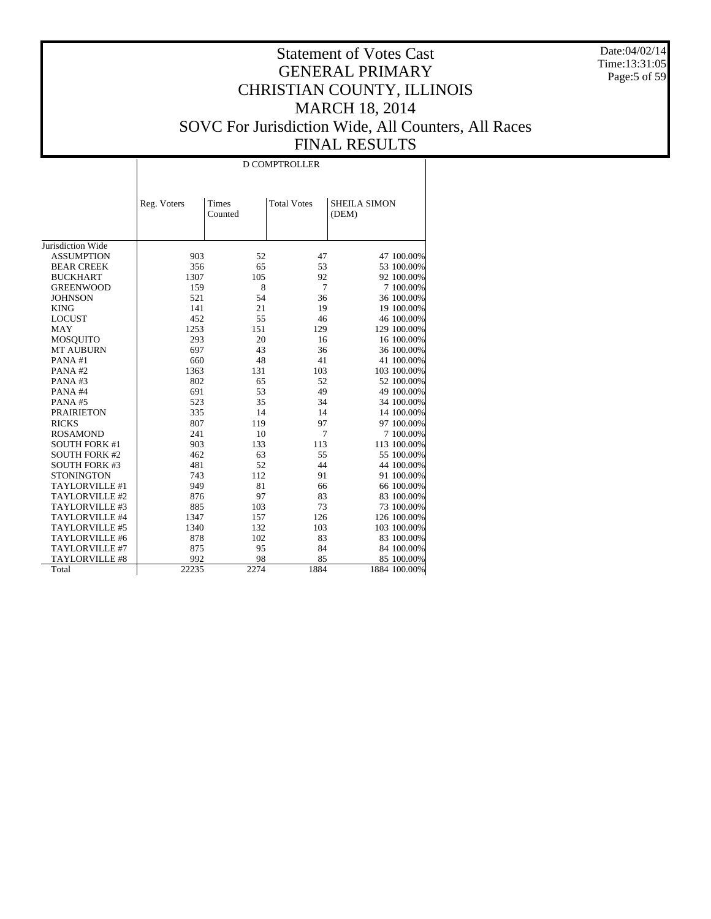# Statement of Votes Cast
# GENERAL PRIMARY
# CHRISTIAN COUNTY, ILLINOIS
# MARCH 18, 2014
# SOVC For Jurisdiction Wide, All Counters, All Races
# FINAL RESULTS

Date:04/02/14
Time:13:31:05

D COMPTROLLER

| | Reg. Voters | Times Counted | Total Votes | SHEILA SIMON (DEM) | |
|---|---|---|---|---|---|
| Jurisdiction Wide | | | | | |
| ASSUMPTION | 903 | 52 | 47 | 47 | 100.00% |
| BEAR CREEK | 356 | 65 | 53 | 53 | 100.00% |
| BUCKHART | 1307 | 105 | 92 | 92 | 100.00% |
| GREENWOOD | 159 | 8 | 7 | 7 | 100.00% |
| JOHNSON | 521 | 54 | 36 | 36 | 100.00% |
| KING | 141 | 21 | 19 | 19 | 100.00% |
| LOCUST | 452 | 55 | 46 | 46 | 100.00% |
| MAY | 1253 | 151 | 129 | 129 | 100.00% |
| MOSQUITO | 293 | 20 | 16 | 16 | 100.00% |
| MT AUBURN | 697 | 43 | 36 | 36 | 100.00% |
| PANA #1 | 660 | 48 | 41 | 41 | 100.00% |
| PANA #2 | 1363 | 131 | 103 | 103 | 100.00% |
| PANA #3 | 802 | 65 | 52 | 52 | 100.00% |
| PANA #4 | 691 | 53 | 49 | 49 | 100.00% |
| PANA #5 | 523 | 35 | 34 | 34 | 100.00% |
| PRAIRIETON | 335 | 14 | 14 | 14 | 100.00% |
| RICKS | 807 | 119 | 97 | 97 | 100.00% |
| ROSAMOND | 241 | 10 | 7 | 7 | 100.00% |
| SOUTH FORK #1 | 903 | 133 | 113 | 113 | 100.00% |
| SOUTH FORK #2 | 462 | 63 | 55 | 55 | 100.00% |
| SOUTH FORK #3 | 481 | 52 | 44 | 44 | 100.00% |
| STONINGTON | 743 | 112 | 91 | 91 | 100.00% |
| TAYLORVILLE #1 | 949 | 81 | 66 | 66 | 100.00% |
| TAYLORVILLE #2 | 876 | 97 | 83 | 83 | 100.00% |
| TAYLORVILLE #3 | 885 | 103 | 73 | 73 | 100.00% |
| TAYLORVILLE #4 | 1347 | 157 | 126 | 126 | 100.00% |
| TAYLORVILLE #5 | 1340 | 132 | 103 | 103 | 100.00% |
| TAYLORVILLE #6 | 878 | 102 | 83 | 83 | 100.00% |
| TAYLORVILLE #7 | 875 | 95 | 84 | 84 | 100.00% |
| TAYLORVILLE #8 | 992 | 98 | 85 | 85 | 100.00% |
| Total | 22235 | 2274 | 1884 | 1884 | 100.00% |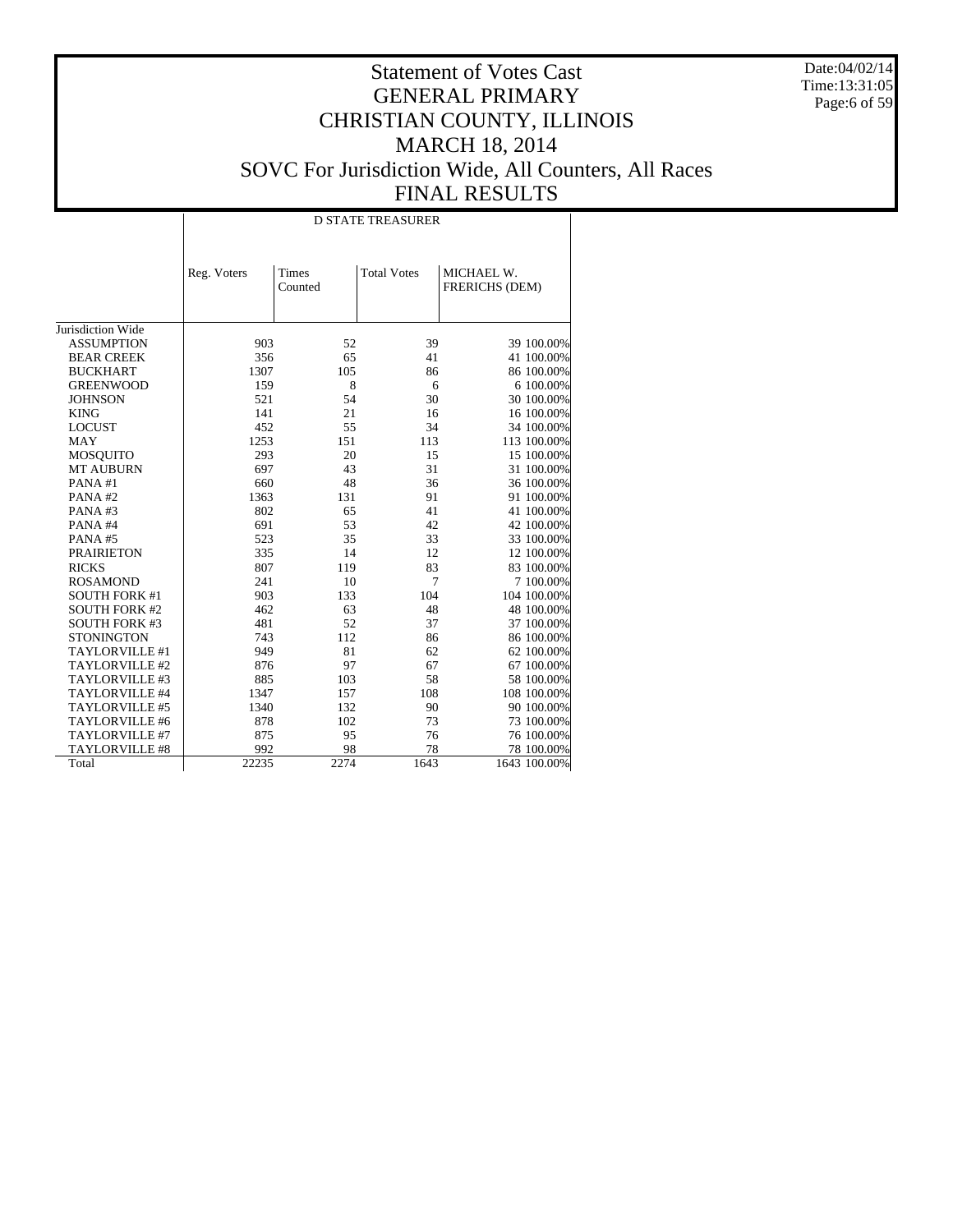# Statement of Votes Cast
# GENERAL PRIMARY
# CHRISTIAN COUNTY, ILLINOIS
# MARCH 18, 2014
# SOVC For Jurisdiction Wide, All Counters, All Races
# FINAL RESULTS

Date:04/02/14
Time:13:31:05

| | D STATE TREASURER | | | | |
|---|---|---|---|---|---|
| | Reg. Voters | Times Counted | Total Votes | MICHAEL W. FRERICHS (DEM) | |
| Jurisdiction Wide | | | | | |
| ASSUMPTION | 903 | 52 | 39 | 39 | 100.00% |
| BEAR CREEK | 356 | 65 | 41 | 41 | 100.00% |
| BUCKHART | 1307 | 105 | 86 | 86 | 100.00% |
| GREENWOOD | 159 | 8 | 6 | 6 | 100.00% |
| JOHNSON | 521 | 54 | 30 | 30 | 100.00% |
| KING | 141 | 21 | 16 | 16 | 100.00% |
| LOCUST | 452 | 55 | 34 | 34 | 100.00% |
| MAY | 1253 | 151 | 113 | 113 | 100.00% |
| MOSQUITO | 293 | 20 | 15 | 15 | 100.00% |
| MT AUBURN | 697 | 43 | 31 | 31 | 100.00% |
| PANA #1 | 660 | 48 | 36 | 36 | 100.00% |
| PANA #2 | 1363 | 131 | 91 | 91 | 100.00% |
| PANA #3 | 802 | 65 | 41 | 41 | 100.00% |
| PANA #4 | 691 | 53 | 42 | 42 | 100.00% |
| PANA #5 | 523 | 35 | 33 | 33 | 100.00% |
| PRAIRIETON | 335 | 14 | 12 | 12 | 100.00% |
| RICKS | 807 | 119 | 83 | 83 | 100.00% |
| ROSAMOND | 241 | 10 | 7 | 7 | 100.00% |
| SOUTH FORK #1 | 903 | 133 | 104 | 104 | 100.00% |
| SOUTH FORK #2 | 462 | 63 | 48 | 48 | 100.00% |
| SOUTH FORK #3 | 481 | 52 | 37 | 37 | 100.00% |
| STONINGTON | 743 | 112 | 86 | 86 | 100.00% |
| TAYLORVILLE #1 | 949 | 81 | 62 | 62 | 100.00% |
| TAYLORVILLE #2 | 876 | 97 | 67 | 67 | 100.00% |
| TAYLORVILLE #3 | 885 | 103 | 58 | 58 | 100.00% |
| TAYLORVILLE #4 | 1347 | 157 | 108 | 108 | 100.00% |
| TAYLORVILLE #5 | 1340 | 132 | 90 | 90 | 100.00% |
| TAYLORVILLE #6 | 878 | 102 | 73 | 73 | 100.00% |
| TAYLORVILLE #7 | 875 | 95 | 76 | 76 | 100.00% |
| TAYLORVILLE #8 | 992 | 98 | 78 | 78 | 100.00% |
| Total | 22235 | 2274 | 1643 | 1643 | 100.00% |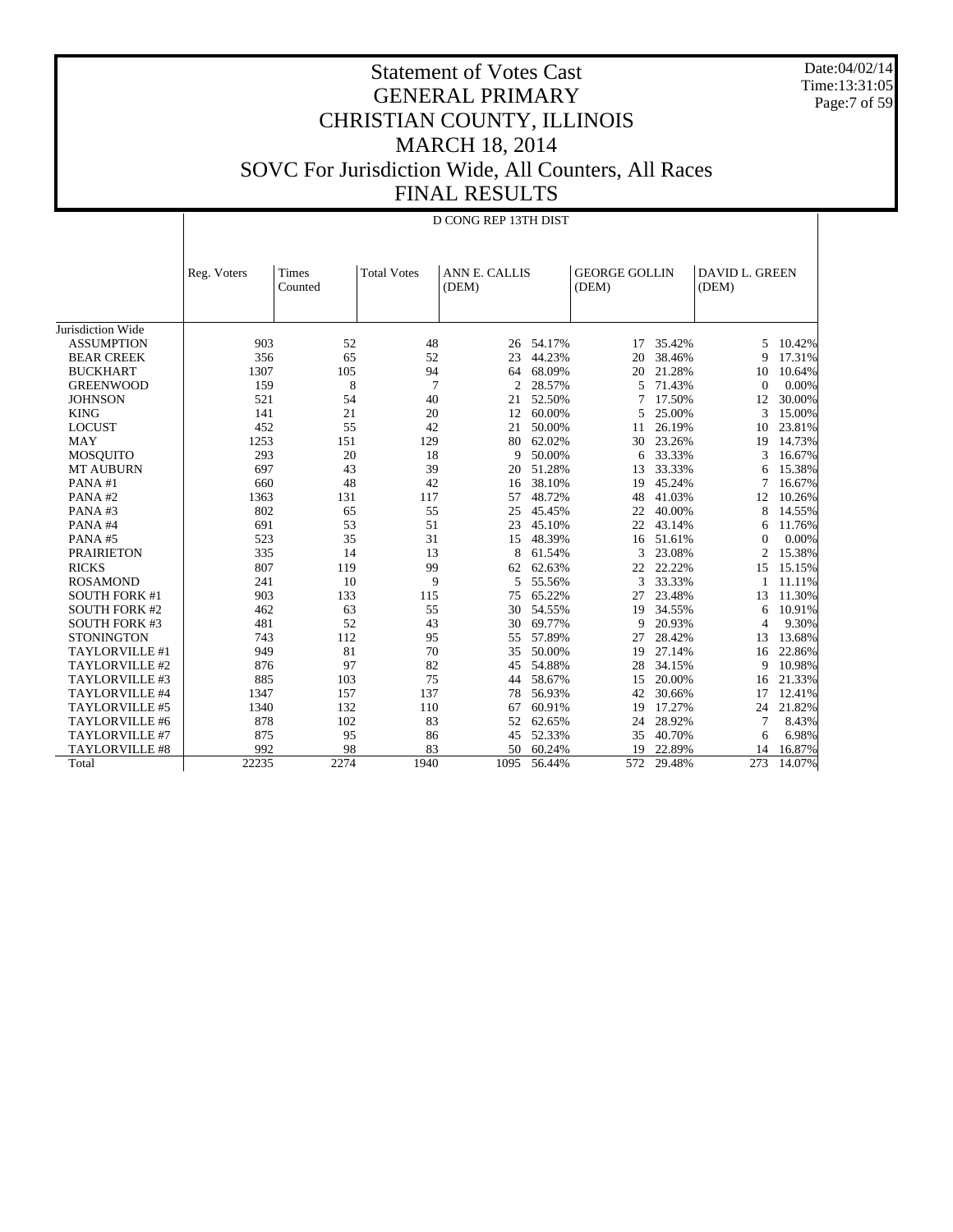# Statement of Votes Cast
# GENERAL PRIMARY
# CHRISTIAN COUNTY, ILLINOIS
# MARCH 18, 2014
# SOVC For Jurisdiction Wide, All Counters, All Races
# FINAL RESULTS

Date:04/02/14
Time:13:31:05

D CONG REP 13TH DIST

| | Reg. Voters | Times Counted | Total Votes | ANN E. CALLIS (DEM) | | GEORGE GOLLIN (DEM) | | DAVID L. GREEN (DEM) | |
|---|---|---|---|---|---|---|---|---|---|
| Jurisdiction Wide | | | | | | | | | |
| ASSUMPTION | 903 | 52 | 48 | 26 | 54.17% | 17 | 35.42% | 5 | 10.42% |
| BEAR CREEK | 356 | 65 | 52 | 23 | 44.23% | 20 | 38.46% | 9 | 17.31% |
| BUCKHART | 1307 | 105 | 94 | 64 | 68.09% | 20 | 21.28% | 10 | 10.64% |
| GREENWOOD | 159 | 8 | 7 | 2 | 28.57% | 5 | 71.43% | 0 | 0.00% |
| JOHNSON | 521 | 54 | 40 | 21 | 52.50% | 7 | 17.50% | 12 | 30.00% |
| KING | 141 | 21 | 20 | 12 | 60.00% | 5 | 25.00% | 3 | 15.00% |
| LOCUST | 452 | 55 | 42 | 21 | 50.00% | 11 | 26.19% | 10 | 23.81% |
| MAY | 1253 | 151 | 129 | 80 | 62.02% | 30 | 23.26% | 19 | 14.73% |
| MOSQUITO | 293 | 20 | 18 | 9 | 50.00% | 6 | 33.33% | 3 | 16.67% |
| MT AUBURN | 697 | 43 | 39 | 20 | 51.28% | 13 | 33.33% | 6 | 15.38% |
| PANA #1 | 660 | 48 | 42 | 16 | 38.10% | 19 | 45.24% | 7 | 16.67% |
| PANA #2 | 1363 | 131 | 117 | 57 | 48.72% | 48 | 41.03% | 12 | 10.26% |
| PANA #3 | 802 | 65 | 55 | 25 | 45.45% | 22 | 40.00% | 8 | 14.55% |
| PANA #4 | 691 | 53 | 51 | 23 | 45.10% | 22 | 43.14% | 6 | 11.76% |
| PANA #5 | 523 | 35 | 31 | 15 | 48.39% | 16 | 51.61% | 0 | 0.00% |
| PRAIRIETON | 335 | 14 | 13 | 8 | 61.54% | 3 | 23.08% | 2 | 15.38% |
| RICKS | 807 | 119 | 99 | 62 | 62.63% | 22 | 22.22% | 15 | 15.15% |
| ROSAMOND | 241 | 10 | 9 | 5 | 55.56% | 3 | 33.33% | 1 | 11.11% |
| SOUTH FORK #1 | 903 | 133 | 115 | 75 | 65.22% | 27 | 23.48% | 13 | 11.30% |
| SOUTH FORK #2 | 462 | 63 | 55 | 30 | 54.55% | 19 | 34.55% | 6 | 10.91% |
| SOUTH FORK #3 | 481 | 52 | 43 | 30 | 69.77% | 9 | 20.93% | 4 | 9.30% |
| STONINGTON | 743 | 112 | 95 | 55 | 57.89% | 27 | 28.42% | 13 | 13.68% |
| TAYLORVILLE #1 | 949 | 81 | 70 | 35 | 50.00% | 19 | 27.14% | 16 | 22.86% |
| TAYLORVILLE #2 | 876 | 97 | 82 | 45 | 54.88% | 28 | 34.15% | 9 | 10.98% |
| TAYLORVILLE #3 | 885 | 103 | 75 | 44 | 58.67% | 15 | 20.00% | 16 | 21.33% |
| TAYLORVILLE #4 | 1347 | 157 | 137 | 78 | 56.93% | 42 | 30.66% | 17 | 12.41% |
| TAYLORVILLE #5 | 1340 | 132 | 110 | 67 | 60.91% | 19 | 17.27% | 24 | 21.82% |
| TAYLORVILLE #6 | 878 | 102 | 83 | 52 | 62.65% | 24 | 28.92% | 7 | 8.43% |
| TAYLORVILLE #7 | 875 | 95 | 86 | 45 | 52.33% | 35 | 40.70% | 6 | 6.98% |
| TAYLORVILLE #8 | 992 | 98 | 83 | 50 | 60.24% | 19 | 22.89% | 14 | 16.87% |
| Total | 22235 | 2274 | 1940 | 1095 | 56.44% | 572 | 29.48% | 273 | 14.07% |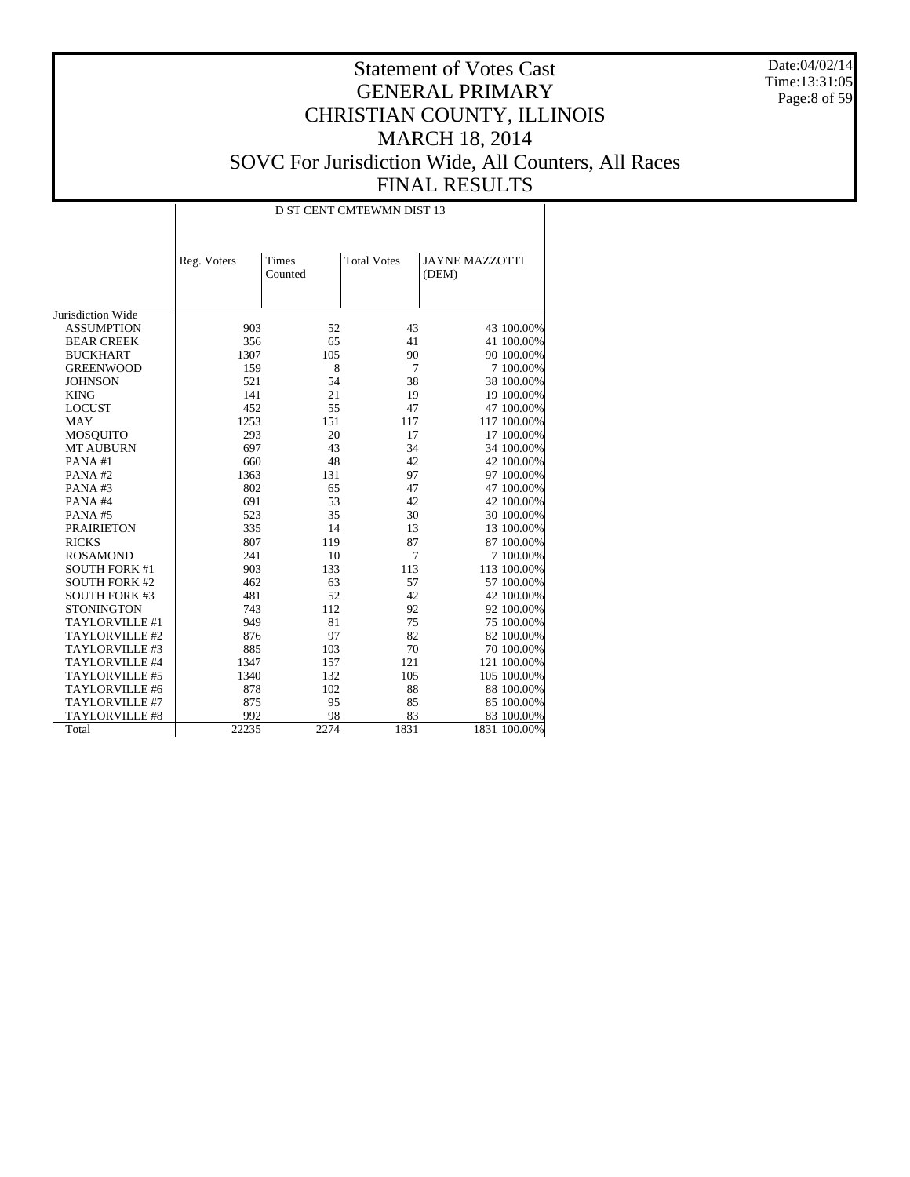# Statement of Votes Cast
# GENERAL PRIMARY
# CHRISTIAN COUNTY, ILLINOIS
# MARCH 18, 2014
# SOVC For Jurisdiction Wide, All Counters, All Races
# FINAL RESULTS

Date:04/02/14
Time:13:31:05

| | D ST CENT CMTEWMN DIST 13 | | | | |
|---|---|---|---|---|---|
| | Reg. Voters | Times Counted | Total Votes | JAYNE MAZZOTTI (DEM) | |
| Jurisdiction Wide | | | | | |
| ASSUMPTION | 903 | 52 | 43 | 43 | 100.00% |
| BEAR CREEK | 356 | 65 | 41 | 41 | 100.00% |
| BUCKHART | 1307 | 105 | 90 | 90 | 100.00% |
| GREENWOOD | 159 | 8 | 7 | 7 | 100.00% |
| JOHNSON | 521 | 54 | 38 | 38 | 100.00% |
| KING | 141 | 21 | 19 | 19 | 100.00% |
| LOCUST | 452 | 55 | 47 | 47 | 100.00% |
| MAY | 1253 | 151 | 117 | 117 | 100.00% |
| MOSQUITO | 293 | 20 | 17 | 17 | 100.00% |
| MT AUBURN | 697 | 43 | 34 | 34 | 100.00% |
| PANA #1 | 660 | 48 | 42 | 42 | 100.00% |
| PANA #2 | 1363 | 131 | 97 | 97 | 100.00% |
| PANA #3 | 802 | 65 | 47 | 47 | 100.00% |
| PANA #4 | 691 | 53 | 42 | 42 | 100.00% |
| PANA #5 | 523 | 35 | 30 | 30 | 100.00% |
| PRAIRIETON | 335 | 14 | 13 | 13 | 100.00% |
| RICKS | 807 | 119 | 87 | 87 | 100.00% |
| ROSAMOND | 241 | 10 | 7 | 7 | 100.00% |
| SOUTH FORK #1 | 903 | 133 | 113 | 113 | 100.00% |
| SOUTH FORK #2 | 462 | 63 | 57 | 57 | 100.00% |
| SOUTH FORK #3 | 481 | 52 | 42 | 42 | 100.00% |
| STONINGTON | 743 | 112 | 92 | 92 | 100.00% |
| TAYLORVILLE #1 | 949 | 81 | 75 | 75 | 100.00% |
| TAYLORVILLE #2 | 876 | 97 | 82 | 82 | 100.00% |
| TAYLORVILLE #3 | 885 | 103 | 70 | 70 | 100.00% |
| TAYLORVILLE #4 | 1347 | 157 | 121 | 121 | 100.00% |
| TAYLORVILLE #5 | 1340 | 132 | 105 | 105 | 100.00% |
| TAYLORVILLE #6 | 878 | 102 | 88 | 88 | 100.00% |
| TAYLORVILLE #7 | 875 | 95 | 85 | 85 | 100.00% |
| TAYLORVILLE #8 | 992 | 98 | 83 | 83 | 100.00% |
| Total | 22235 | 2274 | 1831 | 1831 | 100.00% |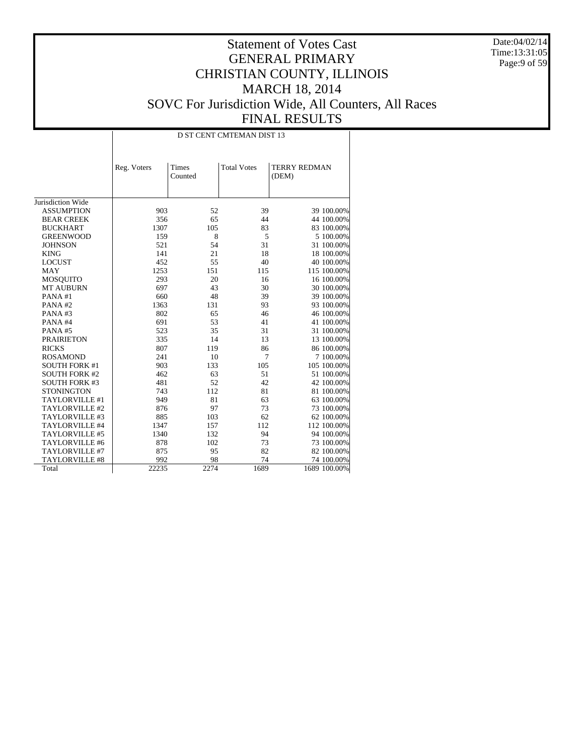# Statement of Votes Cast
# GENERAL PRIMARY
# CHRISTIAN COUNTY, ILLINOIS
# MARCH 18, 2014
# SOVC For Jurisdiction Wide, All Counters, All Races
# FINAL RESULTS

Date:04/02/14
Time:13:31:05

| | D ST CENT CMTEMAN DIST 13 | | | | |
|---|---|---|---|---|---|
| | Reg. Voters | Times Counted | Total Votes | TERRY REDMAN (DEM) | |
| Jurisdiction Wide | | | | | |
| ASSUMPTION | 903 | 52 | 39 | 39 | 100.00% |
| BEAR CREEK | 356 | 65 | 44 | 44 | 100.00% |
| BUCKHART | 1307 | 105 | 83 | 83 | 100.00% |
| GREENWOOD | 159 | 8 | 5 | 5 | 100.00% |
| JOHNSON | 521 | 54 | 31 | 31 | 100.00% |
| KING | 141 | 21 | 18 | 18 | 100.00% |
| LOCUST | 452 | 55 | 40 | 40 | 100.00% |
| MAY | 1253 | 151 | 115 | 115 | 100.00% |
| MOSQUITO | 293 | 20 | 16 | 16 | 100.00% |
| MT AUBURN | 697 | 43 | 30 | 30 | 100.00% |
| PANA #1 | 660 | 48 | 39 | 39 | 100.00% |
| PANA #2 | 1363 | 131 | 93 | 93 | 100.00% |
| PANA #3 | 802 | 65 | 46 | 46 | 100.00% |
| PANA #4 | 691 | 53 | 41 | 41 | 100.00% |
| PANA #5 | 523 | 35 | 31 | 31 | 100.00% |
| PRAIRIETON | 335 | 14 | 13 | 13 | 100.00% |
| RICKS | 807 | 119 | 86 | 86 | 100.00% |
| ROSAMOND | 241 | 10 | 7 | 7 | 100.00% |
| SOUTH FORK #1 | 903 | 133 | 105 | 105 | 100.00% |
| SOUTH FORK #2 | 462 | 63 | 51 | 51 | 100.00% |
| SOUTH FORK #3 | 481 | 52 | 42 | 42 | 100.00% |
| STONINGTON | 743 | 112 | 81 | 81 | 100.00% |
| TAYLORVILLE #1 | 949 | 81 | 63 | 63 | 100.00% |
| TAYLORVILLE #2 | 876 | 97 | 73 | 73 | 100.00% |
| TAYLORVILLE #3 | 885 | 103 | 62 | 62 | 100.00% |
| TAYLORVILLE #4 | 1347 | 157 | 112 | 112 | 100.00% |
| TAYLORVILLE #5 | 1340 | 132 | 94 | 94 | 100.00% |
| TAYLORVILLE #6 | 878 | 102 | 73 | 73 | 100.00% |
| TAYLORVILLE #7 | 875 | 95 | 82 | 82 | 100.00% |
| TAYLORVILLE #8 | 992 | 98 | 74 | 74 | 100.00% |
| Total | 22235 | 2274 | 1689 | 1689 | 100.00% |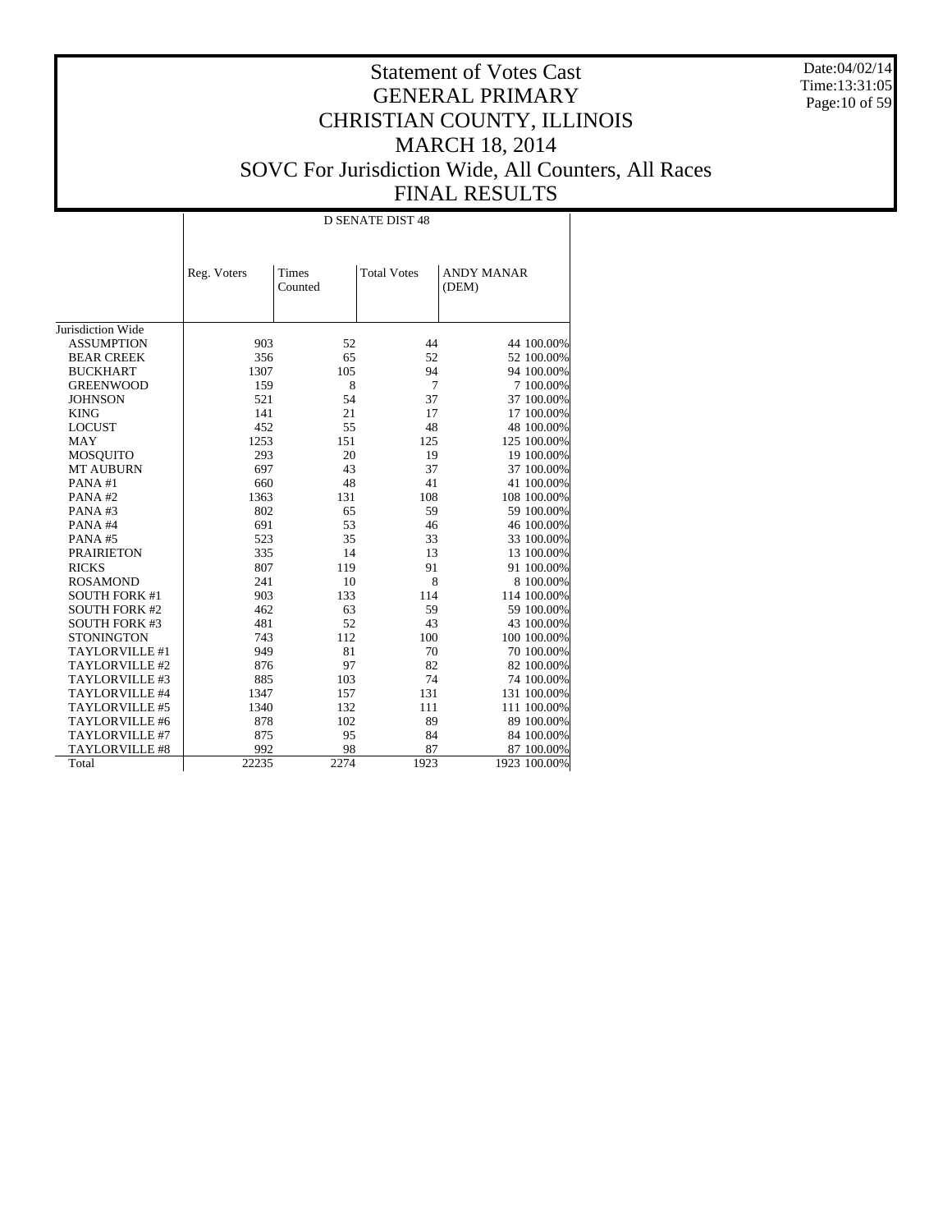# Statement of Votes Cast
# GENERAL PRIMARY
# CHRISTIAN COUNTY, ILLINOIS
# MARCH 18, 2014
# SOVC For Jurisdiction Wide, All Counters, All Races
# FINAL RESULTS

| | D SENATE DIST 48 | | | | |
|---|---|---|---|---|---|
| | Reg. Voters | Times Counted | Total Votes | ANDY MANAR (DEM) | |
| Jurisdiction Wide | | | | | |
| ASSUMPTION | 903 | 52 | 44 | 44 | 100.00% |
| BEAR CREEK | 356 | 65 | 52 | 52 | 100.00% |
| BUCKHART | 1307 | 105 | 94 | 94 | 100.00% |
| GREENWOOD | 159 | 8 | 7 | 7 | 100.00% |
| JOHNSON | 521 | 54 | 37 | 37 | 100.00% |
| KING | 141 | 21 | 17 | 17 | 100.00% |
| LOCUST | 452 | 55 | 48 | 48 | 100.00% |
| MAY | 1253 | 151 | 125 | 125 | 100.00% |
| MOSQUITO | 293 | 20 | 19 | 19 | 100.00% |
| MT AUBURN | 697 | 43 | 37 | 37 | 100.00% |
| PANA #1 | 660 | 48 | 41 | 41 | 100.00% |
| PANA #2 | 1363 | 131 | 108 | 108 | 100.00% |
| PANA #3 | 802 | 65 | 59 | 59 | 100.00% |
| PANA #4 | 691 | 53 | 46 | 46 | 100.00% |
| PANA #5 | 523 | 35 | 33 | 33 | 100.00% |
| PRAIRIETON | 335 | 14 | 13 | 13 | 100.00% |
| RICKS | 807 | 119 | 91 | 91 | 100.00% |
| ROSAMOND | 241 | 10 | 8 | 8 | 100.00% |
| SOUTH FORK #1 | 903 | 133 | 114 | 114 | 100.00% |
| SOUTH FORK #2 | 462 | 63 | 59 | 59 | 100.00% |
| SOUTH FORK #3 | 481 | 52 | 43 | 43 | 100.00% |
| STONINGTON | 743 | 112 | 100 | 100 | 100.00% |
| TAYLORVILLE #1 | 949 | 81 | 70 | 70 | 100.00% |
| TAYLORVILLE #2 | 876 | 97 | 82 | 82 | 100.00% |
| TAYLORVILLE #3 | 885 | 103 | 74 | 74 | 100.00% |
| TAYLORVILLE #4 | 1347 | 157 | 131 | 131 | 100.00% |
| TAYLORVILLE #5 | 1340 | 132 | 111 | 111 | 100.00% |
| TAYLORVILLE #6 | 878 | 102 | 89 | 89 | 100.00% |
| TAYLORVILLE #7 | 875 | 95 | 84 | 84 | 100.00% |
| TAYLORVILLE #8 | 992 | 98 | 87 | 87 | 100.00% |
| Total | 22235 | 2274 | 1923 | 1923 | 100.00% |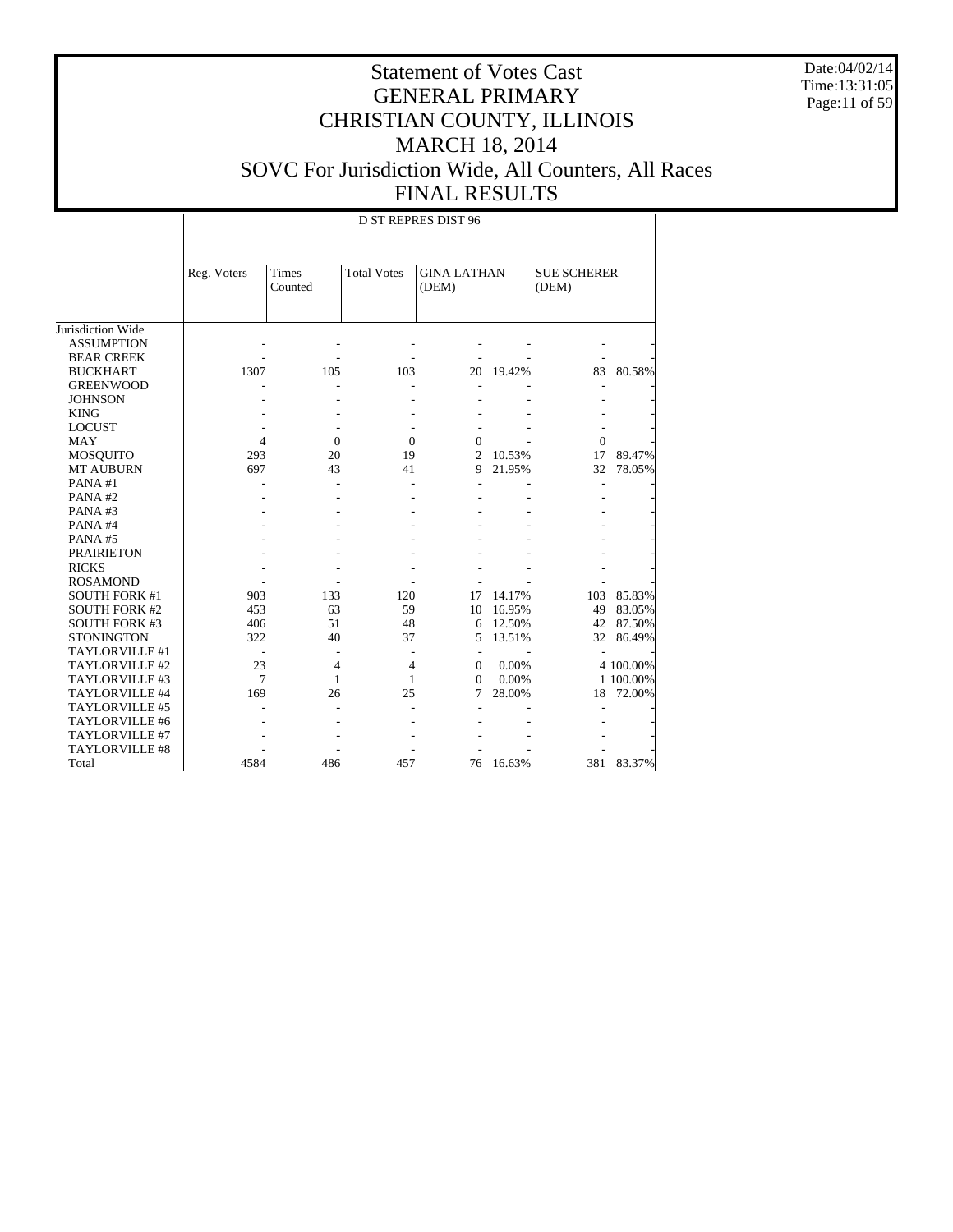# Statement of Votes Cast
# GENERAL PRIMARY
# CHRISTIAN COUNTY, ILLINOIS
# MARCH 18, 2014
# SOVC For Jurisdiction Wide, All Counters, All Races
# FINAL RESULTS

Date:04/02/14
Time:13:31:05

D ST REPRES DIST 96

| | Reg. Voters | Times Counted | Total Votes | GINA LATHAN (DEM) | | SUE SCHERER (DEM) | |
|---|---|---|---|---|---|---|---|
| Jurisdiction Wide | | | | | | | |
| ASSUMPTION | - | - | - | - | - | - | - |
| BEAR CREEK | - | - | - | - | - | - | - |
| BUCKHART | 1307 | 105 | 103 | 20 | 19.42% | 83 | 80.58% |
| GREENWOOD | - | - | - | - | - | - | - |
| JOHNSON | - | - | - | - | - | - | - |
| KING | - | - | - | - | - | - | - |
| LOCUST | - | - | - | - | - | - | - |
| MAY | 4 | 0 | 0 | 0 | - | 0 | - |
| MOSQUITO | 293 | 20 | 19 | 2 | 10.53% | 17 | 89.47% |
| MT AUBURN | 697 | 43 | 41 | 9 | 21.95% | 32 | 78.05% |
| PANA #1 | - | - | - | - | - | - | - |
| PANA #2 | - | - | - | - | - | - | - |
| PANA #3 | - | - | - | - | - | - | - |
| PANA #4 | - | - | - | - | - | - | - |
| PANA #5 | - | - | - | - | - | - | - |
| PRAIRIETON | - | - | - | - | - | - | - |
| RICKS | - | - | - | - | - | - | - |
| ROSAMOND | - | - | - | - | - | - | - |
| SOUTH FORK #1 | 903 | 133 | 120 | 17 | 14.17% | 103 | 85.83% |
| SOUTH FORK #2 | 453 | 63 | 59 | 10 | 16.95% | 49 | 83.05% |
| SOUTH FORK #3 | 406 | 51 | 48 | 6 | 12.50% | 42 | 87.50% |
| STONINGTON | 322 | 40 | 37 | 5 | 13.51% | 32 | 86.49% |
| TAYLORVILLE #1 | - | - | - | - | - | - | - |
| TAYLORVILLE #2 | 23 | 4 | 4 | 0 | 0.00% | 4 | 100.00% |
| TAYLORVILLE #3 | 7 | 1 | 1 | 0 | 0.00% | 1 | 100.00% |
| TAYLORVILLE #4 | 169 | 26 | 25 | 7 | 28.00% | 18 | 72.00% |
| TAYLORVILLE #5 | - | - | - | - | - | - | - |
| TAYLORVILLE #6 | - | - | - | - | - | - | - |
| TAYLORVILLE #7 | - | - | - | - | - | - | - |
| TAYLORVILLE #8 | - | - | - | - | - | - | - |
| Total | 4584 | 486 | 457 | 76 | 16.63% | 381 | 83.37% |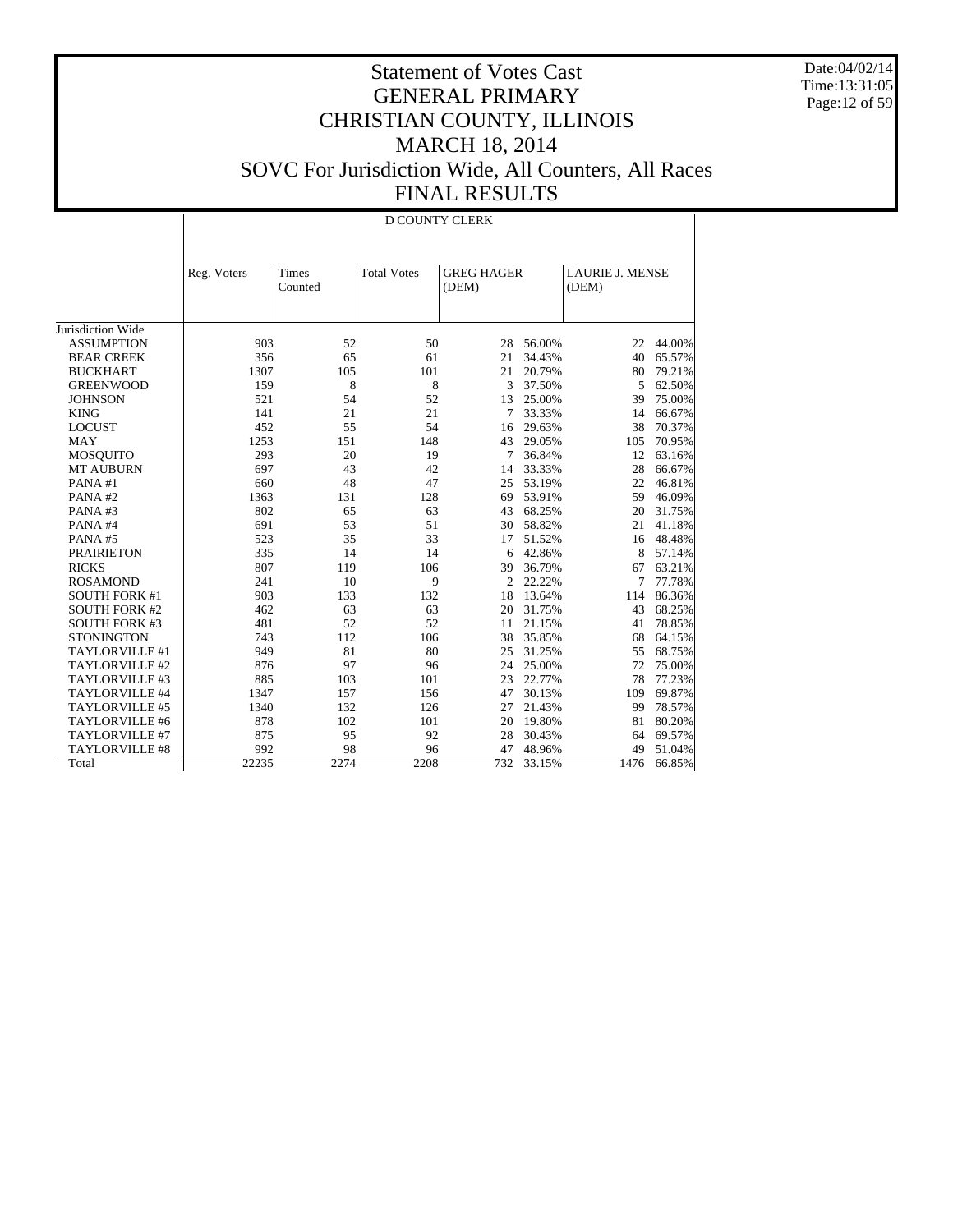# Statement of Votes Cast
## GENERAL PRIMARY
## CHRISTIAN COUNTY, ILLINOIS
## MARCH 18, 2014
## SOVC For Jurisdiction Wide, All Counters, All Races
## FINAL RESULTS

Date:04/02/14
Time:13:31:05

D COUNTY CLERK

| | Reg. Voters | Times Counted | Total Votes | GREG HAGER (DEM) | | LAURIE J. MENSE (DEM) | |
|---|---|---|---|---|---|---|---|
| Jurisdiction Wide | | | | | | | |
| ASSUMPTION | 903 | 52 | 50 | 28 | 56.00% | 22 | 44.00% |
| BEAR CREEK | 356 | 65 | 61 | 21 | 34.43% | 40 | 65.57% |
| BUCKHART | 1307 | 105 | 101 | 21 | 20.79% | 80 | 79.21% |
| GREENWOOD | 159 | 8 | 8 | 3 | 37.50% | 5 | 62.50% |
| JOHNSON | 521 | 54 | 52 | 13 | 25.00% | 39 | 75.00% |
| KING | 141 | 21 | 21 | 7 | 33.33% | 14 | 66.67% |
| LOCUST | 452 | 55 | 54 | 16 | 29.63% | 38 | 70.37% |
| MAY | 1253 | 151 | 148 | 43 | 29.05% | 105 | 70.95% |
| MOSQUITO | 293 | 20 | 19 | 7 | 36.84% | 12 | 63.16% |
| MT AUBURN | 697 | 43 | 42 | 14 | 33.33% | 28 | 66.67% |
| PANA #1 | 660 | 48 | 47 | 25 | 53.19% | 22 | 46.81% |
| PANA #2 | 1363 | 131 | 128 | 69 | 53.91% | 59 | 46.09% |
| PANA #3 | 802 | 65 | 63 | 43 | 68.25% | 20 | 31.75% |
| PANA #4 | 691 | 53 | 51 | 30 | 58.82% | 21 | 41.18% |
| PANA #5 | 523 | 35 | 33 | 17 | 51.52% | 16 | 48.48% |
| PRAIRIETON | 335 | 14 | 14 | 6 | 42.86% | 8 | 57.14% |
| RICKS | 807 | 119 | 106 | 39 | 36.79% | 67 | 63.21% |
| ROSAMOND | 241 | 10 | 9 | 2 | 22.22% | 7 | 77.78% |
| SOUTH FORK #1 | 903 | 133 | 132 | 18 | 13.64% | 114 | 86.36% |
| SOUTH FORK #2 | 462 | 63 | 63 | 20 | 31.75% | 43 | 68.25% |
| SOUTH FORK #3 | 481 | 52 | 52 | 11 | 21.15% | 41 | 78.85% |
| STONINGTON | 743 | 112 | 106 | 38 | 35.85% | 68 | 64.15% |
| TAYLORVILLE #1 | 949 | 81 | 80 | 25 | 31.25% | 55 | 68.75% |
| TAYLORVILLE #2 | 876 | 97 | 96 | 24 | 25.00% | 72 | 75.00% |
| TAYLORVILLE #3 | 885 | 103 | 101 | 23 | 22.77% | 78 | 77.23% |
| TAYLORVILLE #4 | 1347 | 157 | 156 | 47 | 30.13% | 109 | 69.87% |
| TAYLORVILLE #5 | 1340 | 132 | 126 | 27 | 21.43% | 99 | 78.57% |
| TAYLORVILLE #6 | 878 | 102 | 101 | 20 | 19.80% | 81 | 80.20% |
| TAYLORVILLE #7 | 875 | 95 | 92 | 28 | 30.43% | 64 | 69.57% |
| TAYLORVILLE #8 | 992 | 98 | 96 | 47 | 48.96% | 49 | 51.04% |
| Total | 22235 | 2274 | 2208 | 732 | 33.15% | 1476 | 66.85% |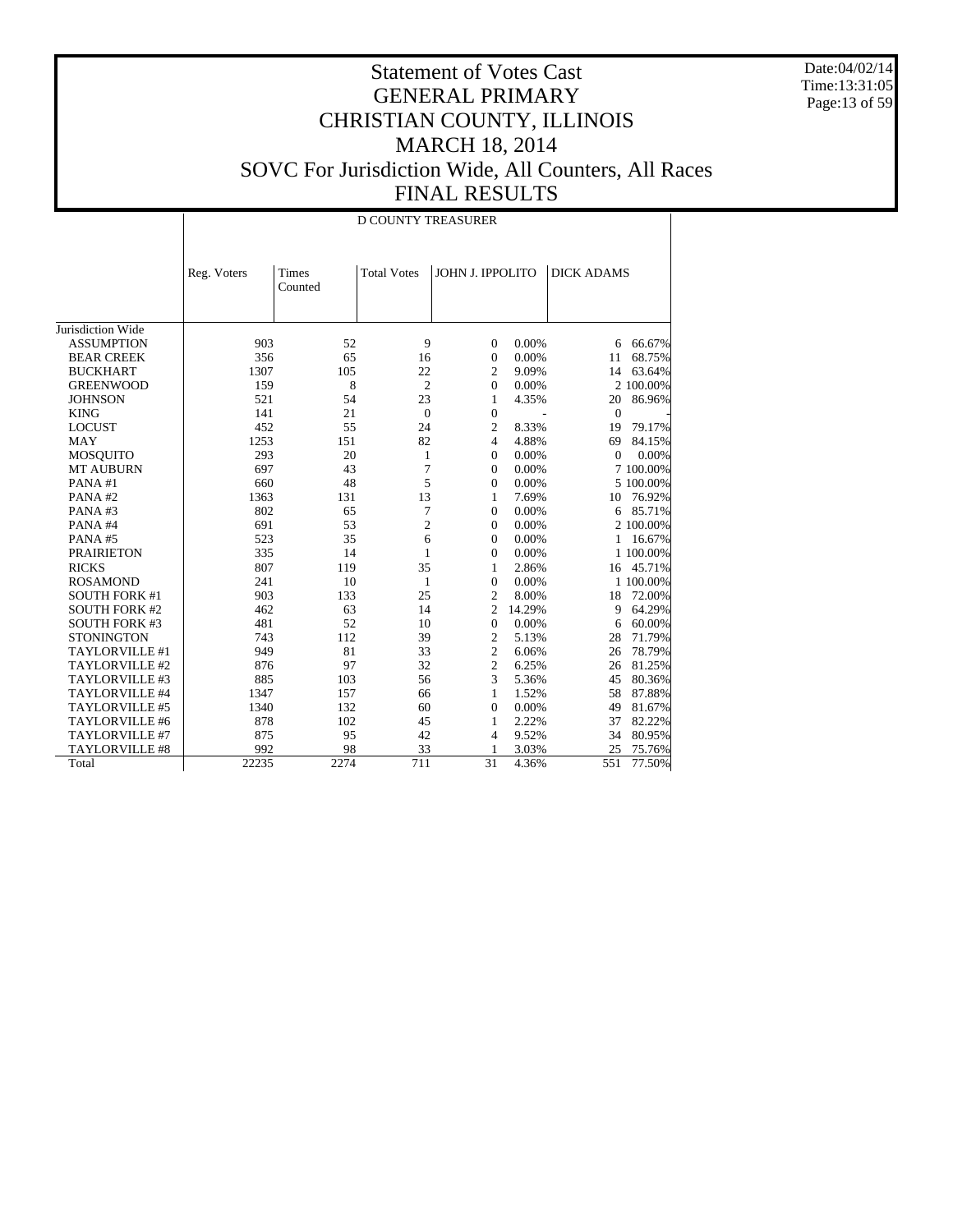# Statement of Votes Cast
# GENERAL PRIMARY
# CHRISTIAN COUNTY, ILLINOIS
# MARCH 18, 2014
# SOVC For Jurisdiction Wide, All Counters, All Races
# FINAL RESULTS

Date:04/02/14
Time:13:31:05

| | D COUNTY TREASURER | | | | | | |
|---|---|---|---|---|---|---|---|
| | Reg. Voters | Times Counted | Total Votes | JOHN J. IPPOLITO | | DICK ADAMS | |
| Jurisdiction Wide | | | | | | | |
| ASSUMPTION | 903 | 52 | 9 | 0 | 0.00% | 6 | 66.67% |
| BEAR CREEK | 356 | 65 | 16 | 0 | 0.00% | 11 | 68.75% |
| BUCKHART | 1307 | 105 | 22 | 2 | 9.09% | 14 | 63.64% |
| GREENWOOD | 159 | 8 | 2 | 0 | 0.00% | 2 | 100.00% |
| JOHNSON | 521 | 54 | 23 | 1 | 4.35% | 20 | 86.96% |
| KING | 141 | 21 | 0 | 0 | - | 0 | - |
| LOCUST | 452 | 55 | 24 | 2 | 8.33% | 19 | 79.17% |
| MAY | 1253 | 151 | 82 | 4 | 4.88% | 69 | 84.15% |
| MOSQUITO | 293 | 20 | 1 | 0 | 0.00% | 0 | 0.00% |
| MT AUBURN | 697 | 43 | 7 | 0 | 0.00% | 7 | 100.00% |
| PANA #1 | 660 | 48 | 5 | 0 | 0.00% | 5 | 100.00% |
| PANA #2 | 1363 | 131 | 13 | 1 | 7.69% | 10 | 76.92% |
| PANA #3 | 802 | 65 | 7 | 0 | 0.00% | 6 | 85.71% |
| PANA #4 | 691 | 53 | 2 | 0 | 0.00% | 2 | 100.00% |
| PANA #5 | 523 | 35 | 6 | 0 | 0.00% | 1 | 16.67% |
| PRAIRIETON | 335 | 14 | 1 | 0 | 0.00% | 1 | 100.00% |
| RICKS | 807 | 119 | 35 | 1 | 2.86% | 16 | 45.71% |
| ROSAMOND | 241 | 10 | 1 | 0 | 0.00% | 1 | 100.00% |
| SOUTH FORK #1 | 903 | 133 | 25 | 2 | 8.00% | 18 | 72.00% |
| SOUTH FORK #2 | 462 | 63 | 14 | 2 | 14.29% | 9 | 64.29% |
| SOUTH FORK #3 | 481 | 52 | 10 | 0 | 0.00% | 6 | 60.00% |
| STONINGTON | 743 | 112 | 39 | 2 | 5.13% | 28 | 71.79% |
| TAYLORVILLE #1 | 949 | 81 | 33 | 2 | 6.06% | 26 | 78.79% |
| TAYLORVILLE #2 | 876 | 97 | 32 | 2 | 6.25% | 26 | 81.25% |
| TAYLORVILLE #3 | 885 | 103 | 56 | 3 | 5.36% | 45 | 80.36% |
| TAYLORVILLE #4 | 1347 | 157 | 66 | 1 | 1.52% | 58 | 87.88% |
| TAYLORVILLE #5 | 1340 | 132 | 60 | 0 | 0.00% | 49 | 81.67% |
| TAYLORVILLE #6 | 878 | 102 | 45 | 1 | 2.22% | 37 | 82.22% |
| TAYLORVILLE #7 | 875 | 95 | 42 | 4 | 9.52% | 34 | 80.95% |
| TAYLORVILLE #8 | 992 | 98 | 33 | 1 | 3.03% | 25 | 75.76% |
| Total | 22235 | 2274 | 711 | 31 | 4.36% | 551 | 77.50% |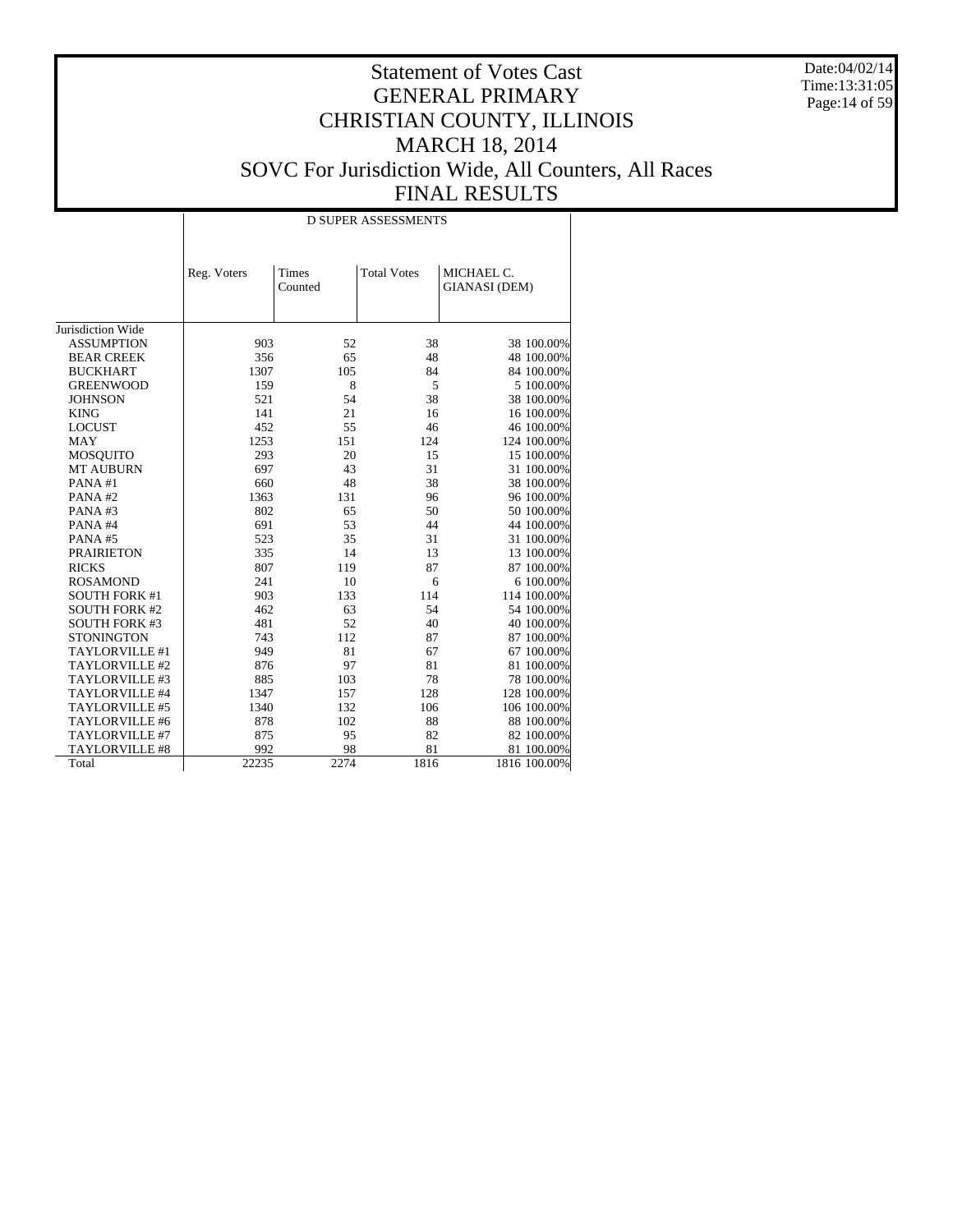# Statement of Votes Cast
# GENERAL PRIMARY
# CHRISTIAN COUNTY, ILLINOIS
# MARCH 18, 2014
# SOVC For Jurisdiction Wide, All Counters, All Races
# FINAL RESULTS

Date:04/02/14
Time:13:31:05

| | D SUPER ASSESSMENTS | | | | |
|---|---|---|---|---|---|
| | Reg. Voters | Times Counted | Total Votes | MICHAEL C. GIANASI (DEM) | |
| Jurisdiction Wide | | | | | |
| ASSUMPTION | 903 | 52 | 38 | 38 | 100.00% |
| BEAR CREEK | 356 | 65 | 48 | 48 | 100.00% |
| BUCKHART | 1307 | 105 | 84 | 84 | 100.00% |
| GREENWOOD | 159 | 8 | 5 | 5 | 100.00% |
| JOHNSON | 521 | 54 | 38 | 38 | 100.00% |
| KING | 141 | 21 | 16 | 16 | 100.00% |
| LOCUST | 452 | 55 | 46 | 46 | 100.00% |
| MAY | 1253 | 151 | 124 | 124 | 100.00% |
| MOSQUITO | 293 | 20 | 15 | 15 | 100.00% |
| MT AUBURN | 697 | 43 | 31 | 31 | 100.00% |
| PANA #1 | 660 | 48 | 38 | 38 | 100.00% |
| PANA #2 | 1363 | 131 | 96 | 96 | 100.00% |
| PANA #3 | 802 | 65 | 50 | 50 | 100.00% |
| PANA #4 | 691 | 53 | 44 | 44 | 100.00% |
| PANA #5 | 523 | 35 | 31 | 31 | 100.00% |
| PRAIRIETON | 335 | 14 | 13 | 13 | 100.00% |
| RICKS | 807 | 119 | 87 | 87 | 100.00% |
| ROSAMOND | 241 | 10 | 6 | 6 | 100.00% |
| SOUTH FORK #1 | 903 | 133 | 114 | 114 | 100.00% |
| SOUTH FORK #2 | 462 | 63 | 54 | 54 | 100.00% |
| SOUTH FORK #3 | 481 | 52 | 40 | 40 | 100.00% |
| STONINGTON | 743 | 112 | 87 | 87 | 100.00% |
| TAYLORVILLE #1 | 949 | 81 | 67 | 67 | 100.00% |
| TAYLORVILLE #2 | 876 | 97 | 81 | 81 | 100.00% |
| TAYLORVILLE #3 | 885 | 103 | 78 | 78 | 100.00% |
| TAYLORVILLE #4 | 1347 | 157 | 128 | 128 | 100.00% |
| TAYLORVILLE #5 | 1340 | 132 | 106 | 106 | 100.00% |
| TAYLORVILLE #6 | 878 | 102 | 88 | 88 | 100.00% |
| TAYLORVILLE #7 | 875 | 95 | 82 | 82 | 100.00% |
| TAYLORVILLE #8 | 992 | 98 | 81 | 81 | 100.00% |
| Total | 22235 | 2274 | 1816 | 1816 | 100.00% |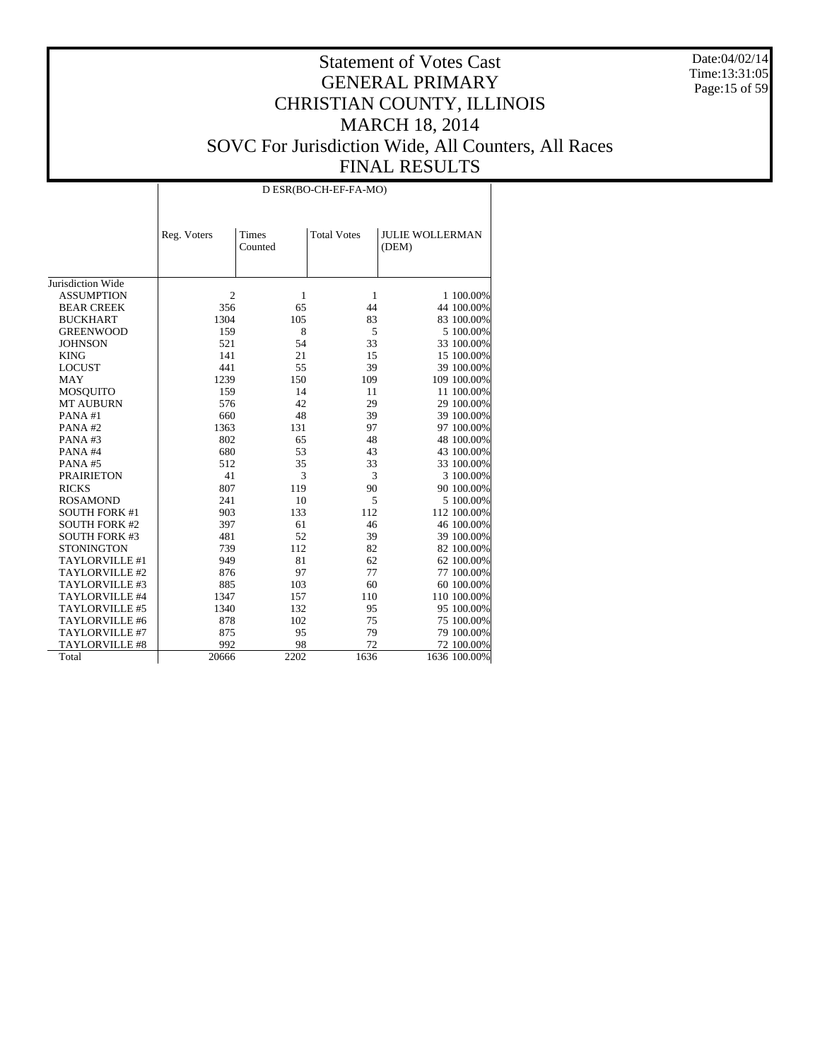# Statement of Votes Cast
# GENERAL PRIMARY
# CHRISTIAN COUNTY, ILLINOIS
# MARCH 18, 2014
# SOVC For Jurisdiction Wide, All Counters, All Races
# FINAL RESULTS

Date:04/02/14
Time:13:31:05

D ESR(BO-CH-EF-FA-MO)

| | Reg. Voters | Times Counted | Total Votes | JULIE WOLLERMAN (DEM) | |
|---|---|---|---|---|---|
| Jurisdiction Wide | | | | | |
| ASSUMPTION | 2 | 1 | 1 | 1 | 100.00% |
| BEAR CREEK | 356 | 65 | 44 | 44 | 100.00% |
| BUCKHART | 1304 | 105 | 83 | 83 | 100.00% |
| GREENWOOD | 159 | 8 | 5 | 5 | 100.00% |
| JOHNSON | 521 | 54 | 33 | 33 | 100.00% |
| KING | 141 | 21 | 15 | 15 | 100.00% |
| LOCUST | 441 | 55 | 39 | 39 | 100.00% |
| MAY | 1239 | 150 | 109 | 109 | 100.00% |
| MOSQUITO | 159 | 14 | 11 | 11 | 100.00% |
| MT AUBURN | 576 | 42 | 29 | 29 | 100.00% |
| PANA #1 | 660 | 48 | 39 | 39 | 100.00% |
| PANA #2 | 1363 | 131 | 97 | 97 | 100.00% |
| PANA #3 | 802 | 65 | 48 | 48 | 100.00% |
| PANA #4 | 680 | 53 | 43 | 43 | 100.00% |
| PANA #5 | 512 | 35 | 33 | 33 | 100.00% |
| PRAIRIETON | 41 | 3 | 3 | 3 | 100.00% |
| RICKS | 807 | 119 | 90 | 90 | 100.00% |
| ROSAMOND | 241 | 10 | 5 | 5 | 100.00% |
| SOUTH FORK #1 | 903 | 133 | 112 | 112 | 100.00% |
| SOUTH FORK #2 | 397 | 61 | 46 | 46 | 100.00% |
| SOUTH FORK #3 | 481 | 52 | 39 | 39 | 100.00% |
| STONINGTON | 739 | 112 | 82 | 82 | 100.00% |
| TAYLORVILLE #1 | 949 | 81 | 62 | 62 | 100.00% |
| TAYLORVILLE #2 | 876 | 97 | 77 | 77 | 100.00% |
| TAYLORVILLE #3 | 885 | 103 | 60 | 60 | 100.00% |
| TAYLORVILLE #4 | 1347 | 157 | 110 | 110 | 100.00% |
| TAYLORVILLE #5 | 1340 | 132 | 95 | 95 | 100.00% |
| TAYLORVILLE #6 | 878 | 102 | 75 | 75 | 100.00% |
| TAYLORVILLE #7 | 875 | 95 | 79 | 79 | 100.00% |
| TAYLORVILLE #8 | 992 | 98 | 72 | 72 | 100.00% |
| Total | 20666 | 2202 | 1636 | 1636 | 100.00% |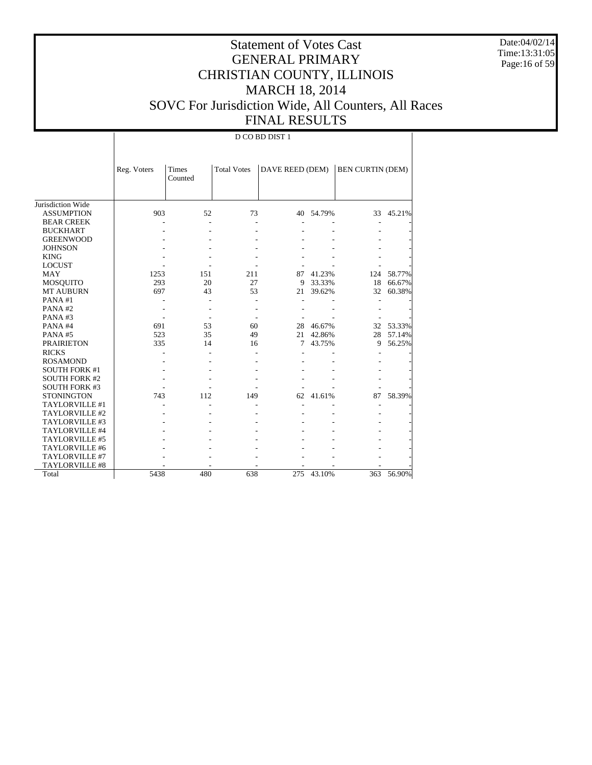# Statement of Votes Cast
# GENERAL PRIMARY
# CHRISTIAN COUNTY, ILLINOIS
# MARCH 18, 2014
# SOVC For Jurisdiction Wide, All Counters, All Races
# FINAL RESULTS

Date:04/02/14
Time:13:31:05

D CO BD DIST 1

| | Reg. Voters | Times Counted | Total Votes | DAVE REED (DEM) | | BEN CURTIN (DEM) | |
|---|---|---|---|---|---|---|---|
| Jurisdiction Wide | | | | | | | |
| ASSUMPTION | 903 | 52 | 73 | 40 | 54.79% | 33 | 45.21% |
| BEAR CREEK | - | - | - | - | - | - | - |
| BUCKHART | - | - | - | - | - | - | - |
| GREENWOOD | - | - | - | - | - | - | - |
| JOHNSON | - | - | - | - | - | - | - |
| KING | - | - | - | - | - | - | - |
| LOCUST | - | - | - | - | - | - | - |
| MAY | 1253 | 151 | 211 | 87 | 41.23% | 124 | 58.77% |
| MOSQUITO | 293 | 20 | 27 | 9 | 33.33% | 18 | 66.67% |
| MT AUBURN | 697 | 43 | 53 | 21 | 39.62% | 32 | 60.38% |
| PANA #1 | - | - | - | - | - | - | - |
| PANA #2 | - | - | - | - | - | - | - |
| PANA #3 | - | - | - | - | - | - | - |
| PANA #4 | 691 | 53 | 60 | 28 | 46.67% | 32 | 53.33% |
| PANA #5 | 523 | 35 | 49 | 21 | 42.86% | 28 | 57.14% |
| PRAIRIETON | 335 | 14 | 16 | 7 | 43.75% | 9 | 56.25% |
| RICKS | - | - | - | - | - | - | - |
| ROSAMOND | - | - | - | - | - | - | - |
| SOUTH FORK #1 | - | - | - | - | - | - | - |
| SOUTH FORK #2 | - | - | - | - | - | - | - |
| SOUTH FORK #3 | - | - | - | - | - | - | - |
| STONINGTON | 743 | 112 | 149 | 62 | 41.61% | 87 | 58.39% |
| TAYLORVILLE #1 | - | - | - | - | - | - | - |
| TAYLORVILLE #2 | - | - | - | - | - | - | - |
| TAYLORVILLE #3 | - | - | - | - | - | - | - |
| TAYLORVILLE #4 | - | - | - | - | - | - | - |
| TAYLORVILLE #5 | - | - | - | - | - | - | - |
| TAYLORVILLE #6 | - | - | - | - | - | - | - |
| TAYLORVILLE #7 | - | - | - | - | - | - | - |
| TAYLORVILLE #8 | - | - | - | - | - | - | - |
| Total | 5438 | 480 | 638 | 275 | 43.10% | 363 | 56.90% |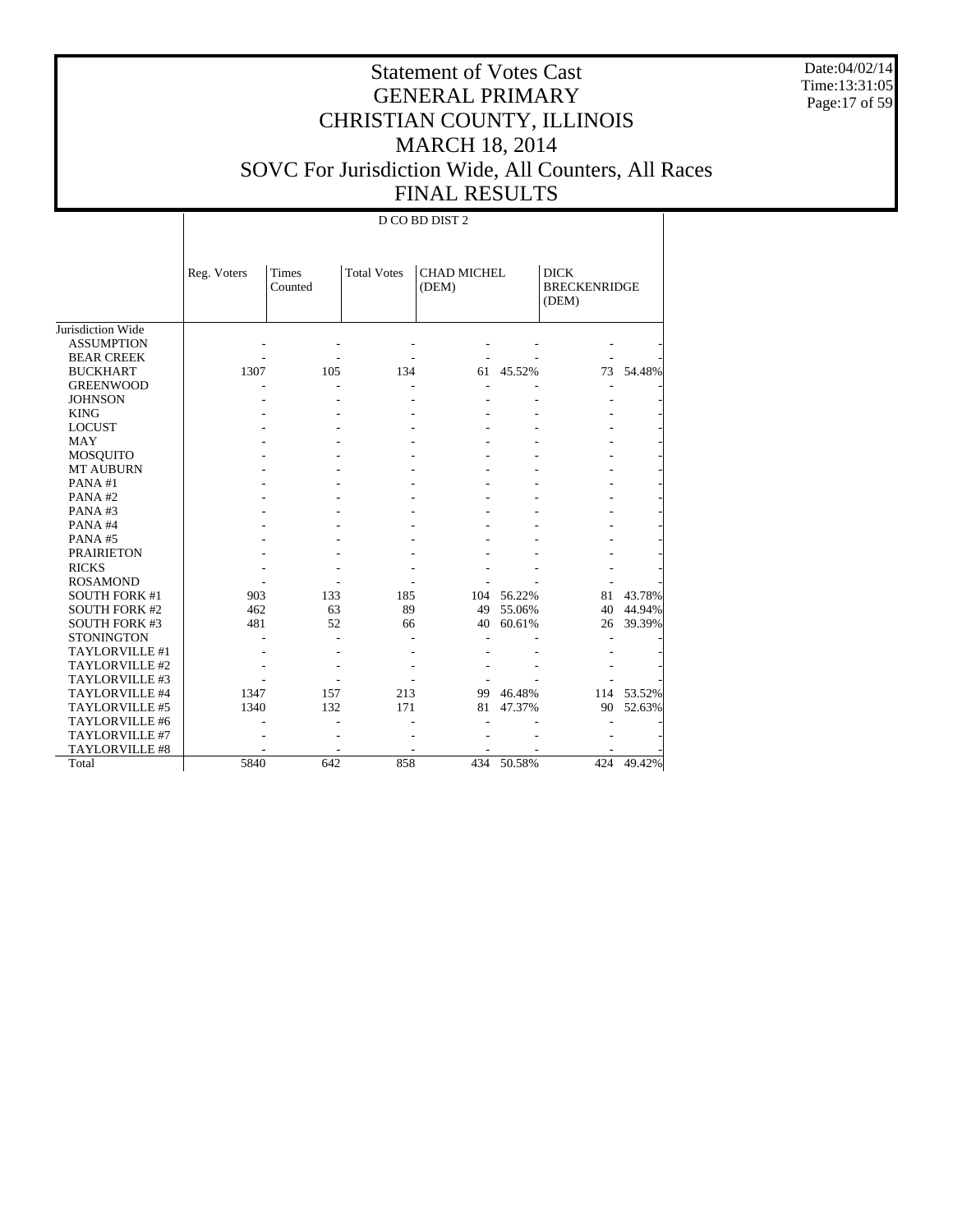# Statement of Votes Cast
# GENERAL PRIMARY
# CHRISTIAN COUNTY, ILLINOIS
# MARCH 18, 2014
# SOVC For Jurisdiction Wide, All Counters, All Races
# FINAL RESULTS

Date:04/02/14
Time:13:31:05

D CO BD DIST 2

| | Reg. Voters | Times Counted | Total Votes | CHAD MICHEL (DEM) | | DICK BRECKENRIDGE (DEM) | |
|---|---|---|---|---|---|---|---|
| Jurisdiction Wide | | | | | | | |
| ASSUMPTION | - | - | - | - | - | - | - |
| BEAR CREEK | - | - | - | - | - | - | - |
| BUCKHART | 1307 | 105 | 134 | 61 | 45.52% | 73 | 54.48% |
| GREENWOOD | - | - | - | - | - | - | - |
| JOHNSON | - | - | - | - | - | - | - |
| KING | - | - | - | - | - | - | - |
| LOCUST | - | - | - | - | - | - | - |
| MAY | - | - | - | - | - | - | - |
| MOSQUITO | - | - | - | - | - | - | - |
| MT AUBURN | - | - | - | - | - | - | - |
| PANA #1 | - | - | - | - | - | - | - |
| PANA #2 | - | - | - | - | - | - | - |
| PANA #3 | - | - | - | - | - | - | - |
| PANA #4 | - | - | - | - | - | - | - |
| PANA #5 | - | - | - | - | - | - | - |
| PRAIRIETON | - | - | - | - | - | - | - |
| RICKS | - | - | - | - | - | - | - |
| ROSAMOND | - | - | - | - | - | - | - |
| SOUTH FORK #1 | 903 | 133 | 185 | 104 | 56.22% | 81 | 43.78% |
| SOUTH FORK #2 | 462 | 63 | 89 | 49 | 55.06% | 40 | 44.94% |
| SOUTH FORK #3 | 481 | 52 | 66 | 40 | 60.61% | 26 | 39.39% |
| STONINGTON | - | - | - | - | - | - | - |
| TAYLORVILLE #1 | - | - | - | - | - | - | - |
| TAYLORVILLE #2 | - | - | - | - | - | - | - |
| TAYLORVILLE #3 | - | - | - | - | - | - | - |
| TAYLORVILLE #4 | 1347 | 157 | 213 | 99 | 46.48% | 114 | 53.52% |
| TAYLORVILLE #5 | 1340 | 132 | 171 | 81 | 47.37% | 90 | 52.63% |
| TAYLORVILLE #6 | - | - | - | - | - | - | - |
| TAYLORVILLE #7 | - | - | - | - | - | - | - |
| TAYLORVILLE #8 | - | - | - | - | - | - | - |
| Total | 5840 | 642 | 858 | 434 | 50.58% | 424 | 49.42% |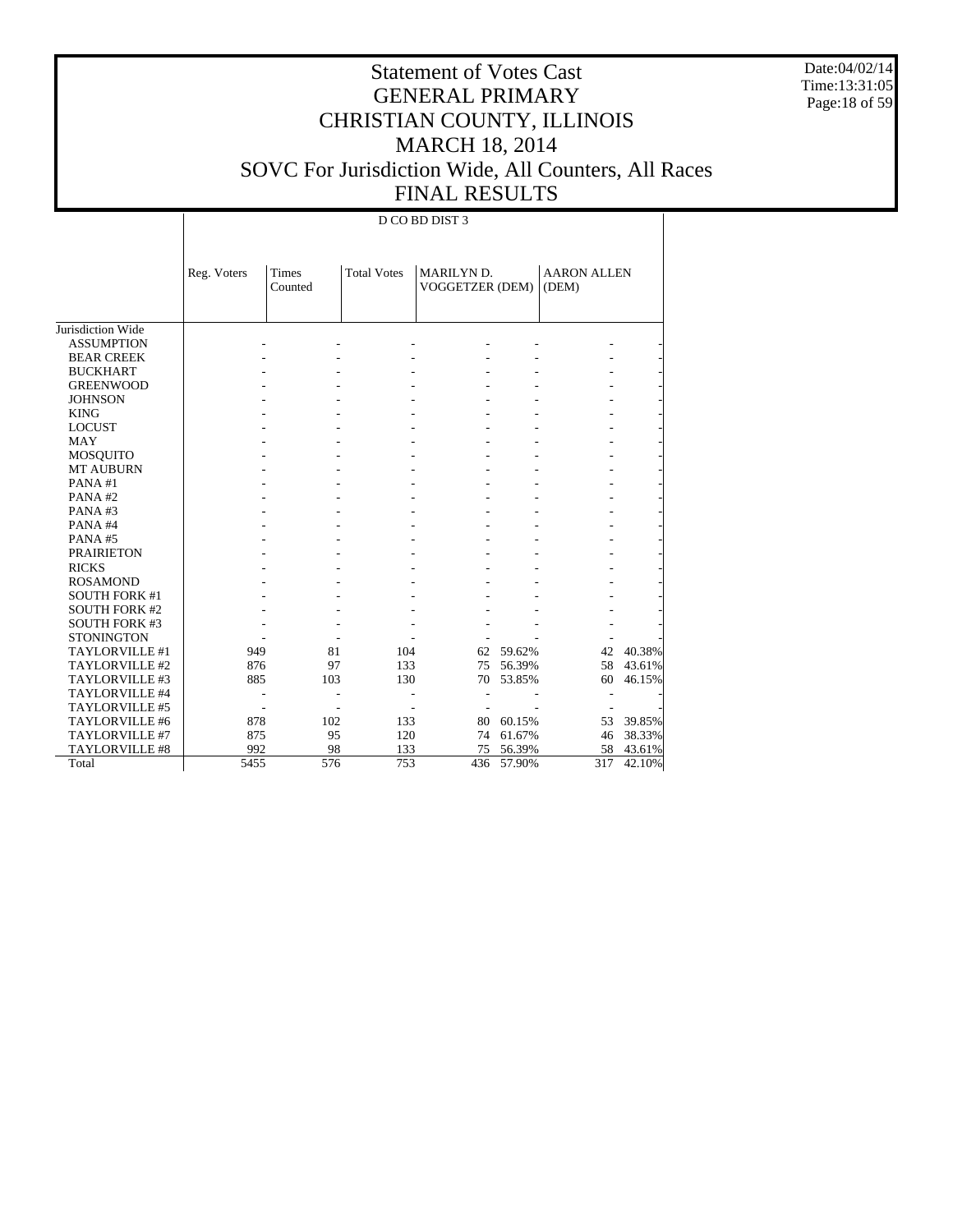# Statement of Votes Cast
# GENERAL PRIMARY
# CHRISTIAN COUNTY, ILLINOIS
# MARCH 18, 2014
# SOVC For Jurisdiction Wide, All Counters, All Races
# FINAL RESULTS

Date:04/02/14
Time:13:31:05

D CO BD DIST 3

| | Reg. Voters | Times Counted | Total Votes | MARILYN D. VOGGETZER (DEM) | | AARON ALLEN (DEM) | |
|---|---|---|---|---|---|---|---|
| Jurisdiction Wide | | | | | | | |
| ASSUMPTION | - | - | - | - | - | - | - |
| BEAR CREEK | - | - | - | - | - | - | - |
| BUCKHART | - | - | - | - | - | - | - |
| GREENWOOD | - | - | - | - | - | - | - |
| JOHNSON | - | - | - | - | - | - | - |
| KING | - | - | - | - | - | - | - |
| LOCUST | - | - | - | - | - | - | - |
| MAY | - | - | - | - | - | - | - |
| MOSQUITO | - | - | - | - | - | - | - |
| MT AUBURN | - | - | - | - | - | - | - |
| PANA #1 | - | - | - | - | - | - | - |
| PANA #2 | - | - | - | - | - | - | - |
| PANA #3 | - | - | - | - | - | - | - |
| PANA #4 | - | - | - | - | - | - | - |
| PANA #5 | - | - | - | - | - | - | - |
| PRAIRIETON | - | - | - | - | - | - | - |
| RICKS | - | - | - | - | - | - | - |
| ROSAMOND | - | - | - | - | - | - | - |
| SOUTH FORK #1 | - | - | - | - | - | - | - |
| SOUTH FORK #2 | - | - | - | - | - | - | - |
| SOUTH FORK #3 | - | - | - | - | - | - | - |
| STONINGTON | - | - | - | - | - | - | - |
| TAYLORVILLE #1 | 949 | 81 | 104 | 62 | 59.62% | 42 | 40.38% |
| TAYLORVILLE #2 | 876 | 97 | 133 | 75 | 56.39% | 58 | 43.61% |
| TAYLORVILLE #3 | 885 | 103 | 130 | 70 | 53.85% | 60 | 46.15% |
| TAYLORVILLE #4 | - | - | - | - | - | - | - |
| TAYLORVILLE #5 | - | - | - | - | - | - | - |
| TAYLORVILLE #6 | 878 | 102 | 133 | 80 | 60.15% | 53 | 39.85% |
| TAYLORVILLE #7 | 875 | 95 | 120 | 74 | 61.67% | 46 | 38.33% |
| TAYLORVILLE #8 | 992 | 98 | 133 | 75 | 56.39% | 58 | 43.61% |
| Total | 5455 | 576 | 753 | 436 | 57.90% | 317 | 42.10% |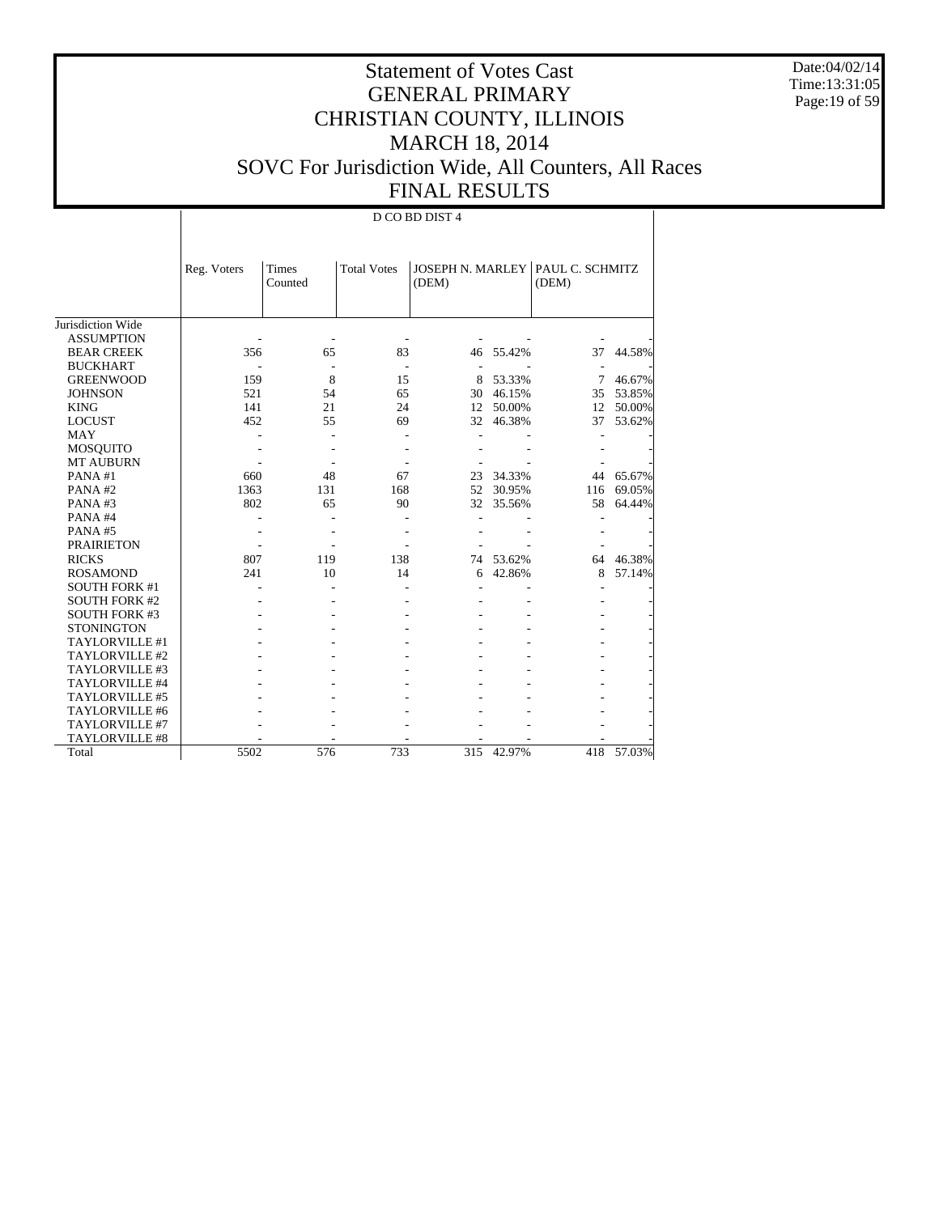# Statement of Votes Cast
# GENERAL PRIMARY
# CHRISTIAN COUNTY, ILLINOIS
# MARCH 18, 2014
# SOVC For Jurisdiction Wide, All Counters, All Races
# FINAL RESULTS

Date:04/02/14
Time:13:31:05

## D CO BD DIST 4

| | Reg. Voters | Times Counted | Total Votes | JOSEPH N. MARLEY (DEM) | | PAUL C. SCHMITZ (DEM) | |
|---|---|---|---|---|---|---|---|
| Jurisdiction Wide | | | | | | | |
| ASSUMPTION | - | - | - | - | - | - | - |
| BEAR CREEK | 356 | 65 | 83 | 46 | 55.42% | 37 | 44.58% |
| BUCKHART | - | - | - | - | - | - | - |
| GREENWOOD | 159 | 8 | 15 | 8 | 53.33% | 7 | 46.67% |
| JOHNSON | 521 | 54 | 65 | 30 | 46.15% | 35 | 53.85% |
| KING | 141 | 21 | 24 | 12 | 50.00% | 12 | 50.00% |
| LOCUST | 452 | 55 | 69 | 32 | 46.38% | 37 | 53.62% |
| MAY | - | - | - | - | - | - | - |
| MOSQUITO | - | - | - | - | - | - | - |
| MT AUBURN | - | - | - | - | - | - | - |
| PANA #1 | 660 | 48 | 67 | 23 | 34.33% | 44 | 65.67% |
| PANA #2 | 1363 | 131 | 168 | 52 | 30.95% | 116 | 69.05% |
| PANA #3 | 802 | 65 | 90 | 32 | 35.56% | 58 | 64.44% |
| PANA #4 | - | - | - | - | - | - | - |
| PANA #5 | - | - | - | - | - | - | - |
| PRAIRIETON | - | - | - | - | - | - | - |
| RICKS | 807 | 119 | 138 | 74 | 53.62% | 64 | 46.38% |
| ROSAMOND | 241 | 10 | 14 | 6 | 42.86% | 8 | 57.14% |
| SOUTH FORK #1 | - | - | - | - | - | - | - |
| SOUTH FORK #2 | - | - | - | - | - | - | - |
| SOUTH FORK #3 | - | - | - | - | - | - | - |
| STONINGTON | - | - | - | - | - | - | - |
| TAYLORVILLE #1 | - | - | - | - | - | - | - |
| TAYLORVILLE #2 | - | - | - | - | - | - | - |
| TAYLORVILLE #3 | - | - | - | - | - | - | - |
| TAYLORVILLE #4 | - | - | - | - | - | - | - |
| TAYLORVILLE #5 | - | - | - | - | - | - | - |
| TAYLORVILLE #6 | - | - | - | - | - | - | - |
| TAYLORVILLE #7 | - | - | - | - | - | - | - |
| TAYLORVILLE #8 | - | - | - | - | - | - | - |
| Total | 5502 | 576 | 733 | 315 | 42.97% | 418 | 57.03% |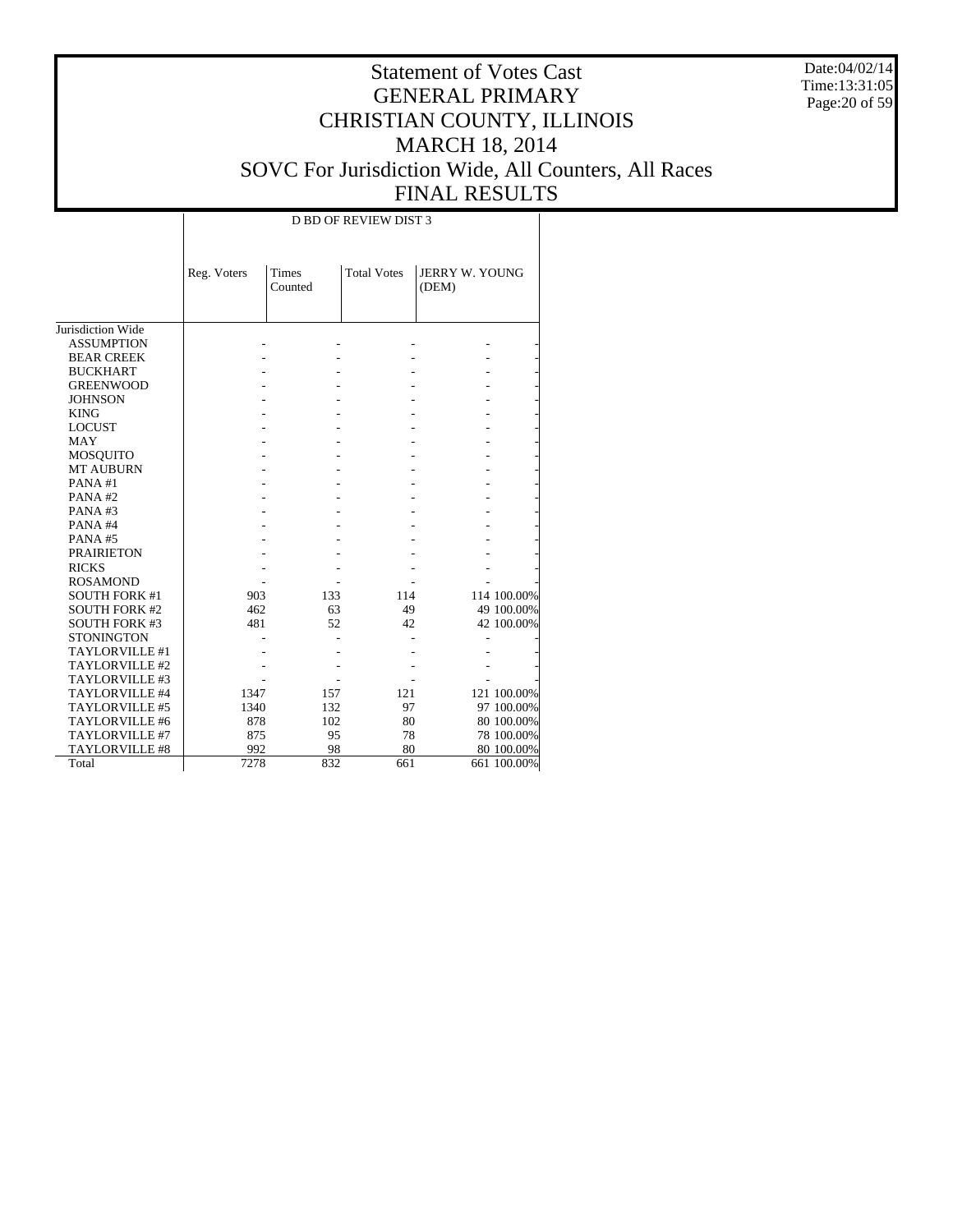# Statement of Votes Cast
# GENERAL PRIMARY
# CHRISTIAN COUNTY, ILLINOIS
# MARCH 18, 2014
# SOVC For Jurisdiction Wide, All Counters, All Races
# FINAL RESULTS

Date:04/02/14
Time:13:31:05

| | D BD OF REVIEW DIST 3 | | | | |
|---|---|---|---|---|---|
| | Reg. Voters | Times Counted | Total Votes | JERRY W. YOUNG (DEM) | |
| Jurisdiction Wide | | | | | |
| ASSUMPTION | - | - | - | - | - |
| BEAR CREEK | - | - | - | - | - |
| BUCKHART | - | - | - | - | - |
| GREENWOOD | - | - | - | - | - |
| JOHNSON | - | - | - | - | - |
| KING | - | - | - | - | - |
| LOCUST | - | - | - | - | - |
| MAY | - | - | - | - | - |
| MOSQUITO | - | - | - | - | - |
| MT AUBURN | - | - | - | - | - |
| PANA #1 | - | - | - | - | - |
| PANA #2 | - | - | - | - | - |
| PANA #3 | - | - | - | - | - |
| PANA #4 | - | - | - | - | - |
| PANA #5 | - | - | - | - | - |
| PRAIRIETON | - | - | - | - | - |
| RICKS | - | - | - | - | - |
| ROSAMOND | - | - | - | - | - |
| SOUTH FORK #1 | 903 | 133 | 114 | 114 | 100.00% |
| SOUTH FORK #2 | 462 | 63 | 49 | 49 | 100.00% |
| SOUTH FORK #3 | 481 | 52 | 42 | 42 | 100.00% |
| STONINGTON | - | - | - | - | - |
| TAYLORVILLE #1 | - | - | - | - | - |
| TAYLORVILLE #2 | - | - | - | - | - |
| TAYLORVILLE #3 | - | - | - | - | - |
| TAYLORVILLE #4 | 1347 | 157 | 121 | 121 | 100.00% |
| TAYLORVILLE #5 | 1340 | 132 | 97 | 97 | 100.00% |
| TAYLORVILLE #6 | 878 | 102 | 80 | 80 | 100.00% |
| TAYLORVILLE #7 | 875 | 95 | 78 | 78 | 100.00% |
| TAYLORVILLE #8 | 992 | 98 | 80 | 80 | 100.00% |
| Total | 7278 | 832 | 661 | 661 | 100.00% |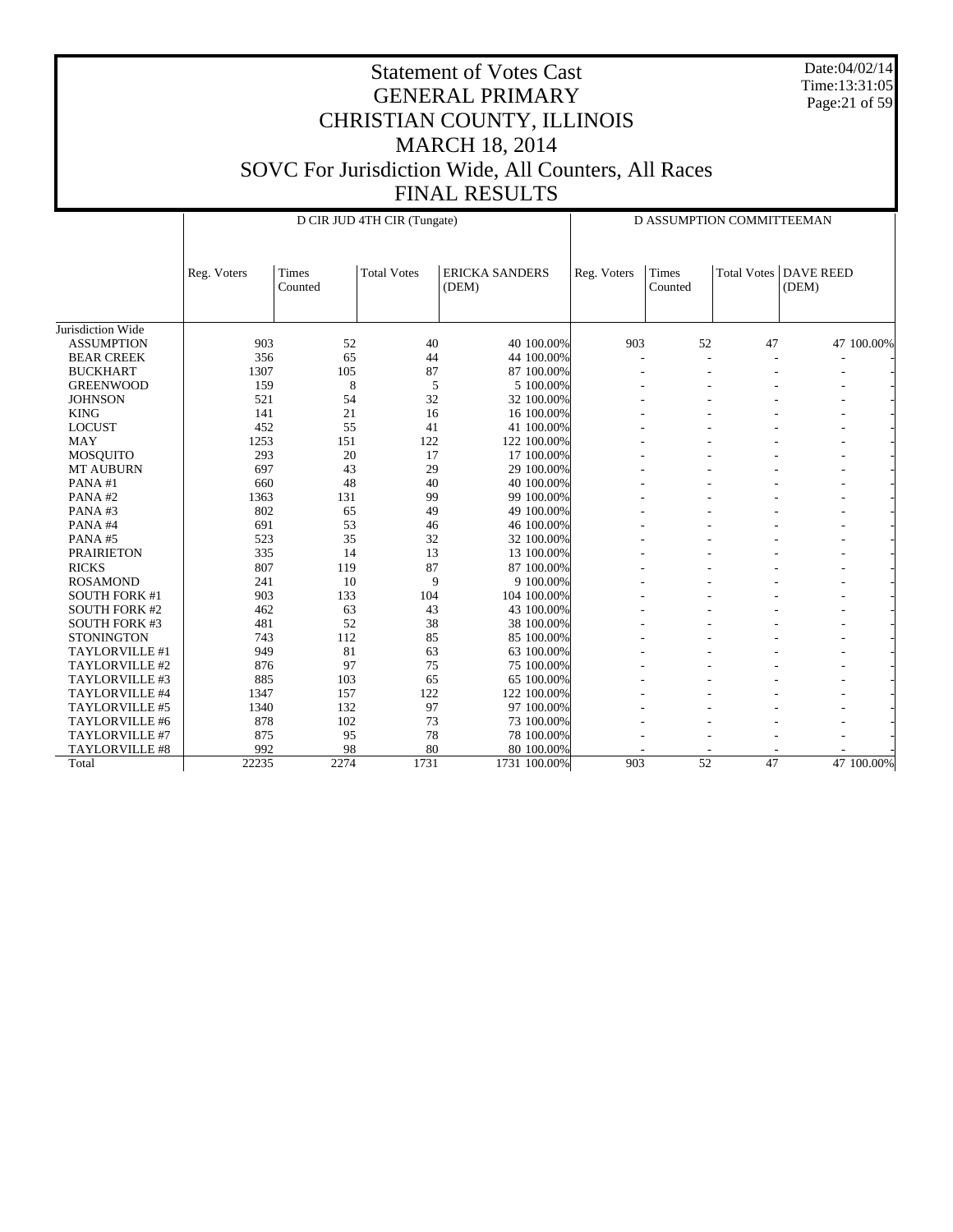# Statement of Votes Cast
## GENERAL PRIMARY
## CHRISTIAN COUNTY, ILLINOIS
## MARCH 18, 2014
## SOVC For Jurisdiction Wide, All Counters, All Races
## FINAL RESULTS

Date:04/02/14
Time:13:31:05

| | D CIR JUD 4TH CIR (Tungate) | | | | | D ASSUMPTION COMMITTEEMAN | | | | |
|---|---|---|---|---|---|---|---|---|---|---|
| | Reg. Voters | Times Counted | Total Votes | ERICKA SANDERS (DEM) | | Reg. Voters | Times Counted | Total Votes | DAVE REED (DEM) | |
| Jurisdiction Wide | | | | | | | | | | |
| ASSUMPTION | 903 | 52 | 40 | 40 | 100.00% | 903 | 52 | 47 | 47 | 100.00% |
| BEAR CREEK | 356 | 65 | 44 | 44 | 100.00% | - | - | - | - | - |
| BUCKHART | 1307 | 105 | 87 | 87 | 100.00% | - | - | - | - | - |
| GREENWOOD | 159 | 8 | 5 | 5 | 100.00% | - | - | - | - | - |
| JOHNSON | 521 | 54 | 32 | 32 | 100.00% | - | - | - | - | - |
| KING | 141 | 21 | 16 | 16 | 100.00% | - | - | - | - | - |
| LOCUST | 452 | 55 | 41 | 41 | 100.00% | - | - | - | - | - |
| MAY | 1253 | 151 | 122 | 122 | 100.00% | - | - | - | - | - |
| MOSQUITO | 293 | 20 | 17 | 17 | 100.00% | - | - | - | - | - |
| MT AUBURN | 697 | 43 | 29 | 29 | 100.00% | - | - | - | - | - |
| PANA #1 | 660 | 48 | 40 | 40 | 100.00% | - | - | - | - | - |
| PANA #2 | 1363 | 131 | 99 | 99 | 100.00% | - | - | - | - | - |
| PANA #3 | 802 | 65 | 49 | 49 | 100.00% | - | - | - | - | - |
| PANA #4 | 691 | 53 | 46 | 46 | 100.00% | - | - | - | - | - |
| PANA #5 | 523 | 35 | 32 | 32 | 100.00% | - | - | - | - | - |
| PRAIRIETON | 335 | 14 | 13 | 13 | 100.00% | - | - | - | - | - |
| RICKS | 807 | 119 | 87 | 87 | 100.00% | - | - | - | - | - |
| ROSAMOND | 241 | 10 | 9 | 9 | 100.00% | - | - | - | - | - |
| SOUTH FORK #1 | 903 | 133 | 104 | 104 | 100.00% | - | - | - | - | - |
| SOUTH FORK #2 | 462 | 63 | 43 | 43 | 100.00% | - | - | - | - | - |
| SOUTH FORK #3 | 481 | 52 | 38 | 38 | 100.00% | - | - | - | - | - |
| STONINGTON | 743 | 112 | 85 | 85 | 100.00% | - | - | - | - | - |
| TAYLORVILLE #1 | 949 | 81 | 63 | 63 | 100.00% | - | - | - | - | - |
| TAYLORVILLE #2 | 876 | 97 | 75 | 75 | 100.00% | - | - | - | - | - |
| TAYLORVILLE #3 | 885 | 103 | 65 | 65 | 100.00% | - | - | - | - | - |
| TAYLORVILLE #4 | 1347 | 157 | 122 | 122 | 100.00% | - | - | - | - | - |
| TAYLORVILLE #5 | 1340 | 132 | 97 | 97 | 100.00% | - | - | - | - | - |
| TAYLORVILLE #6 | 878 | 102 | 73 | 73 | 100.00% | - | - | - | - | - |
| TAYLORVILLE #7 | 875 | 95 | 78 | 78 | 100.00% | - | - | - | - | - |
| TAYLORVILLE #8 | 992 | 98 | 80 | 80 | 100.00% | - | - | - | - | - |
| Total | 22235 | 2274 | 1731 | 1731 | 100.00% | 903 | 52 | 47 | 47 | 100.00% |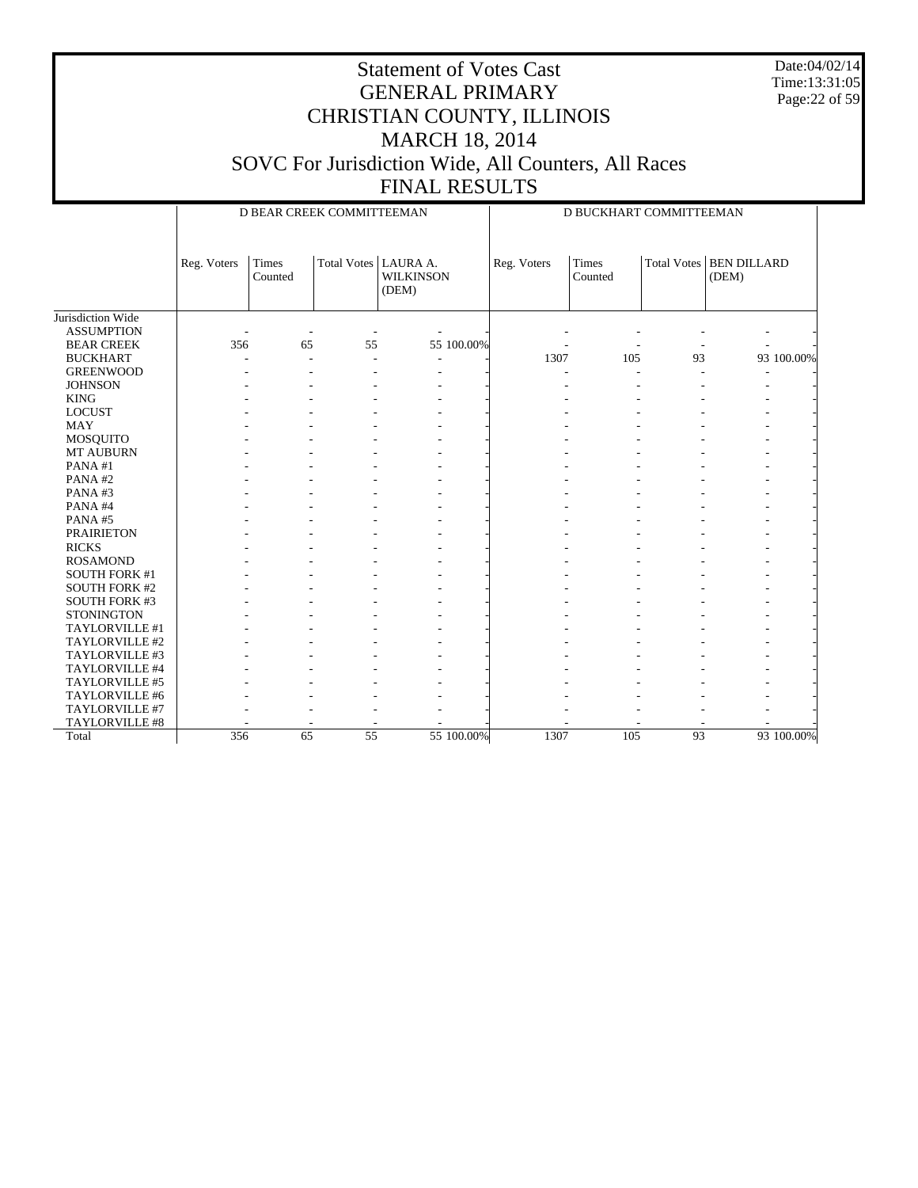# Statement of Votes Cast
# GENERAL PRIMARY
# CHRISTIAN COUNTY, ILLINOIS
# MARCH 18, 2014
# SOVC For Jurisdiction Wide, All Counters, All Races
# FINAL RESULTS

Date:04/02/14
Time:13:31:05

| | D BEAR CREEK COMMITTEEMAN | | | | | D BUCKHART COMMITTEEMAN | | | | |
|---|---|---|---|---|---|---|---|---|---|---|
| | Reg. Voters | Times Counted | Total Votes | LAURA A. WILKINSON (DEM) | | Reg. Voters | Times Counted | Total Votes | BEN DILLARD (DEM) | |
| Jurisdiction Wide | | | | | | | | | | |
| ASSUMPTION | - | - | - | - | - | - | - | - | - | - |
| BEAR CREEK | 356 | 65 | 55 | 55 | 100.00% | - | - | - | - | - |
| BUCKHART | - | - | - | - | - | 1307 | 105 | 93 | 93 | 100.00% |
| GREENWOOD | - | - | - | - | - | - | - | - | - | - |
| JOHNSON | - | - | - | - | - | - | - | - | - | - |
| KING | - | - | - | - | - | - | - | - | - | - |
| LOCUST | - | - | - | - | - | - | - | - | - | - |
| MAY | - | - | - | - | - | - | - | - | - | - |
| MOSQUITO | - | - | - | - | - | - | - | - | - | - |
| MT AUBURN | - | - | - | - | - | - | - | - | - | - |
| PANA #1 | - | - | - | - | - | - | - | - | - | - |
| PANA #2 | - | - | - | - | - | - | - | - | - | - |
| PANA #3 | - | - | - | - | - | - | - | - | - | - |
| PANA #4 | - | - | - | - | - | - | - | - | - | - |
| PANA #5 | - | - | - | - | - | - | - | - | - | - |
| PRAIRIETON | - | - | - | - | - | - | - | - | - | - |
| RICKS | - | - | - | - | - | - | - | - | - | - |
| ROSAMOND | - | - | - | - | - | - | - | - | - | - |
| SOUTH FORK #1 | - | - | - | - | - | - | - | - | - | - |
| SOUTH FORK #2 | - | - | - | - | - | - | - | - | - | - |
| SOUTH FORK #3 | - | - | - | - | - | - | - | - | - | - |
| STONINGTON | - | - | - | - | - | - | - | - | - | - |
| TAYLORVILLE #1 | - | - | - | - | - | - | - | - | - | - |
| TAYLORVILLE #2 | - | - | - | - | - | - | - | - | - | - |
| TAYLORVILLE #3 | - | - | - | - | - | - | - | - | - | - |
| TAYLORVILLE #4 | - | - | - | - | - | - | - | - | - | - |
| TAYLORVILLE #5 | - | - | - | - | - | - | - | - | - | - |
| TAYLORVILLE #6 | - | - | - | - | - | - | - | - | - | - |
| TAYLORVILLE #7 | - | - | - | - | - | - | - | - | - | - |
| TAYLORVILLE #8 | - | - | - | - | - | - | - | - | - | - |
| Total | 356 | 65 | 55 | 55 | 100.00% | 1307 | 105 | 93 | 93 | 100.00% |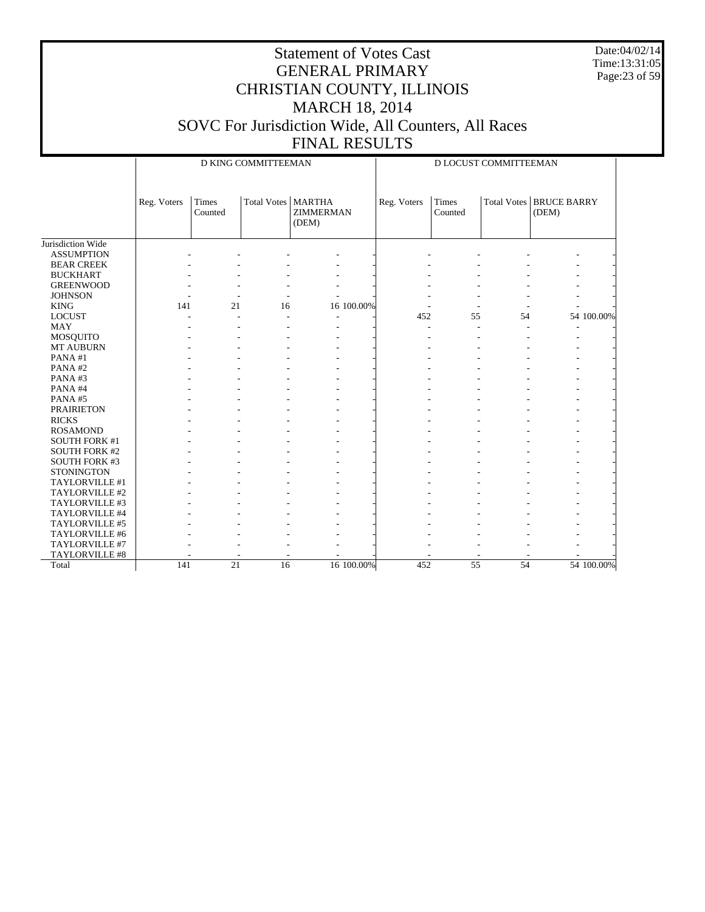# Statement of Votes Cast
# GENERAL PRIMARY
# CHRISTIAN COUNTY, ILLINOIS
# MARCH 18, 2014
# SOVC For Jurisdiction Wide, All Counters, All Races
# FINAL RESULTS

Date:04/02/14
Time:13:31:05

| | D KING COMMITTEEMAN | | | | | D LOCUST COMMITTEEMAN | | | | |
|---|---|---|---|---|---|---|---|---|---|---|
| | Reg. Voters | Times Counted | Total Votes | MARTHA ZIMMERMAN (DEM) | | Reg. Voters | Times Counted | Total Votes | BRUCE BARRY (DEM) | |
| Jurisdiction Wide | | | | | | | | | | |
| ASSUMPTION | - | - | - | - | - | - | - | - | - | - |
| BEAR CREEK | - | - | - | - | - | - | - | - | - | - |
| BUCKHART | - | - | - | - | - | - | - | - | - | - |
| GREENWOOD | - | - | - | - | - | - | - | - | - | - |
| JOHNSON | - | - | - | - | - | - | - | - | - | - |
| KING | 141 | 21 | 16 | 16 | 100.00% | - | - | - | - | - |
| LOCUST | - | - | - | - | - | 452 | 55 | 54 | 54 | 100.00% |
| MAY | - | - | - | - | - | - | - | - | - | - |
| MOSQUITO | - | - | - | - | - | - | - | - | - | - |
| MT AUBURN | - | - | - | - | - | - | - | - | - | - |
| PANA #1 | - | - | - | - | - | - | - | - | - | - |
| PANA #2 | - | - | - | - | - | - | - | - | - | - |
| PANA #3 | - | - | - | - | - | - | - | - | - | - |
| PANA #4 | - | - | - | - | - | - | - | - | - | - |
| PANA #5 | - | - | - | - | - | - | - | - | - | - |
| PRAIRIETON | - | - | - | - | - | - | - | - | - | - |
| RICKS | - | - | - | - | - | - | - | - | - | - |
| ROSAMOND | - | - | - | - | - | - | - | - | - | - |
| SOUTH FORK #1 | - | - | - | - | - | - | - | - | - | - |
| SOUTH FORK #2 | - | - | - | - | - | - | - | - | - | - |
| SOUTH FORK #3 | - | - | - | - | - | - | - | - | - | - |
| STONINGTON | - | - | - | - | - | - | - | - | - | - |
| TAYLORVILLE #1 | - | - | - | - | - | - | - | - | - | - |
| TAYLORVILLE #2 | - | - | - | - | - | - | - | - | - | - |
| TAYLORVILLE #3 | - | - | - | - | - | - | - | - | - | - |
| TAYLORVILLE #4 | - | - | - | - | - | - | - | - | - | - |
| TAYLORVILLE #5 | - | - | - | - | - | - | - | - | - | - |
| TAYLORVILLE #6 | - | - | - | - | - | - | - | - | - | - |
| TAYLORVILLE #7 | - | - | - | - | - | - | - | - | - | - |
| TAYLORVILLE #8 | - | - | - | - | - | - | - | - | - | - |
| Total | 141 | 21 | 16 | 16 | 100.00% | 452 | 55 | 54 | 54 | 100.00% |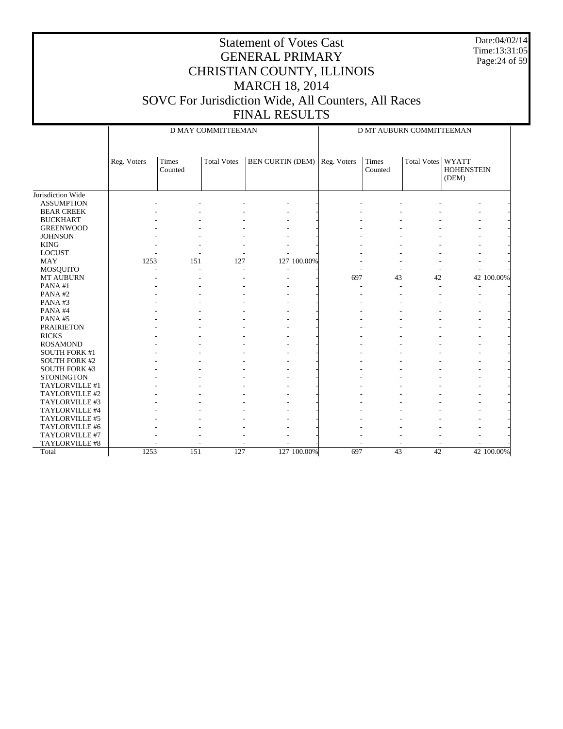# Statement of Votes Cast
# GENERAL PRIMARY
# CHRISTIAN COUNTY, ILLINOIS
# MARCH 18, 2014
# SOVC For Jurisdiction Wide, All Counters, All Races
# FINAL RESULTS

Date:04/02/14
Time:13:31:05

| | D MAY COMMITTEEMAN | | | | | D MT AUBURN COMMITTEEMAN | | | | |
|---|---|---|---|---|---|---|---|---|---|---|
| | Reg. Voters | Times Counted | Total Votes | BEN CURTIN (DEM) | | Reg. Voters | Times Counted | Total Votes | WYATT HOHENSTEIN (DEM) | |
| Jurisdiction Wide | | | | | | | | | | |
| ASSUMPTION | - | - | - | - | - | - | - | - | - | - |
| BEAR CREEK | - | - | - | - | - | - | - | - | - | - |
| BUCKHART | - | - | - | - | - | - | - | - | - | - |
| GREENWOOD | - | - | - | - | - | - | - | - | - | - |
| JOHNSON | - | - | - | - | - | - | - | - | - | - |
| KING | - | - | - | - | - | - | - | - | - | - |
| LOCUST | - | - | - | - | - | - | - | - | - | - |
| MAY | 1253 | 151 | 127 | 127 | 100.00% | - | - | - | - | - |
| MOSQUITO | - | - | - | - | - | - | - | - | - | - |
| MT AUBURN | - | - | - | - | - | 697 | 43 | 42 | 42 | 100.00% |
| PANA #1 | - | - | - | - | - | - | - | - | - | - |
| PANA #2 | - | - | - | - | - | - | - | - | - | - |
| PANA #3 | - | - | - | - | - | - | - | - | - | - |
| PANA #4 | - | - | - | - | - | - | - | - | - | - |
| PANA #5 | - | - | - | - | - | - | - | - | - | - |
| PRAIRIETON | - | - | - | - | - | - | - | - | - | - |
| RICKS | - | - | - | - | - | - | - | - | - | - |
| ROSAMOND | - | - | - | - | - | - | - | - | - | - |
| SOUTH FORK #1 | - | - | - | - | - | - | - | - | - | - |
| SOUTH FORK #2 | - | - | - | - | - | - | - | - | - | - |
| SOUTH FORK #3 | - | - | - | - | - | - | - | - | - | - |
| STONINGTON | - | - | - | - | - | - | - | - | - | - |
| TAYLORVILLE #1 | - | - | - | - | - | - | - | - | - | - |
| TAYLORVILLE #2 | - | - | - | - | - | - | - | - | - | - |
| TAYLORVILLE #3 | - | - | - | - | - | - | - | - | - | - |
| TAYLORVILLE #4 | - | - | - | - | - | - | - | - | - | - |
| TAYLORVILLE #5 | - | - | - | - | - | - | - | - | - | - |
| TAYLORVILLE #6 | - | - | - | - | - | - | - | - | - | - |
| TAYLORVILLE #7 | - | - | - | - | - | - | - | - | - | - |
| TAYLORVILLE #8 | - | - | - | - | - | - | - | - | - | - |
| Total | 1253 | 151 | 127 | 127 | 100.00% | 697 | 43 | 42 | 42 | 100.00% |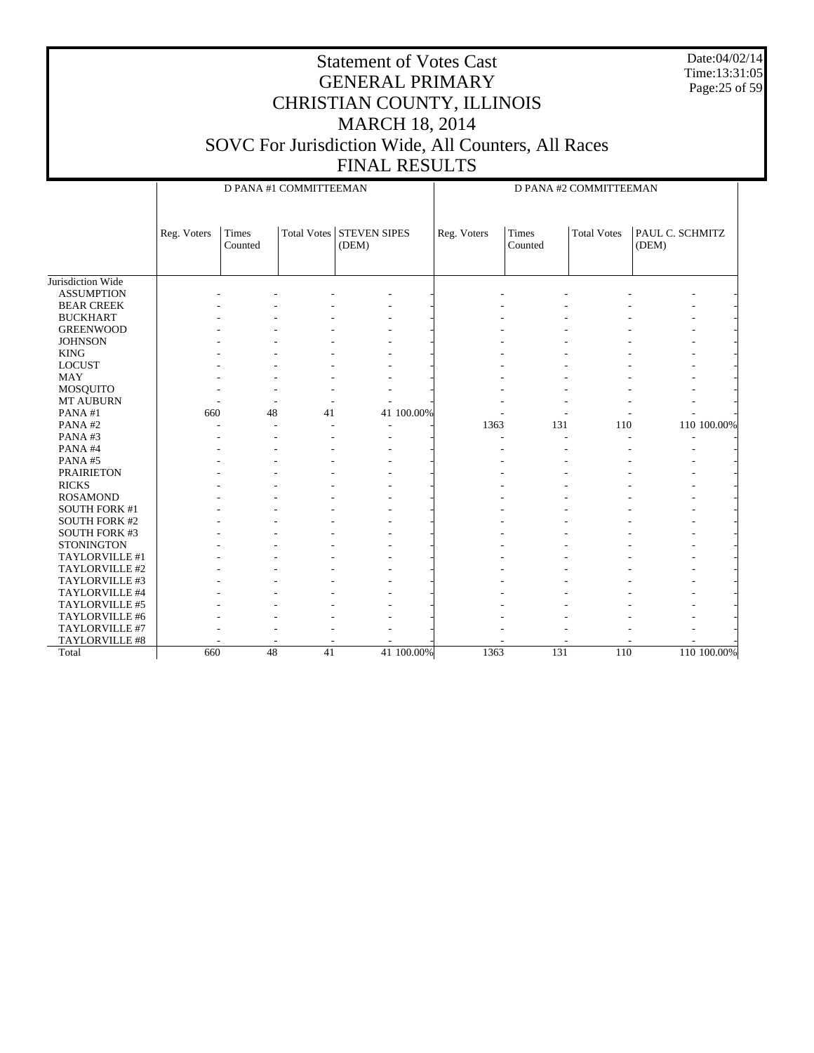# Statement of Votes Cast
# GENERAL PRIMARY
# CHRISTIAN COUNTY, ILLINOIS
# MARCH 18, 2014
# SOVC For Jurisdiction Wide, All Counters, All Races
# FINAL RESULTS

Date:04/02/14
Time:13:31:05

| | D PANA #1 COMMITTEEMAN | | | | | D PANA #2 COMMITTEEMAN | | | | |
|---|---|---|---|---|---|---|---|---|---|---|
| | Reg. Voters | Times Counted | Total Votes | STEVEN SIPES (DEM) | | Reg. Voters | Times Counted | Total Votes | PAUL C. SCHMITZ (DEM) | |
| Jurisdiction Wide | | | | | | | | | | |
| ASSUMPTION | - | - | - | - | - | - | - | - | - | - |
| BEAR CREEK | - | - | - | - | - | - | - | - | - | - |
| BUCKHART | - | - | - | - | - | - | - | - | - | - |
| GREENWOOD | - | - | - | - | - | - | - | - | - | - |
| JOHNSON | - | - | - | - | - | - | - | - | - | - |
| KING | - | - | - | - | - | - | - | - | - | - |
| LOCUST | - | - | - | - | - | - | - | - | - | - |
| MAY | - | - | - | - | - | - | - | - | - | - |
| MOSQUITO | - | - | - | - | - | - | - | - | - | - |
| MT AUBURN | - | - | - | - | - | - | - | - | - | - |
| PANA #1 | 660 | 48 | 41 | 41 | 100.00% | - | - | - | - | - |
| PANA #2 | - | - | - | - | - | 1363 | 131 | 110 | 110 | 100.00% |
| PANA #3 | - | - | - | - | - | - | - | - | - | - |
| PANA #4 | - | - | - | - | - | - | - | - | - | - |
| PANA #5 | - | - | - | - | - | - | - | - | - | - |
| PRAIRIETON | - | - | - | - | - | - | - | - | - | - |
| RICKS | - | - | - | - | - | - | - | - | - | - |
| ROSAMOND | - | - | - | - | - | - | - | - | - | - |
| SOUTH FORK #1 | - | - | - | - | - | - | - | - | - | - |
| SOUTH FORK #2 | - | - | - | - | - | - | - | - | - | - |
| SOUTH FORK #3 | - | - | - | - | - | - | - | - | - | - |
| STONINGTON | - | - | - | - | - | - | - | - | - | - |
| TAYLORVILLE #1 | - | - | - | - | - | - | - | - | - | - |
| TAYLORVILLE #2 | - | - | - | - | - | - | - | - | - | - |
| TAYLORVILLE #3 | - | - | - | - | - | - | - | - | - | - |
| TAYLORVILLE #4 | - | - | - | - | - | - | - | - | - | - |
| TAYLORVILLE #5 | - | - | - | - | - | - | - | - | - | - |
| TAYLORVILLE #6 | - | - | - | - | - | - | - | - | - | - |
| TAYLORVILLE #7 | - | - | - | - | - | - | - | - | - | - |
| TAYLORVILLE #8 | - | - | - | - | - | - | - | - | - | - |
| Total | 660 | 48 | 41 | 41 | 100.00% | 1363 | 131 | 110 | 110 | 100.00% |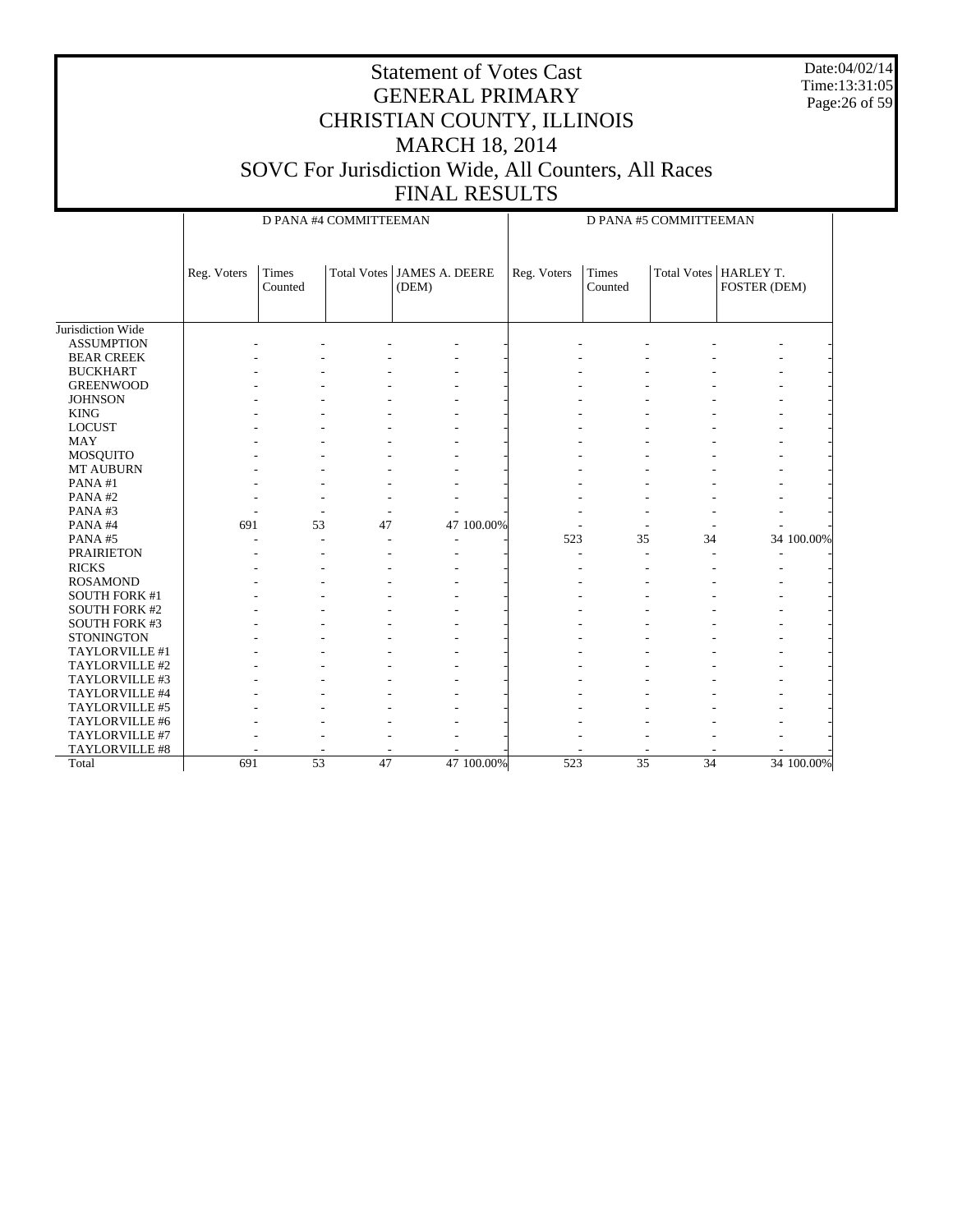# Statement of Votes Cast
## GENERAL PRIMARY
## CHRISTIAN COUNTY, ILLINOIS
## MARCH 18, 2014
## SOVC For Jurisdiction Wide, All Counters, All Races
## FINAL RESULTS

Date:04/02/14
Time:13:31:05

| | D PANA #4 COMMITTEEMAN | | | | | D PANA #5 COMMITTEEMAN | | | | |
|---|---|---|---|---|---|---|---|---|---|---|
| | Reg. Voters | Times Counted | Total Votes | JAMES A. DEERE (DEM) | | Reg. Voters | Times Counted | Total Votes | HARLEY T. FOSTER (DEM) | |
| Jurisdiction Wide | | | | | | | | | | |
| ASSUMPTION | - | - | - | - | - | - | - | - | - | - |
| BEAR CREEK | - | - | - | - | - | - | - | - | - | - |
| BUCKHART | - | - | - | - | - | - | - | - | - | - |
| GREENWOOD | - | - | - | - | - | - | - | - | - | - |
| JOHNSON | - | - | - | - | - | - | - | - | - | - |
| KING | - | - | - | - | - | - | - | - | - | - |
| LOCUST | - | - | - | - | - | - | - | - | - | - |
| MAY | - | - | - | - | - | - | - | - | - | - |
| MOSQUITO | - | - | - | - | - | - | - | - | - | - |
| MT AUBURN | - | - | - | - | - | - | - | - | - | - |
| PANA #1 | - | - | - | - | - | - | - | - | - | - |
| PANA #2 | - | - | - | - | - | - | - | - | - | - |
| PANA #3 | - | - | - | - | - | - | - | - | - | - |
| PANA #4 | 691 | 53 | 47 | 47 | 100.00% | - | - | - | - | - |
| PANA #5 | - | - | - | - | - | 523 | 35 | 34 | 34 | 100.00% |
| PRAIRIETON | - | - | - | - | - | - | - | - | - | - |
| RICKS | - | - | - | - | - | - | - | - | - | - |
| ROSAMOND | - | - | - | - | - | - | - | - | - | - |
| SOUTH FORK #1 | - | - | - | - | - | - | - | - | - | - |
| SOUTH FORK #2 | - | - | - | - | - | - | - | - | - | - |
| SOUTH FORK #3 | - | - | - | - | - | - | - | - | - | - |
| STONINGTON | - | - | - | - | - | - | - | - | - | - |
| TAYLORVILLE #1 | - | - | - | - | - | - | - | - | - | - |
| TAYLORVILLE #2 | - | - | - | - | - | - | - | - | - | - |
| TAYLORVILLE #3 | - | - | - | - | - | - | - | - | - | - |
| TAYLORVILLE #4 | - | - | - | - | - | - | - | - | - | - |
| TAYLORVILLE #5 | - | - | - | - | - | - | - | - | - | - |
| TAYLORVILLE #6 | - | - | - | - | - | - | - | - | - | - |
| TAYLORVILLE #7 | - | - | - | - | - | - | - | - | - | - |
| TAYLORVILLE #8 | - | - | - | - | - | - | - | - | - | - |
| Total | 691 | 53 | 47 | 47 | 100.00% | 523 | 35 | 34 | 34 | 100.00% |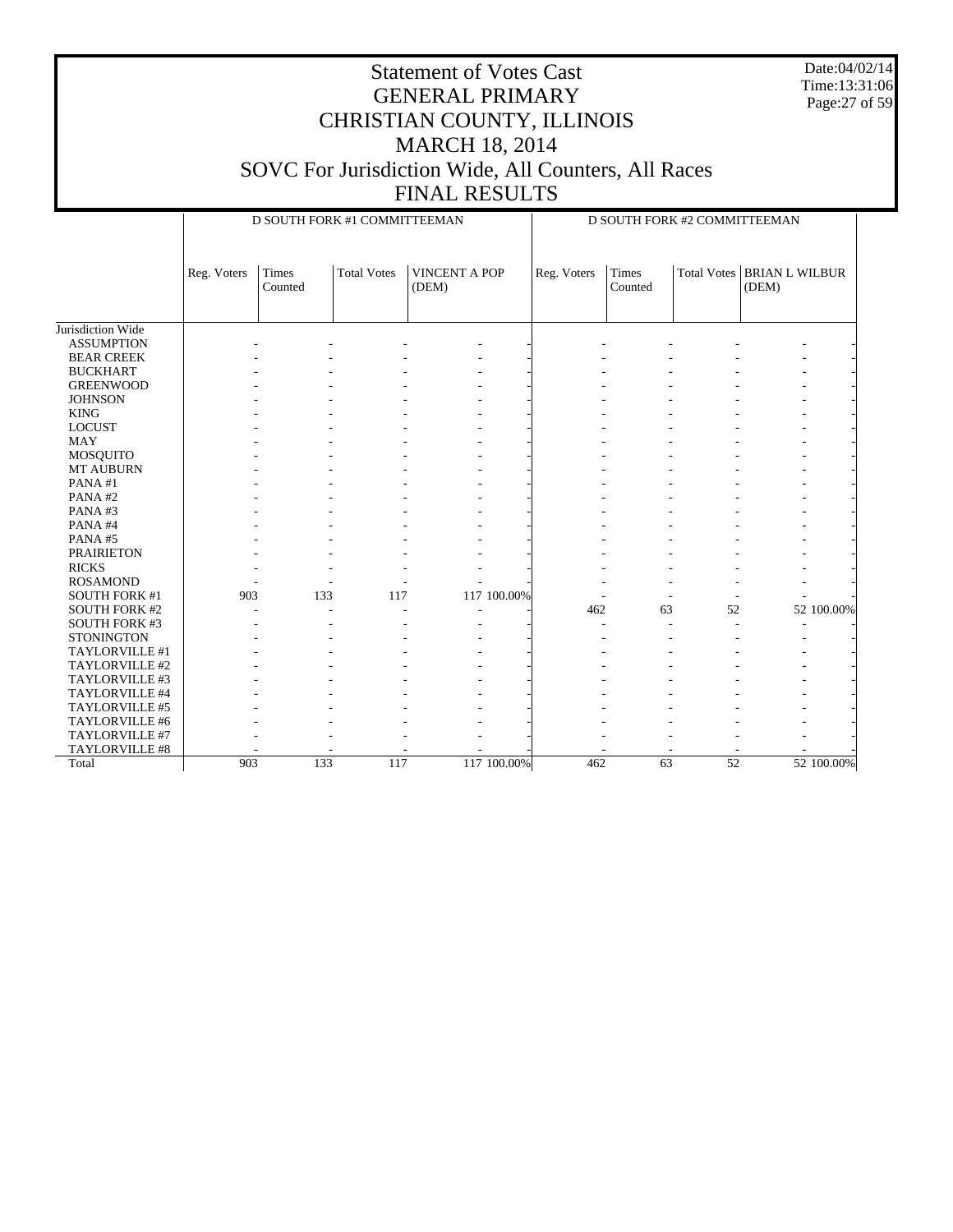# Statement of Votes Cast
## GENERAL PRIMARY
## CHRISTIAN COUNTY, ILLINOIS
## MARCH 18, 2014
## SOVC For Jurisdiction Wide, All Counters, All Races
## FINAL RESULTS

Date:04/02/14
Time:13:31:06

| | D SOUTH FORK #1 COMMITTEEMAN | | | | | D SOUTH FORK #2 COMMITTEEMAN | | | | |
|---|---|---|---|---|---|---|---|---|---|---|
| | Reg. Voters | Times Counted | Total Votes | VINCENT A POP (DEM) | | Reg. Voters | Times Counted | Total Votes | BRIAN L WILBUR (DEM) | |
| Jurisdiction Wide | | | | | | | | | | |
| ASSUMPTION | - | - | - | - | - | - | - | - | - | - |
| BEAR CREEK | - | - | - | - | - | - | - | - | - | - |
| BUCKHART | - | - | - | - | - | - | - | - | - | - |
| GREENWOOD | - | - | - | - | - | - | - | - | - | - |
| JOHNSON | - | - | - | - | - | - | - | - | - | - |
| KING | - | - | - | - | - | - | - | - | - | - |
| LOCUST | - | - | - | - | - | - | - | - | - | - |
| MAY | - | - | - | - | - | - | - | - | - | - |
| MOSQUITO | - | - | - | - | - | - | - | - | - | - |
| MT AUBURN | - | - | - | - | - | - | - | - | - | - |
| PANA #1 | - | - | - | - | - | - | - | - | - | - |
| PANA #2 | - | - | - | - | - | - | - | - | - | - |
| PANA #3 | - | - | - | - | - | - | - | - | - | - |
| PANA #4 | - | - | - | - | - | - | - | - | - | - |
| PANA #5 | - | - | - | - | - | - | - | - | - | - |
| PRAIRIETON | - | - | - | - | - | - | - | - | - | - |
| RICKS | - | - | - | - | - | - | - | - | - | - |
| ROSAMOND | - | - | - | - | - | - | - | - | - | - |
| SOUTH FORK #1 | 903 | 133 | 117 | 117 | 100.00% | - | - | - | - | - |
| SOUTH FORK #2 | - | - | - | - | - | 462 | 63 | 52 | 52 | 100.00% |
| SOUTH FORK #3 | - | - | - | - | - | - | - | - | - | - |
| STONINGTON | - | - | - | - | - | - | - | - | - | - |
| TAYLORVILLE #1 | - | - | - | - | - | - | - | - | - | - |
| TAYLORVILLE #2 | - | - | - | - | - | - | - | - | - | - |
| TAYLORVILLE #3 | - | - | - | - | - | - | - | - | - | - |
| TAYLORVILLE #4 | - | - | - | - | - | - | - | - | - | - |
| TAYLORVILLE #5 | - | - | - | - | - | - | - | - | - | - |
| TAYLORVILLE #6 | - | - | - | - | - | - | - | - | - | - |
| TAYLORVILLE #7 | - | - | - | - | - | - | - | - | - | - |
| TAYLORVILLE #8 | - | - | - | - | - | - | - | - | - | - |
| Total | 903 | 133 | 117 | 117 | 100.00% | 462 | 63 | 52 | 52 | 100.00% |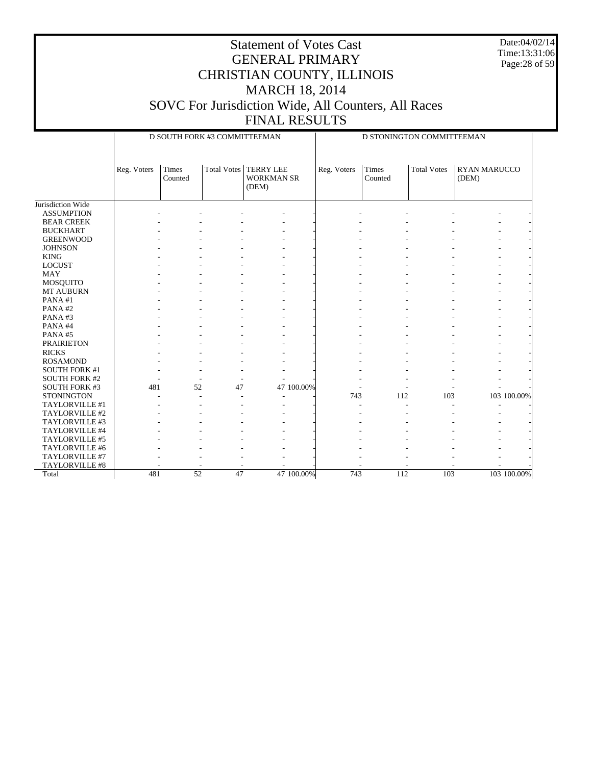# Statement of Votes Cast
# GENERAL PRIMARY
# CHRISTIAN COUNTY, ILLINOIS
# MARCH 18, 2014
# SOVC For Jurisdiction Wide, All Counters, All Races
# FINAL RESULTS

Date:04/02/14
Time:13:31:06

| | D SOUTH FORK #3 COMMITTEEMAN | | | | | D STONINGTON COMMITTEEMAN | | | | |
|---|---|---|---|---|---|---|---|---|---|---|
| | Reg. Voters | Times Counted | Total Votes | TERRY LEE WORKMAN SR (DEM) | | Reg. Voters | Times Counted | Total Votes | RYAN MARUCCO (DEM) | |
| Jurisdiction Wide | | | | | | | | | | |
| ASSUMPTION | - | - | - | - | - | - | - | - | - | - |
| BEAR CREEK | - | - | - | - | - | - | - | - | - | - |
| BUCKHART | - | - | - | - | - | - | - | - | - | - |
| GREENWOOD | - | - | - | - | - | - | - | - | - | - |
| JOHNSON | - | - | - | - | - | - | - | - | - | - |
| KING | - | - | - | - | - | - | - | - | - | - |
| LOCUST | - | - | - | - | - | - | - | - | - | - |
| MAY | - | - | - | - | - | - | - | - | - | - |
| MOSQUITO | - | - | - | - | - | - | - | - | - | - |
| MT AUBURN | - | - | - | - | - | - | - | - | - | - |
| PANA #1 | - | - | - | - | - | - | - | - | - | - |
| PANA #2 | - | - | - | - | - | - | - | - | - | - |
| PANA #3 | - | - | - | - | - | - | - | - | - | - |
| PANA #4 | - | - | - | - | - | - | - | - | - | - |
| PANA #5 | - | - | - | - | - | - | - | - | - | - |
| PRAIRIETON | - | - | - | - | - | - | - | - | - | - |
| RICKS | - | - | - | - | - | - | - | - | - | - |
| ROSAMOND | - | - | - | - | - | - | - | - | - | - |
| SOUTH FORK #1 | - | - | - | - | - | - | - | - | - | - |
| SOUTH FORK #2 | - | - | - | - | - | - | - | - | - | - |
| SOUTH FORK #3 | 481 | 52 | 47 | 47 | 100.00% | - | - | - | - | - |
| STONINGTON | - | - | - | - | - | 743 | 112 | 103 | 103 | 100.00% |
| TAYLORVILLE #1 | - | - | - | - | - | - | - | - | - | - |
| TAYLORVILLE #2 | - | - | - | - | - | - | - | - | - | - |
| TAYLORVILLE #3 | - | - | - | - | - | - | - | - | - | - |
| TAYLORVILLE #4 | - | - | - | - | - | - | - | - | - | - |
| TAYLORVILLE #5 | - | - | - | - | - | - | - | - | - | - |
| TAYLORVILLE #6 | - | - | - | - | - | - | - | - | - | - |
| TAYLORVILLE #7 | - | - | - | - | - | - | - | - | - | - |
| TAYLORVILLE #8 | - | - | - | - | - | - | - | - | - | - |
| Total | 481 | 52 | 47 | 47 | 100.00% | 743 | 112 | 103 | 103 | 100.00% |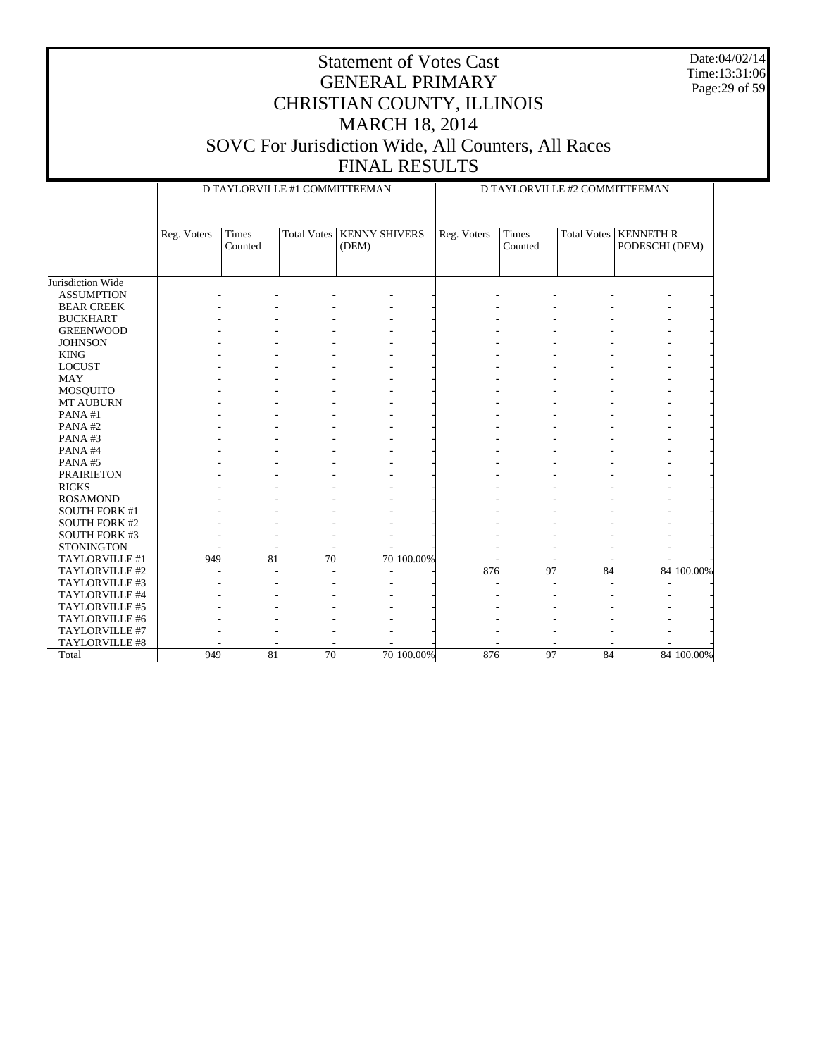# Statement of Votes Cast
# GENERAL PRIMARY
# CHRISTIAN COUNTY, ILLINOIS
# MARCH 18, 2014
# SOVC For Jurisdiction Wide, All Counters, All Races
# FINAL RESULTS

Date:04/02/14
Time:13:31:06

| | D TAYLORVILLE #1 COMMITTEEMAN | | | | | D TAYLORVILLE #2 COMMITTEEMAN | | | | |
|---|---|---|---|---|---|---|---|---|---|---|
| | Reg. Voters | Times Counted | Total Votes | KENNY SHIVERS (DEM) | | Reg. Voters | Times Counted | Total Votes | KENNETH R PODESCHI (DEM) | |
| Jurisdiction Wide | | | | | | | | | | |
| ASSUMPTION | - | - | - | - | - | - | - | - | - | - |
| BEAR CREEK | - | - | - | - | - | - | - | - | - | - |
| BUCKHART | - | - | - | - | - | - | - | - | - | - |
| GREENWOOD | - | - | - | - | - | - | - | - | - | - |
| JOHNSON | - | - | - | - | - | - | - | - | - | - |
| KING | - | - | - | - | - | - | - | - | - | - |
| LOCUST | - | - | - | - | - | - | - | - | - | - |
| MAY | - | - | - | - | - | - | - | - | - | - |
| MOSQUITO | - | - | - | - | - | - | - | - | - | - |
| MT AUBURN | - | - | - | - | - | - | - | - | - | - |
| PANA #1 | - | - | - | - | - | - | - | - | - | - |
| PANA #2 | - | - | - | - | - | - | - | - | - | - |
| PANA #3 | - | - | - | - | - | - | - | - | - | - |
| PANA #4 | - | - | - | - | - | - | - | - | - | - |
| PANA #5 | - | - | - | - | - | - | - | - | - | - |
| PRAIRIETON | - | - | - | - | - | - | - | - | - | - |
| RICKS | - | - | - | - | - | - | - | - | - | - |
| ROSAMOND | - | - | - | - | - | - | - | - | - | - |
| SOUTH FORK #1 | - | - | - | - | - | - | - | - | - | - |
| SOUTH FORK #2 | - | - | - | - | - | - | - | - | - | - |
| SOUTH FORK #3 | - | - | - | - | - | - | - | - | - | - |
| STONINGTON | - | - | - | - | - | - | - | - | - | - |
| TAYLORVILLE #1 | 949 | 81 | 70 | 70 | 100.00% | - | - | - | - | - |
| TAYLORVILLE #2 | - | - | - | - | - | 876 | 97 | 84 | 84 | 100.00% |
| TAYLORVILLE #3 | - | - | - | - | - | - | - | - | - | - |
| TAYLORVILLE #4 | - | - | - | - | - | - | - | - | - | - |
| TAYLORVILLE #5 | - | - | - | - | - | - | - | - | - | - |
| TAYLORVILLE #6 | - | - | - | - | - | - | - | - | - | - |
| TAYLORVILLE #7 | - | - | - | - | - | - | - | - | - | - |
| TAYLORVILLE #8 | - | - | - | - | - | - | - | - | - | - |
| Total | 949 | 81 | 70 | 70 | 100.00% | 876 | 97 | 84 | 84 | 100.00% |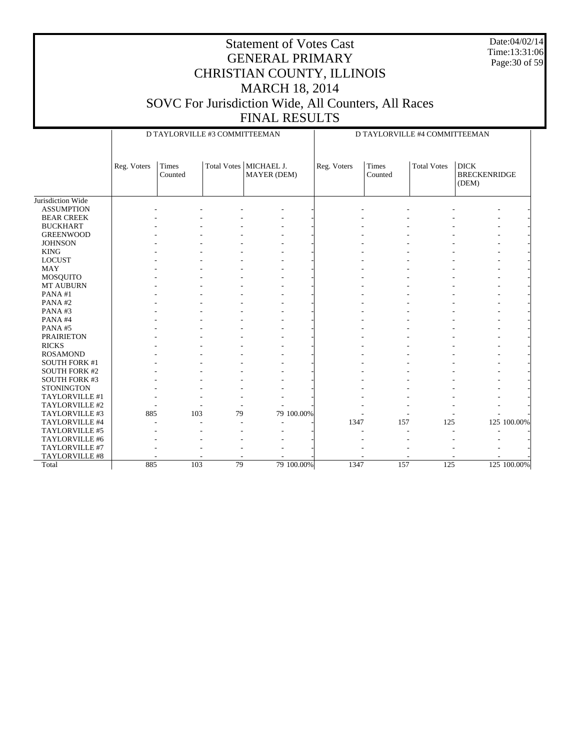# Statement of Votes Cast
## GENERAL PRIMARY
## CHRISTIAN COUNTY, ILLINOIS
## MARCH 18, 2014
## SOVC For Jurisdiction Wide, All Counters, All Races
## FINAL RESULTS

Date:04/02/14
Time:13:31:06

| | D TAYLORVILLE #3 COMMITTEEMAN | | | | | D TAYLORVILLE #4 COMMITTEEMAN | | | | |
|---|---|---|---|---|---|---|---|---|---|---|
| | Reg. Voters | Times Counted | Total Votes | MICHAEL J. MAYER (DEM) | | Reg. Voters | Times Counted | Total Votes | DICK BRECKENRIDGE (DEM) | |
| Jurisdiction Wide | | | | | | | | | | |
| ASSUMPTION | - | - | - | - | - | - | - | - | - | - |
| BEAR CREEK | - | - | - | - | - | - | - | - | - | - |
| BUCKHART | - | - | - | - | - | - | - | - | - | - |
| GREENWOOD | - | - | - | - | - | - | - | - | - | - |
| JOHNSON | - | - | - | - | - | - | - | - | - | - |
| KING | - | - | - | - | - | - | - | - | - | - |
| LOCUST | - | - | - | - | - | - | - | - | - | - |
| MAY | - | - | - | - | - | - | - | - | - | - |
| MOSQUITO | - | - | - | - | - | - | - | - | - | - |
| MT AUBURN | - | - | - | - | - | - | - | - | - | - |
| PANA #1 | - | - | - | - | - | - | - | - | - | - |
| PANA #2 | - | - | - | - | - | - | - | - | - | - |
| PANA #3 | - | - | - | - | - | - | - | - | - | - |
| PANA #4 | - | - | - | - | - | - | - | - | - | - |
| PANA #5 | - | - | - | - | - | - | - | - | - | - |
| PRAIRIETON | - | - | - | - | - | - | - | - | - | - |
| RICKS | - | - | - | - | - | - | - | - | - | - |
| ROSAMOND | - | - | - | - | - | - | - | - | - | - |
| SOUTH FORK #1 | - | - | - | - | - | - | - | - | - | - |
| SOUTH FORK #2 | - | - | - | - | - | - | - | - | - | - |
| SOUTH FORK #3 | - | - | - | - | - | - | - | - | - | - |
| STONINGTON | - | - | - | - | - | - | - | - | - | - |
| TAYLORVILLE #1 | - | - | - | - | - | - | - | - | - | - |
| TAYLORVILLE #2 | - | - | - | - | - | - | - | - | - | - |
| TAYLORVILLE #3 | 885 | 103 | 79 | 79 | 100.00% | - | - | - | - | - |
| TAYLORVILLE #4 | - | - | - | - | - | 1347 | 157 | 125 | 125 | 100.00% |
| TAYLORVILLE #5 | - | - | - | - | - | - | - | - | - | - |
| TAYLORVILLE #6 | - | - | - | - | - | - | - | - | - | - |
| TAYLORVILLE #7 | - | - | - | - | - | - | - | - | - | - |
| TAYLORVILLE #8 | - | - | - | - | - | - | - | - | - | - |
| Total | 885 | 103 | 79 | 79 | 100.00% | 1347 | 157 | 125 | 125 | 100.00% |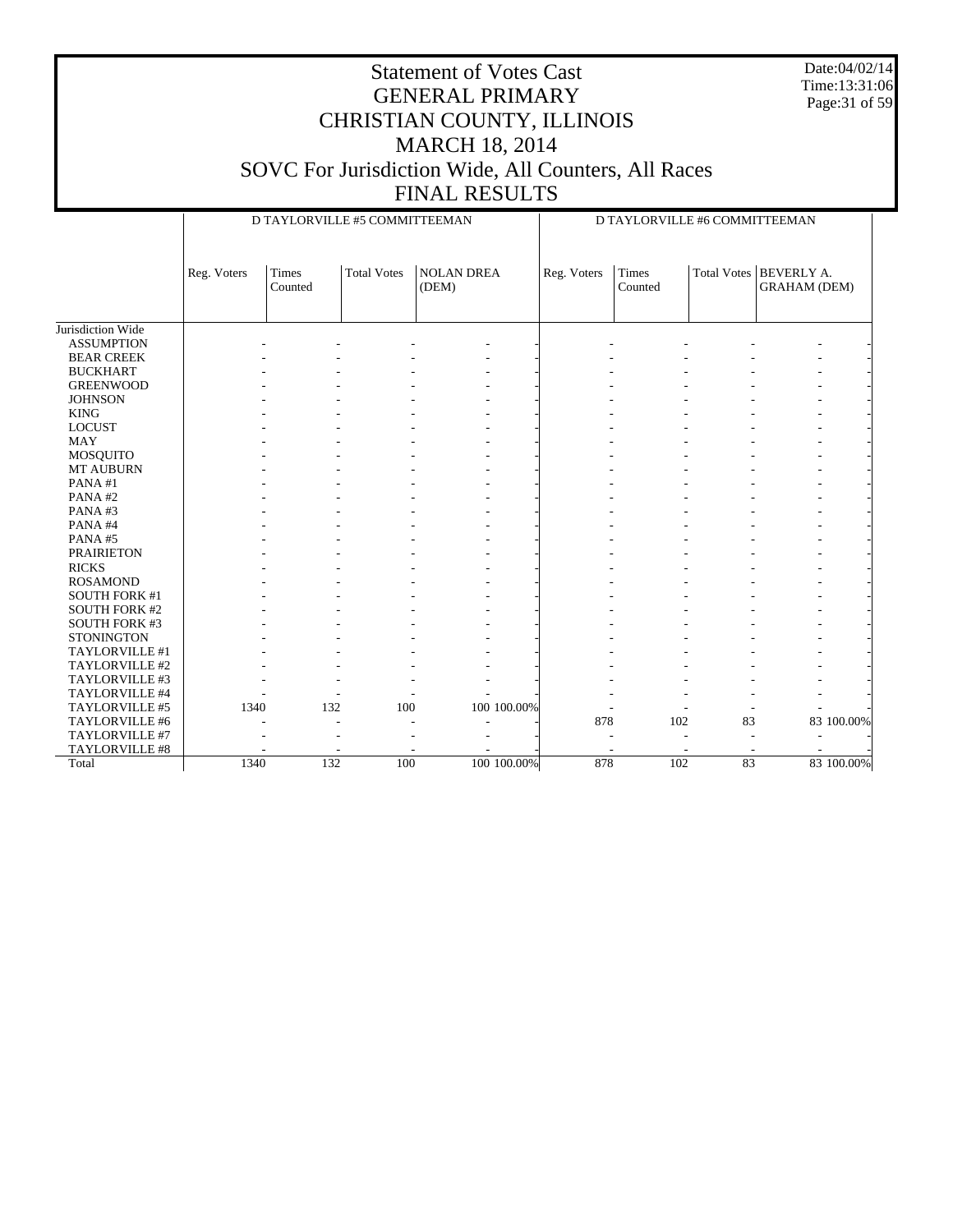# Statement of Votes Cast
# GENERAL PRIMARY
# CHRISTIAN COUNTY, ILLINOIS
# MARCH 18, 2014
# SOVC For Jurisdiction Wide, All Counters, All Races
# FINAL RESULTS

Date:04/02/14
Time:13:31:06

| | D TAYLORVILLE #5 COMMITTEEMAN | | | | | D TAYLORVILLE #6 COMMITTEEMAN | | | | |
|---|---|---|---|---|---|---|---|---|---|---|
| | Reg. Voters | Times Counted | Total Votes | NOLAN DREA (DEM) | | Reg. Voters | Times Counted | Total Votes | BEVERLY A. GRAHAM (DEM) | |
| Jurisdiction Wide | | | | | | | | | | |
| ASSUMPTION | - | - | - | - | - | - | - | - | - | - |
| BEAR CREEK | - | - | - | - | - | - | - | - | - | - |
| BUCKHART | - | - | - | - | - | - | - | - | - | - |
| GREENWOOD | - | - | - | - | - | - | - | - | - | - |
| JOHNSON | - | - | - | - | - | - | - | - | - | - |
| KING | - | - | - | - | - | - | - | - | - | - |
| LOCUST | - | - | - | - | - | - | - | - | - | - |
| MAY | - | - | - | - | - | - | - | - | - | - |
| MOSQUITO | - | - | - | - | - | - | - | - | - | - |
| MT AUBURN | - | - | - | - | - | - | - | - | - | - |
| PANA #1 | - | - | - | - | - | - | - | - | - | - |
| PANA #2 | - | - | - | - | - | - | - | - | - | - |
| PANA #3 | - | - | - | - | - | - | - | - | - | - |
| PANA #4 | - | - | - | - | - | - | - | - | - | - |
| PANA #5 | - | - | - | - | - | - | - | - | - | - |
| PRAIRIETON | - | - | - | - | - | - | - | - | - | - |
| RICKS | - | - | - | - | - | - | - | - | - | - |
| ROSAMOND | - | - | - | - | - | - | - | - | - | - |
| SOUTH FORK #1 | - | - | - | - | - | - | - | - | - | - |
| SOUTH FORK #2 | - | - | - | - | - | - | - | - | - | - |
| SOUTH FORK #3 | - | - | - | - | - | - | - | - | - | - |
| STONINGTON | - | - | - | - | - | - | - | - | - | - |
| TAYLORVILLE #1 | - | - | - | - | - | - | - | - | - | - |
| TAYLORVILLE #2 | - | - | - | - | - | - | - | - | - | - |
| TAYLORVILLE #3 | - | - | - | - | - | - | - | - | - | - |
| TAYLORVILLE #4 | - | - | - | - | - | - | - | - | - | - |
| TAYLORVILLE #5 | 1340 | 132 | 100 | 100 | 100.00% | - | - | - | - | - |
| TAYLORVILLE #6 | - | - | - | - | - | 878 | 102 | 83 | 83 | 100.00% |
| TAYLORVILLE #7 | - | - | - | - | - | - | - | - | - | - |
| TAYLORVILLE #8 | - | - | - | - | - | - | - | - | - | - |
| Total | 1340 | 132 | 100 | 100 | 100.00% | 878 | 102 | 83 | 83 | 100.00% |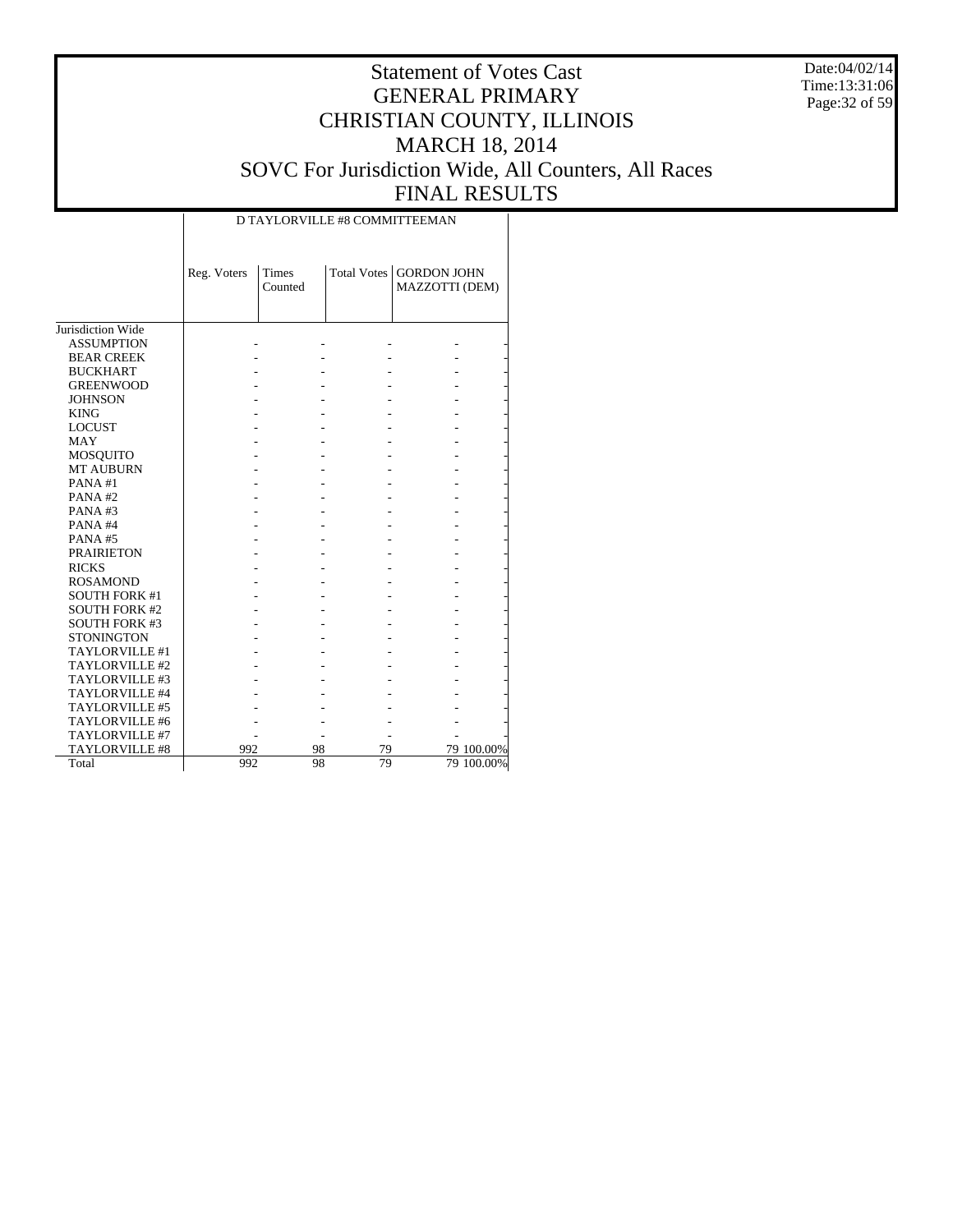# Statement of Votes Cast
# GENERAL PRIMARY
# CHRISTIAN COUNTY, ILLINOIS
# MARCH 18, 2014
# SOVC For Jurisdiction Wide, All Counters, All Races
# FINAL RESULTS

Date:04/02/14
Time:13:31:06

| | D TAYLORVILLE #8 COMMITTEEMAN | | | | |
|---|---|---|---|---|---|
| | Reg. Voters | Times Counted | Total Votes | GORDON JOHN MAZZOTTI (DEM) | |
| Jurisdiction Wide | | | | | |
| ASSUMPTION | - | - | - | - | - |
| BEAR CREEK | - | - | - | - | - |
| BUCKHART | - | - | - | - | - |
| GREENWOOD | - | - | - | - | - |
| JOHNSON | - | - | - | - | - |
| KING | - | - | - | - | - |
| LOCUST | - | - | - | - | - |
| MAY | - | - | - | - | - |
| MOSQUITO | - | - | - | - | - |
| MT AUBURN | - | - | - | - | - |
| PANA #1 | - | - | - | - | - |
| PANA #2 | - | - | - | - | - |
| PANA #3 | - | - | - | - | - |
| PANA #4 | - | - | - | - | - |
| PANA #5 | - | - | - | - | - |
| PRAIRIETON | - | - | - | - | - |
| RICKS | - | - | - | - | - |
| ROSAMOND | - | - | - | - | - |
| SOUTH FORK #1 | - | - | - | - | - |
| SOUTH FORK #2 | - | - | - | - | - |
| SOUTH FORK #3 | - | - | - | - | - |
| STONINGTON | - | - | - | - | - |
| TAYLORVILLE #1 | - | - | - | - | - |
| TAYLORVILLE #2 | - | - | - | - | - |
| TAYLORVILLE #3 | - | - | - | - | - |
| TAYLORVILLE #4 | - | - | - | - | - |
| TAYLORVILLE #5 | - | - | - | - | - |
| TAYLORVILLE #6 | - | - | - | - | - |
| TAYLORVILLE #7 | - | - | - | - | - |
| TAYLORVILLE #8 | 992 | 98 | 79 | 79 | 100.00% |
| Total | 992 | 98 | 79 | 79 | 100.00% |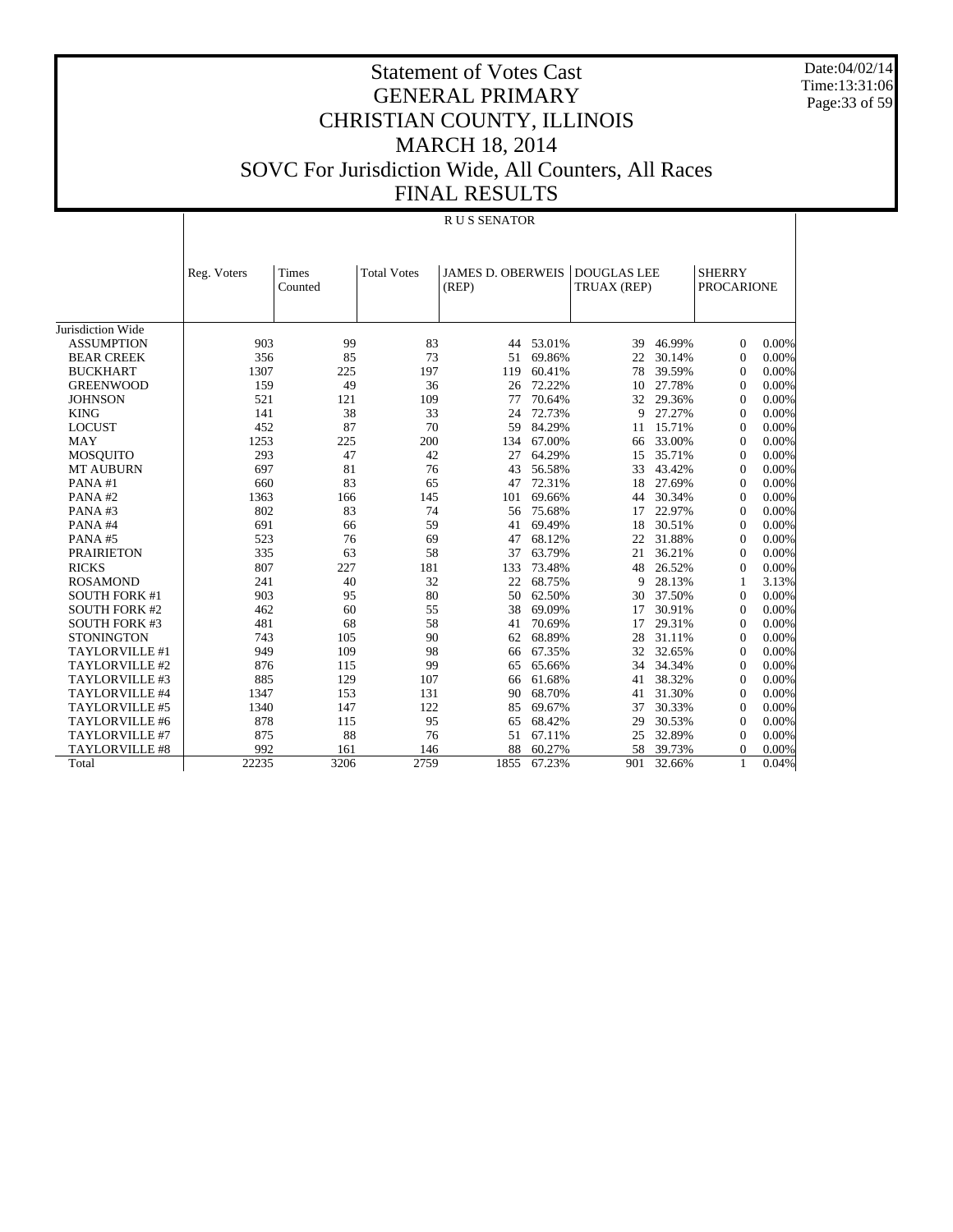# Statement of Votes Cast
# GENERAL PRIMARY
# CHRISTIAN COUNTY, ILLINOIS
# MARCH 18, 2014
# SOVC For Jurisdiction Wide, All Counters, All Races
# FINAL RESULTS

Date:04/02/14
Time:13:31:06

R U S SENATOR

| | Reg. Voters | Times Counted | Total Votes | JAMES D. OBERWEIS (REP) | | DOUGLAS LEE TRUAX (REP) | | SHERRY PROCARIONE | |
|---|---|---|---|---|---|---|---|---|---|
| Jurisdiction Wide | | | | | | | | | |
| ASSUMPTION | 903 | 99 | 83 | 44 | 53.01% | 39 | 46.99% | 0 | 0.00% |
| BEAR CREEK | 356 | 85 | 73 | 51 | 69.86% | 22 | 30.14% | 0 | 0.00% |
| BUCKHART | 1307 | 225 | 197 | 119 | 60.41% | 78 | 39.59% | 0 | 0.00% |
| GREENWOOD | 159 | 49 | 36 | 26 | 72.22% | 10 | 27.78% | 0 | 0.00% |
| JOHNSON | 521 | 121 | 109 | 77 | 70.64% | 32 | 29.36% | 0 | 0.00% |
| KING | 141 | 38 | 33 | 24 | 72.73% | 9 | 27.27% | 0 | 0.00% |
| LOCUST | 452 | 87 | 70 | 59 | 84.29% | 11 | 15.71% | 0 | 0.00% |
| MAY | 1253 | 225 | 200 | 134 | 67.00% | 66 | 33.00% | 0 | 0.00% |
| MOSQUITO | 293 | 47 | 42 | 27 | 64.29% | 15 | 35.71% | 0 | 0.00% |
| MT AUBURN | 697 | 81 | 76 | 43 | 56.58% | 33 | 43.42% | 0 | 0.00% |
| PANA #1 | 660 | 83 | 65 | 47 | 72.31% | 18 | 27.69% | 0 | 0.00% |
| PANA #2 | 1363 | 166 | 145 | 101 | 69.66% | 44 | 30.34% | 0 | 0.00% |
| PANA #3 | 802 | 83 | 74 | 56 | 75.68% | 17 | 22.97% | 0 | 0.00% |
| PANA #4 | 691 | 66 | 59 | 41 | 69.49% | 18 | 30.51% | 0 | 0.00% |
| PANA #5 | 523 | 76 | 69 | 47 | 68.12% | 22 | 31.88% | 0 | 0.00% |
| PRAIRIETON | 335 | 63 | 58 | 37 | 63.79% | 21 | 36.21% | 0 | 0.00% |
| RICKS | 807 | 227 | 181 | 133 | 73.48% | 48 | 26.52% | 0 | 0.00% |
| ROSAMOND | 241 | 40 | 32 | 22 | 68.75% | 9 | 28.13% | 1 | 3.13% |
| SOUTH FORK #1 | 903 | 95 | 80 | 50 | 62.50% | 30 | 37.50% | 0 | 0.00% |
| SOUTH FORK #2 | 462 | 60 | 55 | 38 | 69.09% | 17 | 30.91% | 0 | 0.00% |
| SOUTH FORK #3 | 481 | 68 | 58 | 41 | 70.69% | 17 | 29.31% | 0 | 0.00% |
| STONINGTON | 743 | 105 | 90 | 62 | 68.89% | 28 | 31.11% | 0 | 0.00% |
| TAYLORVILLE #1 | 949 | 109 | 98 | 66 | 67.35% | 32 | 32.65% | 0 | 0.00% |
| TAYLORVILLE #2 | 876 | 115 | 99 | 65 | 65.66% | 34 | 34.34% | 0 | 0.00% |
| TAYLORVILLE #3 | 885 | 129 | 107 | 66 | 61.68% | 41 | 38.32% | 0 | 0.00% |
| TAYLORVILLE #4 | 1347 | 153 | 131 | 90 | 68.70% | 41 | 31.30% | 0 | 0.00% |
| TAYLORVILLE #5 | 1340 | 147 | 122 | 85 | 69.67% | 37 | 30.33% | 0 | 0.00% |
| TAYLORVILLE #6 | 878 | 115 | 95 | 65 | 68.42% | 29 | 30.53% | 0 | 0.00% |
| TAYLORVILLE #7 | 875 | 88 | 76 | 51 | 67.11% | 25 | 32.89% | 0 | 0.00% |
| TAYLORVILLE #8 | 992 | 161 | 146 | 88 | 60.27% | 58 | 39.73% | 0 | 0.00% |
| Total | 22235 | 3206 | 2759 | 1855 | 67.23% | 901 | 32.66% | 1 | 0.04% |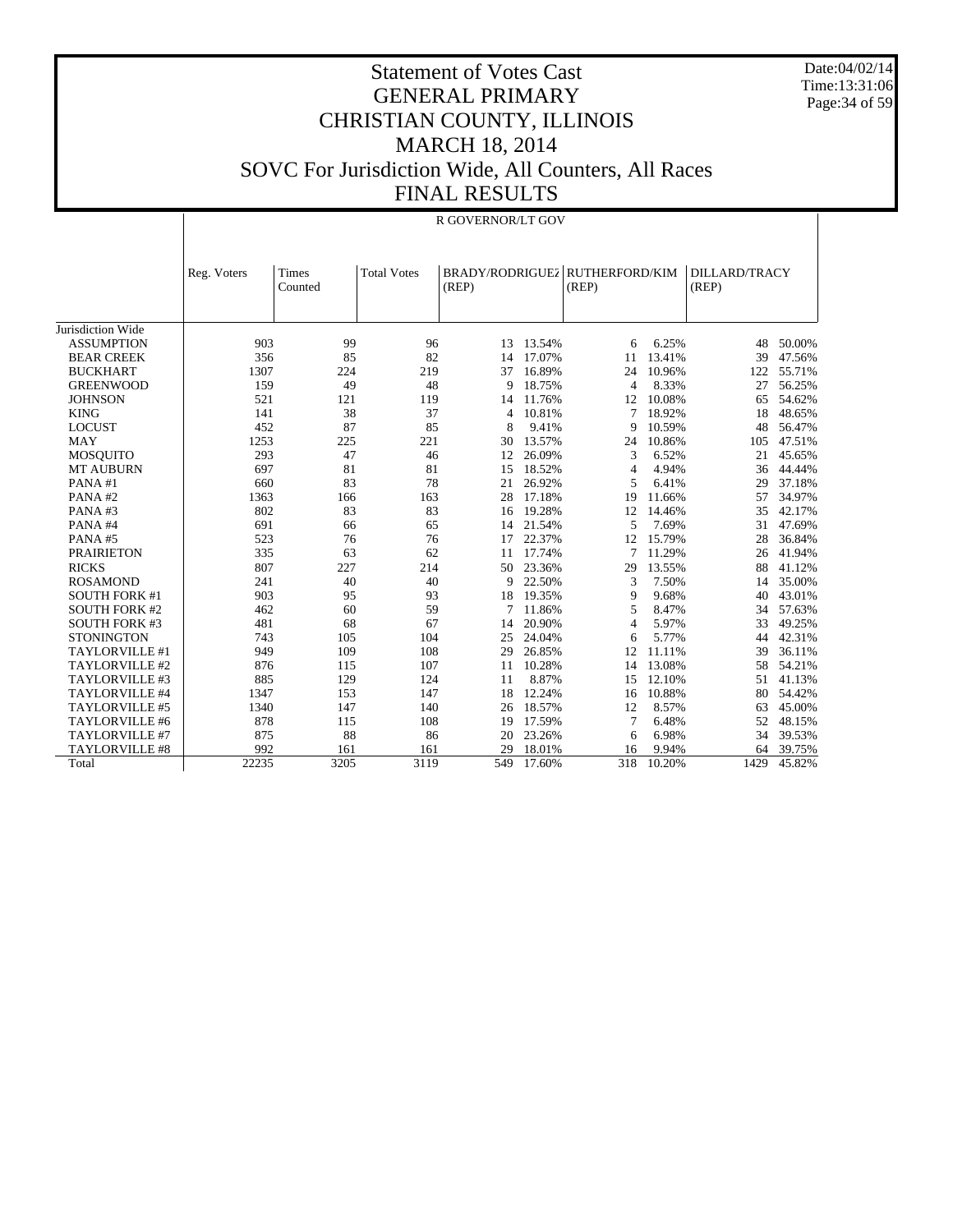# Statement of Votes Cast
## GENERAL PRIMARY
## CHRISTIAN COUNTY, ILLINOIS
## MARCH 18, 2014
## SOVC For Jurisdiction Wide, All Counters, All Races
## FINAL RESULTS

Date:04/02/14
Time:13:31:06

R GOVERNOR/LT GOV

| | Reg. Voters | Times Counted | Total Votes | BRADY/RODRIGUEZ (REP) | | RUTHERFORD/KIM (REP) | | DILLARD/TRACY (REP) | |
|---|---|---|---|---|---|---|---|---|---|
| Jurisdiction Wide | | | | | | | | | |
| ASSUMPTION | 903 | 99 | 96 | 13 | 13.54% | 6 | 6.25% | 48 | 50.00% |
| BEAR CREEK | 356 | 85 | 82 | 14 | 17.07% | 11 | 13.41% | 39 | 47.56% |
| BUCKHART | 1307 | 224 | 219 | 37 | 16.89% | 24 | 10.96% | 122 | 55.71% |
| GREENWOOD | 159 | 49 | 48 | 9 | 18.75% | 4 | 8.33% | 27 | 56.25% |
| JOHNSON | 521 | 121 | 119 | 14 | 11.76% | 12 | 10.08% | 65 | 54.62% |
| KING | 141 | 38 | 37 | 4 | 10.81% | 7 | 18.92% | 18 | 48.65% |
| LOCUST | 452 | 87 | 85 | 8 | 9.41% | 9 | 10.59% | 48 | 56.47% |
| MAY | 1253 | 225 | 221 | 30 | 13.57% | 24 | 10.86% | 105 | 47.51% |
| MOSQUITO | 293 | 47 | 46 | 12 | 26.09% | 3 | 6.52% | 21 | 45.65% |
| MT AUBURN | 697 | 81 | 81 | 15 | 18.52% | 4 | 4.94% | 36 | 44.44% |
| PANA #1 | 660 | 83 | 78 | 21 | 26.92% | 5 | 6.41% | 29 | 37.18% |
| PANA #2 | 1363 | 166 | 163 | 28 | 17.18% | 19 | 11.66% | 57 | 34.97% |
| PANA #3 | 802 | 83 | 83 | 16 | 19.28% | 12 | 14.46% | 35 | 42.17% |
| PANA #4 | 691 | 66 | 65 | 14 | 21.54% | 5 | 7.69% | 31 | 47.69% |
| PANA #5 | 523 | 76 | 76 | 17 | 22.37% | 12 | 15.79% | 28 | 36.84% |
| PRAIRIETON | 335 | 63 | 62 | 11 | 17.74% | 7 | 11.29% | 26 | 41.94% |
| RICKS | 807 | 227 | 214 | 50 | 23.36% | 29 | 13.55% | 88 | 41.12% |
| ROSAMOND | 241 | 40 | 40 | 9 | 22.50% | 3 | 7.50% | 14 | 35.00% |
| SOUTH FORK #1 | 903 | 95 | 93 | 18 | 19.35% | 9 | 9.68% | 40 | 43.01% |
| SOUTH FORK #2 | 462 | 60 | 59 | 7 | 11.86% | 5 | 8.47% | 34 | 57.63% |
| SOUTH FORK #3 | 481 | 68 | 67 | 14 | 20.90% | 4 | 5.97% | 33 | 49.25% |
| STONINGTON | 743 | 105 | 104 | 25 | 24.04% | 6 | 5.77% | 44 | 42.31% |
| TAYLORVILLE #1 | 949 | 109 | 108 | 29 | 26.85% | 12 | 11.11% | 39 | 36.11% |
| TAYLORVILLE #2 | 876 | 115 | 107 | 11 | 10.28% | 14 | 13.08% | 58 | 54.21% |
| TAYLORVILLE #3 | 885 | 129 | 124 | 11 | 8.87% | 15 | 12.10% | 51 | 41.13% |
| TAYLORVILLE #4 | 1347 | 153 | 147 | 18 | 12.24% | 16 | 10.88% | 80 | 54.42% |
| TAYLORVILLE #5 | 1340 | 147 | 140 | 26 | 18.57% | 12 | 8.57% | 63 | 45.00% |
| TAYLORVILLE #6 | 878 | 115 | 108 | 19 | 17.59% | 7 | 6.48% | 52 | 48.15% |
| TAYLORVILLE #7 | 875 | 88 | 86 | 20 | 23.26% | 6 | 6.98% | 34 | 39.53% |
| TAYLORVILLE #8 | 992 | 161 | 161 | 29 | 18.01% | 16 | 9.94% | 64 | 39.75% |
| Total | 22235 | 3205 | 3119 | 549 | 17.60% | 318 | 10.20% | 1429 | 45.82% |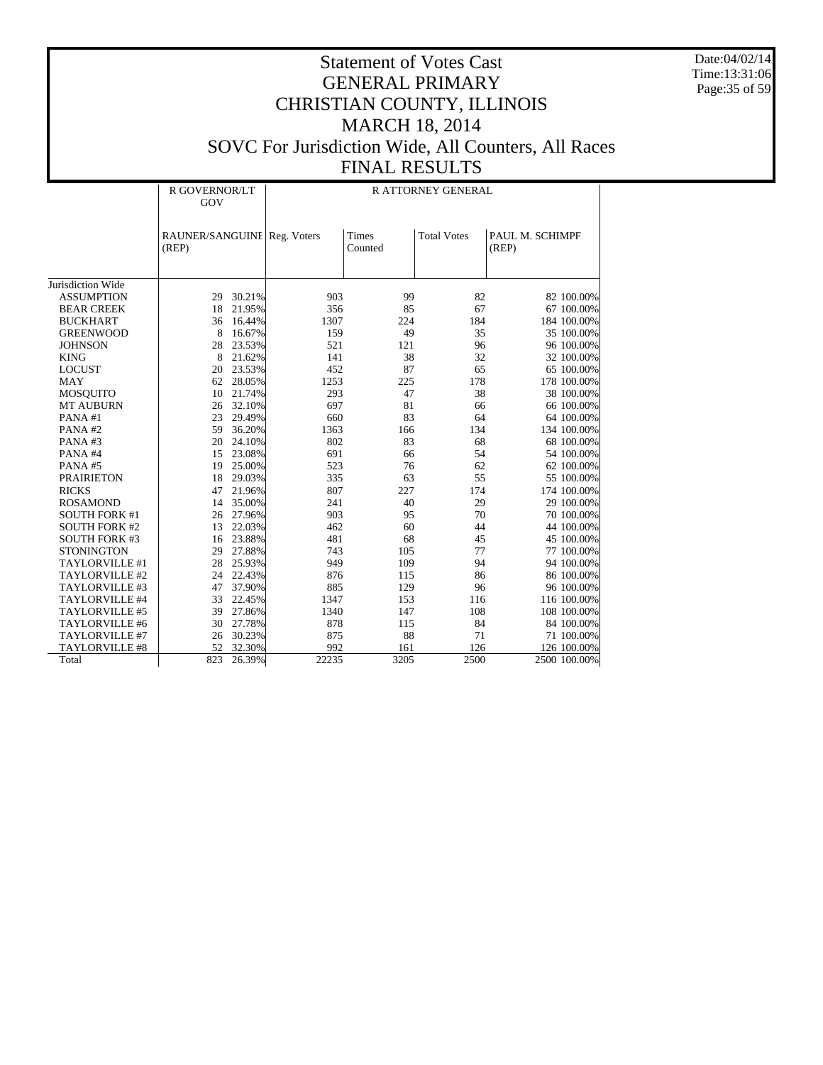# Statement of Votes Cast
# GENERAL PRIMARY
# CHRISTIAN COUNTY, ILLINOIS
# MARCH 18, 2014
# SOVC For Jurisdiction Wide, All Counters, All Races
# FINAL RESULTS

| | R GOVERNOR/LT GOV | | R ATTORNEY GENERAL | | | | |
|---|---|---|---|---|---|---|---|
| | RAUNER/SANGUINETTI (REP) | | Reg. Voters | Times Counted | Total Votes | PAUL M. SCHIMPF (REP) | |
| Jurisdiction Wide | | | | | | | |
| ASSUMPTION | 29 | 30.21% | 903 | 99 | 82 | 82 | 100.00% |
| BEAR CREEK | 18 | 21.95% | 356 | 85 | 67 | 67 | 100.00% |
| BUCKHART | 36 | 16.44% | 1307 | 224 | 184 | 184 | 100.00% |
| GREENWOOD | 8 | 16.67% | 159 | 49 | 35 | 35 | 100.00% |
| JOHNSON | 28 | 23.53% | 521 | 121 | 96 | 96 | 100.00% |
| KING | 8 | 21.62% | 141 | 38 | 32 | 32 | 100.00% |
| LOCUST | 20 | 23.53% | 452 | 87 | 65 | 65 | 100.00% |
| MAY | 62 | 28.05% | 1253 | 225 | 178 | 178 | 100.00% |
| MOSQUITO | 10 | 21.74% | 293 | 47 | 38 | 38 | 100.00% |
| MT AUBURN | 26 | 32.10% | 697 | 81 | 66 | 66 | 100.00% |
| PANA #1 | 23 | 29.49% | 660 | 83 | 64 | 64 | 100.00% |
| PANA #2 | 59 | 36.20% | 1363 | 166 | 134 | 134 | 100.00% |
| PANA #3 | 20 | 24.10% | 802 | 83 | 68 | 68 | 100.00% |
| PANA #4 | 15 | 23.08% | 691 | 66 | 54 | 54 | 100.00% |
| PANA #5 | 19 | 25.00% | 523 | 76 | 62 | 62 | 100.00% |
| PRAIRIETON | 18 | 29.03% | 335 | 63 | 55 | 55 | 100.00% |
| RICKS | 47 | 21.96% | 807 | 227 | 174 | 174 | 100.00% |
| ROSAMOND | 14 | 35.00% | 241 | 40 | 29 | 29 | 100.00% |
| SOUTH FORK #1 | 26 | 27.96% | 903 | 95 | 70 | 70 | 100.00% |
| SOUTH FORK #2 | 13 | 22.03% | 462 | 60 | 44 | 44 | 100.00% |
| SOUTH FORK #3 | 16 | 23.88% | 481 | 68 | 45 | 45 | 100.00% |
| STONINGTON | 29 | 27.88% | 743 | 105 | 77 | 77 | 100.00% |
| TAYLORVILLE #1 | 28 | 25.93% | 949 | 109 | 94 | 94 | 100.00% |
| TAYLORVILLE #2 | 24 | 22.43% | 876 | 115 | 86 | 86 | 100.00% |
| TAYLORVILLE #3 | 47 | 37.90% | 885 | 129 | 96 | 96 | 100.00% |
| TAYLORVILLE #4 | 33 | 22.45% | 1347 | 153 | 116 | 116 | 100.00% |
| TAYLORVILLE #5 | 39 | 27.86% | 1340 | 147 | 108 | 108 | 100.00% |
| TAYLORVILLE #6 | 30 | 27.78% | 878 | 115 | 84 | 84 | 100.00% |
| TAYLORVILLE #7 | 26 | 30.23% | 875 | 88 | 71 | 71 | 100.00% |
| TAYLORVILLE #8 | 52 | 32.30% | 992 | 161 | 126 | 126 | 100.00% |
| Total | 823 | 26.39% | 22235 | 3205 | 2500 | 2500 | 100.00% |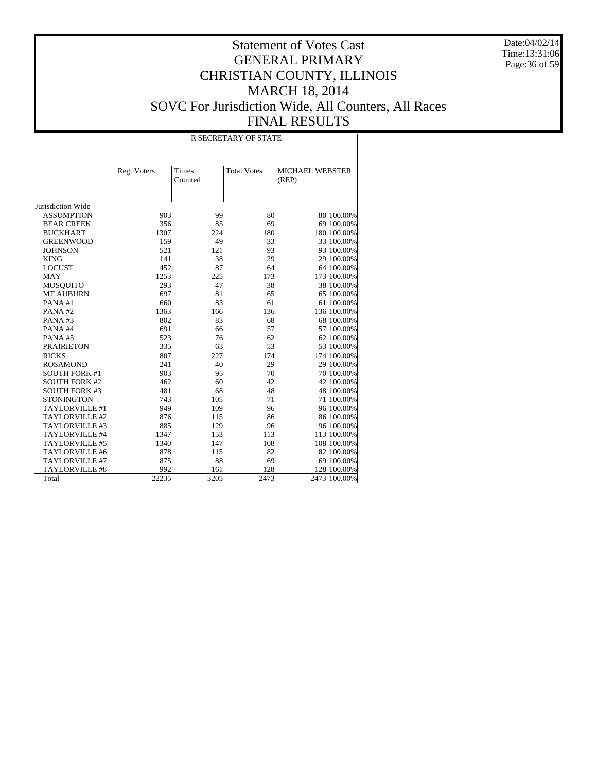# Statement of Votes Cast
# GENERAL PRIMARY
# CHRISTIAN COUNTY, ILLINOIS
# MARCH 18, 2014
# SOVC For Jurisdiction Wide, All Counters, All Races
# FINAL RESULTS

Date:04/02/14
Time:13:31:06

| | R SECRETARY OF STATE | | | | |
|---|---|---|---|---|---|
| | Reg. Voters | Times Counted | Total Votes | MICHAEL WEBSTER (REP) | |
| Jurisdiction Wide | | | | | |
| ASSUMPTION | 903 | 99 | 80 | 80 | 100.00% |
| BEAR CREEK | 356 | 85 | 69 | 69 | 100.00% |
| BUCKHART | 1307 | 224 | 180 | 180 | 100.00% |
| GREENWOOD | 159 | 49 | 33 | 33 | 100.00% |
| JOHNSON | 521 | 121 | 93 | 93 | 100.00% |
| KING | 141 | 38 | 29 | 29 | 100.00% |
| LOCUST | 452 | 87 | 64 | 64 | 100.00% |
| MAY | 1253 | 225 | 173 | 173 | 100.00% |
| MOSQUITO | 293 | 47 | 38 | 38 | 100.00% |
| MT AUBURN | 697 | 81 | 65 | 65 | 100.00% |
| PANA #1 | 660 | 83 | 61 | 61 | 100.00% |
| PANA #2 | 1363 | 166 | 136 | 136 | 100.00% |
| PANA #3 | 802 | 83 | 68 | 68 | 100.00% |
| PANA #4 | 691 | 66 | 57 | 57 | 100.00% |
| PANA #5 | 523 | 76 | 62 | 62 | 100.00% |
| PRAIRIETON | 335 | 63 | 53 | 53 | 100.00% |
| RICKS | 807 | 227 | 174 | 174 | 100.00% |
| ROSAMOND | 241 | 40 | 29 | 29 | 100.00% |
| SOUTH FORK #1 | 903 | 95 | 70 | 70 | 100.00% |
| SOUTH FORK #2 | 462 | 60 | 42 | 42 | 100.00% |
| SOUTH FORK #3 | 481 | 68 | 48 | 48 | 100.00% |
| STONINGTON | 743 | 105 | 71 | 71 | 100.00% |
| TAYLORVILLE #1 | 949 | 109 | 96 | 96 | 100.00% |
| TAYLORVILLE #2 | 876 | 115 | 86 | 86 | 100.00% |
| TAYLORVILLE #3 | 885 | 129 | 96 | 96 | 100.00% |
| TAYLORVILLE #4 | 1347 | 153 | 113 | 113 | 100.00% |
| TAYLORVILLE #5 | 1340 | 147 | 108 | 108 | 100.00% |
| TAYLORVILLE #6 | 878 | 115 | 82 | 82 | 100.00% |
| TAYLORVILLE #7 | 875 | 88 | 69 | 69 | 100.00% |
| TAYLORVILLE #8 | 992 | 161 | 128 | 128 | 100.00% |
| Total | 22235 | 3205 | 2473 | 2473 | 100.00% |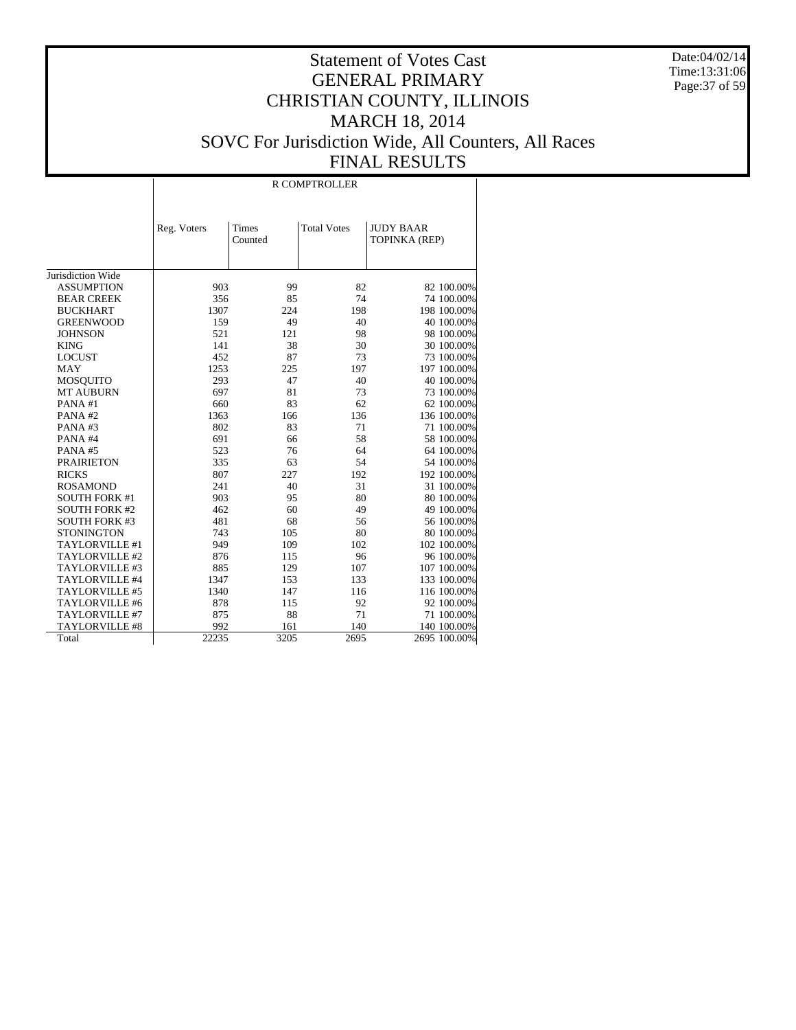# Statement of Votes Cast
# GENERAL PRIMARY
# CHRISTIAN COUNTY, ILLINOIS
# MARCH 18, 2014
# SOVC For Jurisdiction Wide, All Counters, All Races
# FINAL RESULTS

| | R COMPTROLLER | | | | |
|---|---|---|---|---|---|
| | Reg. Voters | Times Counted | Total Votes | JUDY BAAR TOPINKA (REP) | |
| Jurisdiction Wide | | | | | |
| ASSUMPTION | 903 | 99 | 82 | 82 | 100.00% |
| BEAR CREEK | 356 | 85 | 74 | 74 | 100.00% |
| BUCKHART | 1307 | 224 | 198 | 198 | 100.00% |
| GREENWOOD | 159 | 49 | 40 | 40 | 100.00% |
| JOHNSON | 521 | 121 | 98 | 98 | 100.00% |
| KING | 141 | 38 | 30 | 30 | 100.00% |
| LOCUST | 452 | 87 | 73 | 73 | 100.00% |
| MAY | 1253 | 225 | 197 | 197 | 100.00% |
| MOSQUITO | 293 | 47 | 40 | 40 | 100.00% |
| MT AUBURN | 697 | 81 | 73 | 73 | 100.00% |
| PANA #1 | 660 | 83 | 62 | 62 | 100.00% |
| PANA #2 | 1363 | 166 | 136 | 136 | 100.00% |
| PANA #3 | 802 | 83 | 71 | 71 | 100.00% |
| PANA #4 | 691 | 66 | 58 | 58 | 100.00% |
| PANA #5 | 523 | 76 | 64 | 64 | 100.00% |
| PRAIRIETON | 335 | 63 | 54 | 54 | 100.00% |
| RICKS | 807 | 227 | 192 | 192 | 100.00% |
| ROSAMOND | 241 | 40 | 31 | 31 | 100.00% |
| SOUTH FORK #1 | 903 | 95 | 80 | 80 | 100.00% |
| SOUTH FORK #2 | 462 | 60 | 49 | 49 | 100.00% |
| SOUTH FORK #3 | 481 | 68 | 56 | 56 | 100.00% |
| STONINGTON | 743 | 105 | 80 | 80 | 100.00% |
| TAYLORVILLE #1 | 949 | 109 | 102 | 102 | 100.00% |
| TAYLORVILLE #2 | 876 | 115 | 96 | 96 | 100.00% |
| TAYLORVILLE #3 | 885 | 129 | 107 | 107 | 100.00% |
| TAYLORVILLE #4 | 1347 | 153 | 133 | 133 | 100.00% |
| TAYLORVILLE #5 | 1340 | 147 | 116 | 116 | 100.00% |
| TAYLORVILLE #6 | 878 | 115 | 92 | 92 | 100.00% |
| TAYLORVILLE #7 | 875 | 88 | 71 | 71 | 100.00% |
| TAYLORVILLE #8 | 992 | 161 | 140 | 140 | 100.00% |
| Total | 22235 | 3205 | 2695 | 2695 | 100.00% |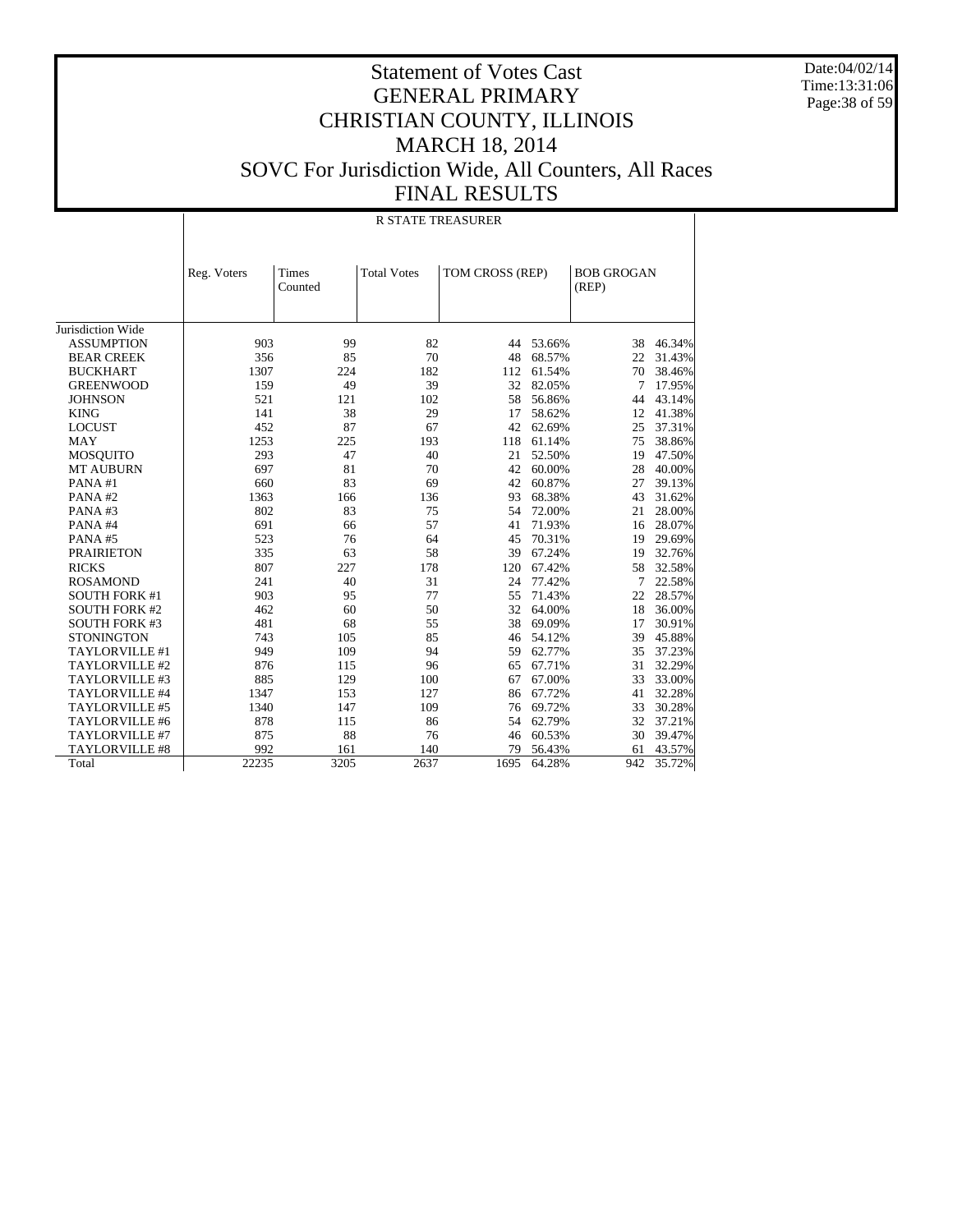# Statement of Votes Cast
# GENERAL PRIMARY
# CHRISTIAN COUNTY, ILLINOIS
# MARCH 18, 2014
# SOVC For Jurisdiction Wide, All Counters, All Races
# FINAL RESULTS

Date:04/02/14
Time:13:31:06

## R STATE TREASURER

| | Reg. Voters | Times Counted | Total Votes | TOM CROSS (REP) | | BOB GROGAN (REP) | |
|---|---|---|---|---|---|---|---|
| Jurisdiction Wide | | | | | | | |
| ASSUMPTION | 903 | 99 | 82 | 44 | 53.66% | 38 | 46.34% |
| BEAR CREEK | 356 | 85 | 70 | 48 | 68.57% | 22 | 31.43% |
| BUCKHART | 1307 | 224 | 182 | 112 | 61.54% | 70 | 38.46% |
| GREENWOOD | 159 | 49 | 39 | 32 | 82.05% | 7 | 17.95% |
| JOHNSON | 521 | 121 | 102 | 58 | 56.86% | 44 | 43.14% |
| KING | 141 | 38 | 29 | 17 | 58.62% | 12 | 41.38% |
| LOCUST | 452 | 87 | 67 | 42 | 62.69% | 25 | 37.31% |
| MAY | 1253 | 225 | 193 | 118 | 61.14% | 75 | 38.86% |
| MOSQUITO | 293 | 47 | 40 | 21 | 52.50% | 19 | 47.50% |
| MT AUBURN | 697 | 81 | 70 | 42 | 60.00% | 28 | 40.00% |
| PANA #1 | 660 | 83 | 69 | 42 | 60.87% | 27 | 39.13% |
| PANA #2 | 1363 | 166 | 136 | 93 | 68.38% | 43 | 31.62% |
| PANA #3 | 802 | 83 | 75 | 54 | 72.00% | 21 | 28.00% |
| PANA #4 | 691 | 66 | 57 | 41 | 71.93% | 16 | 28.07% |
| PANA #5 | 523 | 76 | 64 | 45 | 70.31% | 19 | 29.69% |
| PRAIRIETON | 335 | 63 | 58 | 39 | 67.24% | 19 | 32.76% |
| RICKS | 807 | 227 | 178 | 120 | 67.42% | 58 | 32.58% |
| ROSAMOND | 241 | 40 | 31 | 24 | 77.42% | 7 | 22.58% |
| SOUTH FORK #1 | 903 | 95 | 77 | 55 | 71.43% | 22 | 28.57% |
| SOUTH FORK #2 | 462 | 60 | 50 | 32 | 64.00% | 18 | 36.00% |
| SOUTH FORK #3 | 481 | 68 | 55 | 38 | 69.09% | 17 | 30.91% |
| STONINGTON | 743 | 105 | 85 | 46 | 54.12% | 39 | 45.88% |
| TAYLORVILLE #1 | 949 | 109 | 94 | 59 | 62.77% | 35 | 37.23% |
| TAYLORVILLE #2 | 876 | 115 | 96 | 65 | 67.71% | 31 | 32.29% |
| TAYLORVILLE #3 | 885 | 129 | 100 | 67 | 67.00% | 33 | 33.00% |
| TAYLORVILLE #4 | 1347 | 153 | 127 | 86 | 67.72% | 41 | 32.28% |
| TAYLORVILLE #5 | 1340 | 147 | 109 | 76 | 69.72% | 33 | 30.28% |
| TAYLORVILLE #6 | 878 | 115 | 86 | 54 | 62.79% | 32 | 37.21% |
| TAYLORVILLE #7 | 875 | 88 | 76 | 46 | 60.53% | 30 | 39.47% |
| TAYLORVILLE #8 | 992 | 161 | 140 | 79 | 56.43% | 61 | 43.57% |
| Total | 22235 | 3205 | 2637 | 1695 | 64.28% | 942 | 35.72% |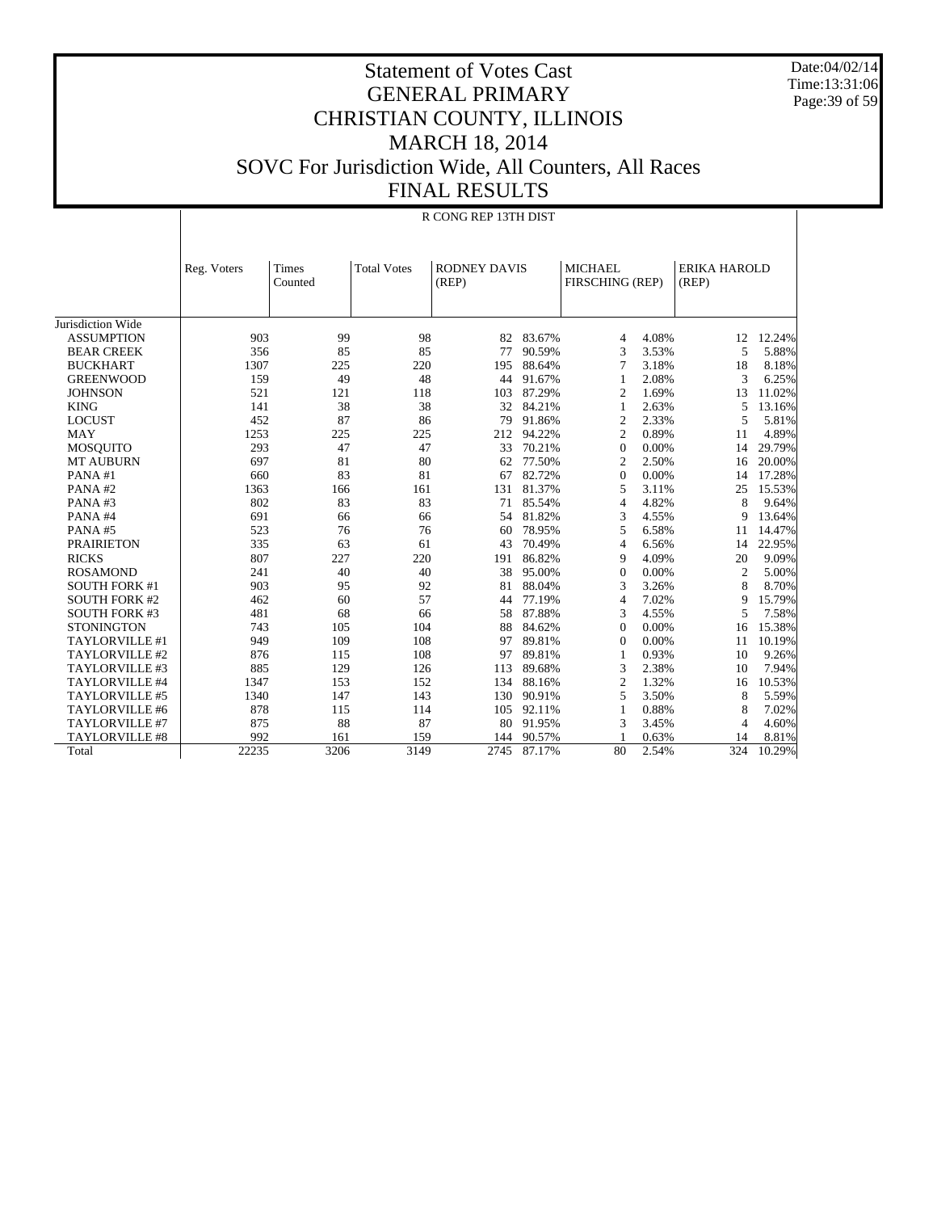# Statement of Votes Cast
## GENERAL PRIMARY
## CHRISTIAN COUNTY, ILLINOIS
## MARCH 18, 2014
## SOVC For Jurisdiction Wide, All Counters, All Races
## FINAL RESULTS

Date:04/02/14
Time:13:31:06

R CONG REP 13TH DIST

| | Reg. Voters | Times Counted | Total Votes | RODNEY DAVIS (REP) | | MICHAEL FIRSCHING (REP) | | ERIKA HAROLD (REP) | |
|---|---|---|---|---|---|---|---|---|---|
| Jurisdiction Wide | | | | | | | | | |
| ASSUMPTION | 903 | 99 | 98 | 82 | 83.67% | 4 | 4.08% | 12 | 12.24% |
| BEAR CREEK | 356 | 85 | 85 | 77 | 90.59% | 3 | 3.53% | 5 | 5.88% |
| BUCKHART | 1307 | 225 | 220 | 195 | 88.64% | 7 | 3.18% | 18 | 8.18% |
| GREENWOOD | 159 | 49 | 48 | 44 | 91.67% | 1 | 2.08% | 3 | 6.25% |
| JOHNSON | 521 | 121 | 118 | 103 | 87.29% | 2 | 1.69% | 13 | 11.02% |
| KING | 141 | 38 | 38 | 32 | 84.21% | 1 | 2.63% | 5 | 13.16% |
| LOCUST | 452 | 87 | 86 | 79 | 91.86% | 2 | 2.33% | 5 | 5.81% |
| MAY | 1253 | 225 | 225 | 212 | 94.22% | 2 | 0.89% | 11 | 4.89% |
| MOSQUITO | 293 | 47 | 47 | 33 | 70.21% | 0 | 0.00% | 14 | 29.79% |
| MT AUBURN | 697 | 81 | 80 | 62 | 77.50% | 2 | 2.50% | 16 | 20.00% |
| PANA #1 | 660 | 83 | 81 | 67 | 82.72% | 0 | 0.00% | 14 | 17.28% |
| PANA #2 | 1363 | 166 | 161 | 131 | 81.37% | 5 | 3.11% | 25 | 15.53% |
| PANA #3 | 802 | 83 | 83 | 71 | 85.54% | 4 | 4.82% | 8 | 9.64% |
| PANA #4 | 691 | 66 | 66 | 54 | 81.82% | 3 | 4.55% | 9 | 13.64% |
| PANA #5 | 523 | 76 | 76 | 60 | 78.95% | 5 | 6.58% | 11 | 14.47% |
| PRAIRIETON | 335 | 63 | 61 | 43 | 70.49% | 4 | 6.56% | 14 | 22.95% |
| RICKS | 807 | 227 | 220 | 191 | 86.82% | 9 | 4.09% | 20 | 9.09% |
| ROSAMOND | 241 | 40 | 40 | 38 | 95.00% | 0 | 0.00% | 2 | 5.00% |
| SOUTH FORK #1 | 903 | 95 | 92 | 81 | 88.04% | 3 | 3.26% | 8 | 8.70% |
| SOUTH FORK #2 | 462 | 60 | 57 | 44 | 77.19% | 4 | 7.02% | 9 | 15.79% |
| SOUTH FORK #3 | 481 | 68 | 66 | 58 | 87.88% | 3 | 4.55% | 5 | 7.58% |
| STONINGTON | 743 | 105 | 104 | 88 | 84.62% | 0 | 0.00% | 16 | 15.38% |
| TAYLORVILLE #1 | 949 | 109 | 108 | 97 | 89.81% | 0 | 0.00% | 11 | 10.19% |
| TAYLORVILLE #2 | 876 | 115 | 108 | 97 | 89.81% | 1 | 0.93% | 10 | 9.26% |
| TAYLORVILLE #3 | 885 | 129 | 126 | 113 | 89.68% | 3 | 2.38% | 10 | 7.94% |
| TAYLORVILLE #4 | 1347 | 153 | 152 | 134 | 88.16% | 2 | 1.32% | 16 | 10.53% |
| TAYLORVILLE #5 | 1340 | 147 | 143 | 130 | 90.91% | 5 | 3.50% | 8 | 5.59% |
| TAYLORVILLE #6 | 878 | 115 | 114 | 105 | 92.11% | 1 | 0.88% | 8 | 7.02% |
| TAYLORVILLE #7 | 875 | 88 | 87 | 80 | 91.95% | 3 | 3.45% | 4 | 4.60% |
| TAYLORVILLE #8 | 992 | 161 | 159 | 144 | 90.57% | 1 | 0.63% | 14 | 8.81% |
| Total | 22235 | 3206 | 3149 | 2745 | 87.17% | 80 | 2.54% | 324 | 10.29% |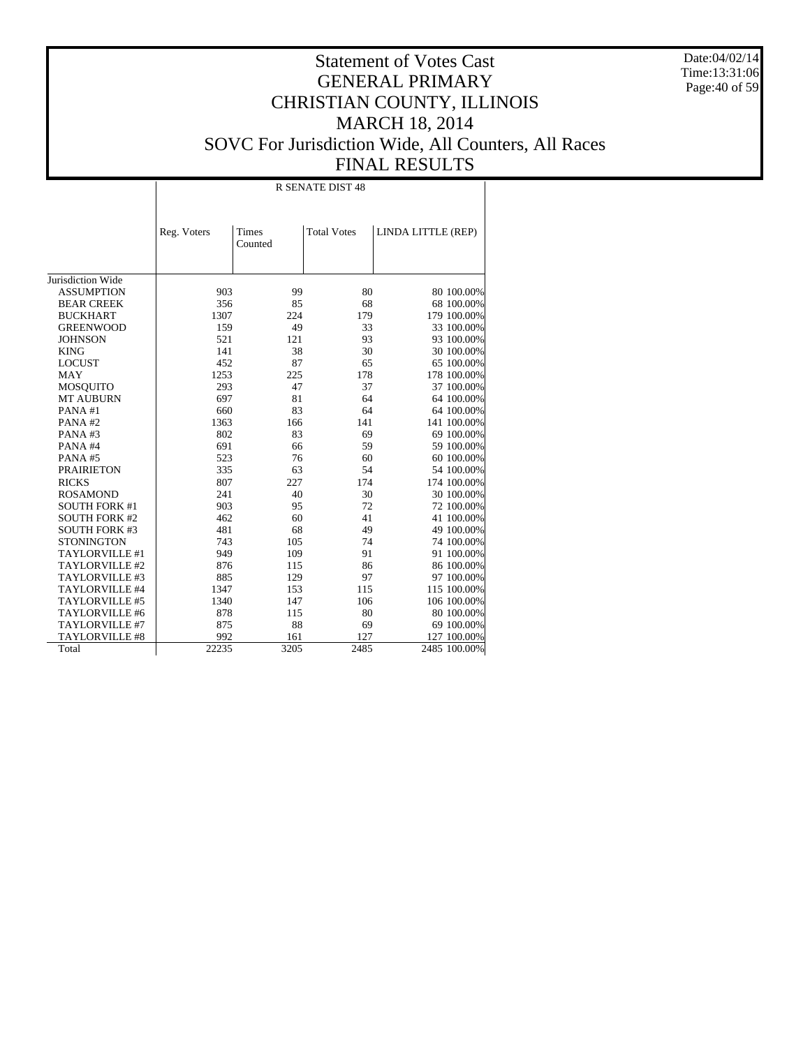# Statement of Votes Cast
# GENERAL PRIMARY
# CHRISTIAN COUNTY, ILLINOIS
# MARCH 18, 2014
# SOVC For Jurisdiction Wide, All Counters, All Races
# FINAL RESULTS

Date:04/02/14
Time:13:31:06

| | R SENATE DIST 48 | | | | |
|---|---|---|---|---|---|
| | Reg. Voters | Times Counted | Total Votes | LINDA LITTLE (REP) | |
| Jurisdiction Wide | | | | | |
| ASSUMPTION | 903 | 99 | 80 | 80 | 100.00% |
| BEAR CREEK | 356 | 85 | 68 | 68 | 100.00% |
| BUCKHART | 1307 | 224 | 179 | 179 | 100.00% |
| GREENWOOD | 159 | 49 | 33 | 33 | 100.00% |
| JOHNSON | 521 | 121 | 93 | 93 | 100.00% |
| KING | 141 | 38 | 30 | 30 | 100.00% |
| LOCUST | 452 | 87 | 65 | 65 | 100.00% |
| MAY | 1253 | 225 | 178 | 178 | 100.00% |
| MOSQUITO | 293 | 47 | 37 | 37 | 100.00% |
| MT AUBURN | 697 | 81 | 64 | 64 | 100.00% |
| PANA #1 | 660 | 83 | 64 | 64 | 100.00% |
| PANA #2 | 1363 | 166 | 141 | 141 | 100.00% |
| PANA #3 | 802 | 83 | 69 | 69 | 100.00% |
| PANA #4 | 691 | 66 | 59 | 59 | 100.00% |
| PANA #5 | 523 | 76 | 60 | 60 | 100.00% |
| PRAIRIETON | 335 | 63 | 54 | 54 | 100.00% |
| RICKS | 807 | 227 | 174 | 174 | 100.00% |
| ROSAMOND | 241 | 40 | 30 | 30 | 100.00% |
| SOUTH FORK #1 | 903 | 95 | 72 | 72 | 100.00% |
| SOUTH FORK #2 | 462 | 60 | 41 | 41 | 100.00% |
| SOUTH FORK #3 | 481 | 68 | 49 | 49 | 100.00% |
| STONINGTON | 743 | 105 | 74 | 74 | 100.00% |
| TAYLORVILLE #1 | 949 | 109 | 91 | 91 | 100.00% |
| TAYLORVILLE #2 | 876 | 115 | 86 | 86 | 100.00% |
| TAYLORVILLE #3 | 885 | 129 | 97 | 97 | 100.00% |
| TAYLORVILLE #4 | 1347 | 153 | 115 | 115 | 100.00% |
| TAYLORVILLE #5 | 1340 | 147 | 106 | 106 | 100.00% |
| TAYLORVILLE #6 | 878 | 115 | 80 | 80 | 100.00% |
| TAYLORVILLE #7 | 875 | 88 | 69 | 69 | 100.00% |
| TAYLORVILLE #8 | 992 | 161 | 127 | 127 | 100.00% |
| Total | 22235 | 3205 | 2485 | 2485 | 100.00% |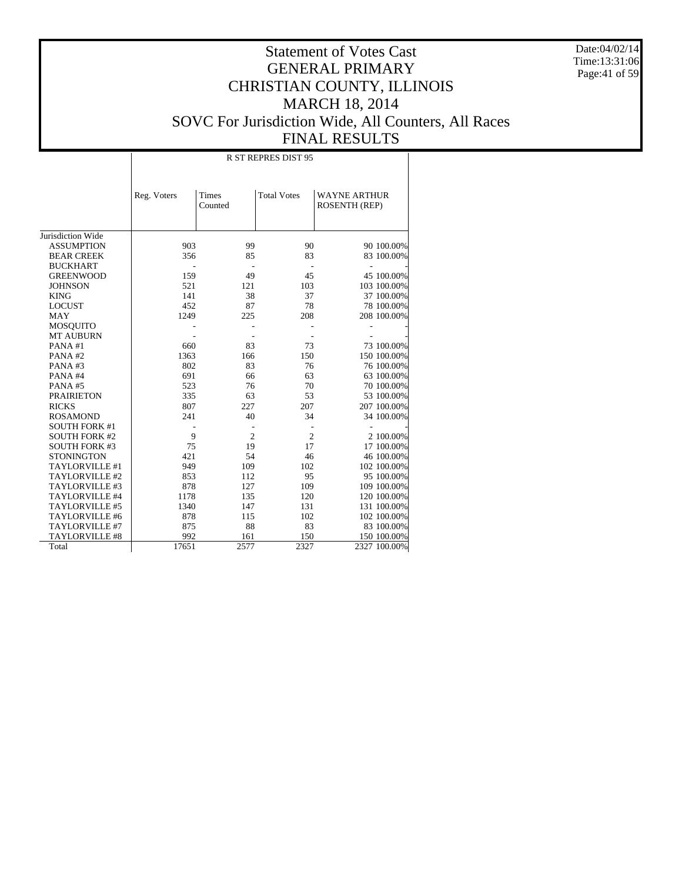# Statement of Votes Cast
# GENERAL PRIMARY
# CHRISTIAN COUNTY, ILLINOIS
# MARCH 18, 2014
# SOVC For Jurisdiction Wide, All Counters, All Races
# FINAL RESULTS

Date:04/02/14
Time:13:31:06

| | R ST REPRES DIST 95 | | | | |
|---|---|---|---|---|---|
| | Reg. Voters | Times Counted | Total Votes | WAYNE ARTHUR ROSENTH (REP) | |
| Jurisdiction Wide | | | | | |
| ASSUMPTION | 903 | 99 | 90 | 90 | 100.00% |
| BEAR CREEK | 356 | 85 | 83 | 83 | 100.00% |
| BUCKHART | - | - | - | - | - |
| GREENWOOD | 159 | 49 | 45 | 45 | 100.00% |
| JOHNSON | 521 | 121 | 103 | 103 | 100.00% |
| KING | 141 | 38 | 37 | 37 | 100.00% |
| LOCUST | 452 | 87 | 78 | 78 | 100.00% |
| MAY | 1249 | 225 | 208 | 208 | 100.00% |
| MOSQUITO | - | - | - | - | - |
| MT AUBURN | - | - | - | - | - |
| PANA #1 | 660 | 83 | 73 | 73 | 100.00% |
| PANA #2 | 1363 | 166 | 150 | 150 | 100.00% |
| PANA #3 | 802 | 83 | 76 | 76 | 100.00% |
| PANA #4 | 691 | 66 | 63 | 63 | 100.00% |
| PANA #5 | 523 | 76 | 70 | 70 | 100.00% |
| PRAIRIETON | 335 | 63 | 53 | 53 | 100.00% |
| RICKS | 807 | 227 | 207 | 207 | 100.00% |
| ROSAMOND | 241 | 40 | 34 | 34 | 100.00% |
| SOUTH FORK #1 | - | - | - | - | - |
| SOUTH FORK #2 | 9 | 2 | 2 | 2 | 100.00% |
| SOUTH FORK #3 | 75 | 19 | 17 | 17 | 100.00% |
| STONINGTON | 421 | 54 | 46 | 46 | 100.00% |
| TAYLORVILLE #1 | 949 | 109 | 102 | 102 | 100.00% |
| TAYLORVILLE #2 | 853 | 112 | 95 | 95 | 100.00% |
| TAYLORVILLE #3 | 878 | 127 | 109 | 109 | 100.00% |
| TAYLORVILLE #4 | 1178 | 135 | 120 | 120 | 100.00% |
| TAYLORVILLE #5 | 1340 | 147 | 131 | 131 | 100.00% |
| TAYLORVILLE #6 | 878 | 115 | 102 | 102 | 100.00% |
| TAYLORVILLE #7 | 875 | 88 | 83 | 83 | 100.00% |
| TAYLORVILLE #8 | 992 | 161 | 150 | 150 | 100.00% |
| Total | 17651 | 2577 | 2327 | 2327 | 100.00% |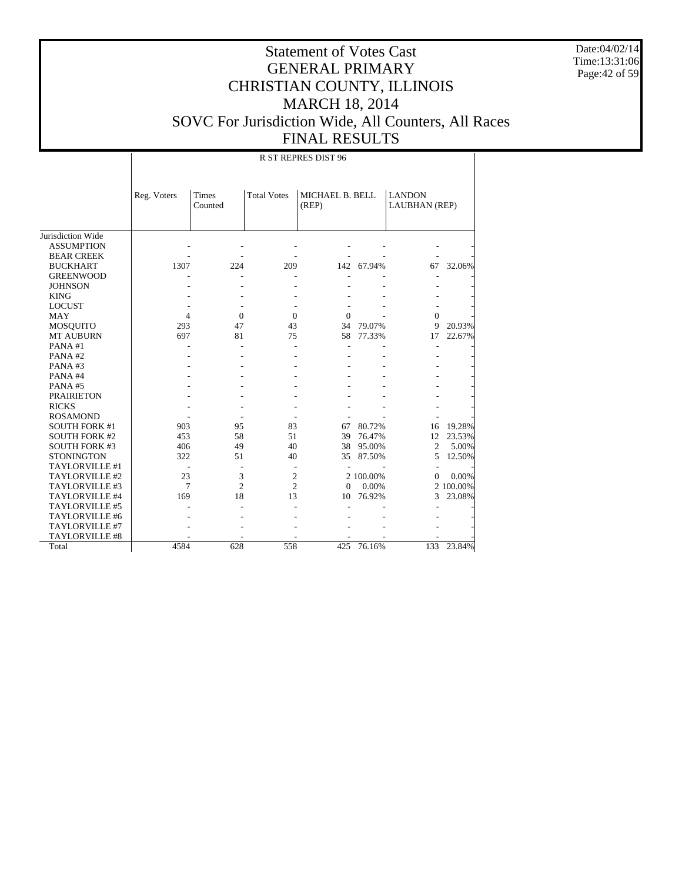# Statement of Votes Cast
# GENERAL PRIMARY
# CHRISTIAN COUNTY, ILLINOIS
# MARCH 18, 2014
# SOVC For Jurisdiction Wide, All Counters, All Races
# FINAL RESULTS

Date:04/02/14
Time:13:31:06

| | R ST REPRES DIST 96 | | | | | | |
|---|---|---|---|---|---|---|---|
| | Reg. Voters | Times Counted | Total Votes | MICHAEL B. BELL (REP) | | LANDON LAUBHAN (REP) | |
| Jurisdiction Wide | | | | | | | |
| ASSUMPTION | - | - | - | - | - | - | - |
| BEAR CREEK | - | - | - | - | - | - | - |
| BUCKHART | 1307 | 224 | 209 | 142 | 67.94% | 67 | 32.06% |
| GREENWOOD | - | - | - | - | - | - | - |
| JOHNSON | - | - | - | - | - | - | - |
| KING | - | - | - | - | - | - | - |
| LOCUST | - | - | - | - | - | - | - |
| MAY | 4 | 0 | 0 | 0 | - | 0 | - |
| MOSQUITO | 293 | 47 | 43 | 34 | 79.07% | 9 | 20.93% |
| MT AUBURN | 697 | 81 | 75 | 58 | 77.33% | 17 | 22.67% |
| PANA #1 | - | - | - | - | - | - | - |
| PANA #2 | - | - | - | - | - | - | - |
| PANA #3 | - | - | - | - | - | - | - |
| PANA #4 | - | - | - | - | - | - | - |
| PANA #5 | - | - | - | - | - | - | - |
| PRAIRIETON | - | - | - | - | - | - | - |
| RICKS | - | - | - | - | - | - | - |
| ROSAMOND | - | - | - | - | - | - | - |
| SOUTH FORK #1 | 903 | 95 | 83 | 67 | 80.72% | 16 | 19.28% |
| SOUTH FORK #2 | 453 | 58 | 51 | 39 | 76.47% | 12 | 23.53% |
| SOUTH FORK #3 | 406 | 49 | 40 | 38 | 95.00% | 2 | 5.00% |
| STONINGTON | 322 | 51 | 40 | 35 | 87.50% | 5 | 12.50% |
| TAYLORVILLE #1 | - | - | - | - | - | - | - |
| TAYLORVILLE #2 | 23 | 3 | 2 | 2 | 100.00% | 0 | 0.00% |
| TAYLORVILLE #3 | 7 | 2 | 2 | 0 | 0.00% | 2 | 100.00% |
| TAYLORVILLE #4 | 169 | 18 | 13 | 10 | 76.92% | 3 | 23.08% |
| TAYLORVILLE #5 | - | - | - | - | - | - | - |
| TAYLORVILLE #6 | - | - | - | - | - | - | - |
| TAYLORVILLE #7 | - | - | - | - | - | - | - |
| TAYLORVILLE #8 | - | - | - | - | - | - | - |
| Total | 4584 | 628 | 558 | 425 | 76.16% | 133 | 23.84% |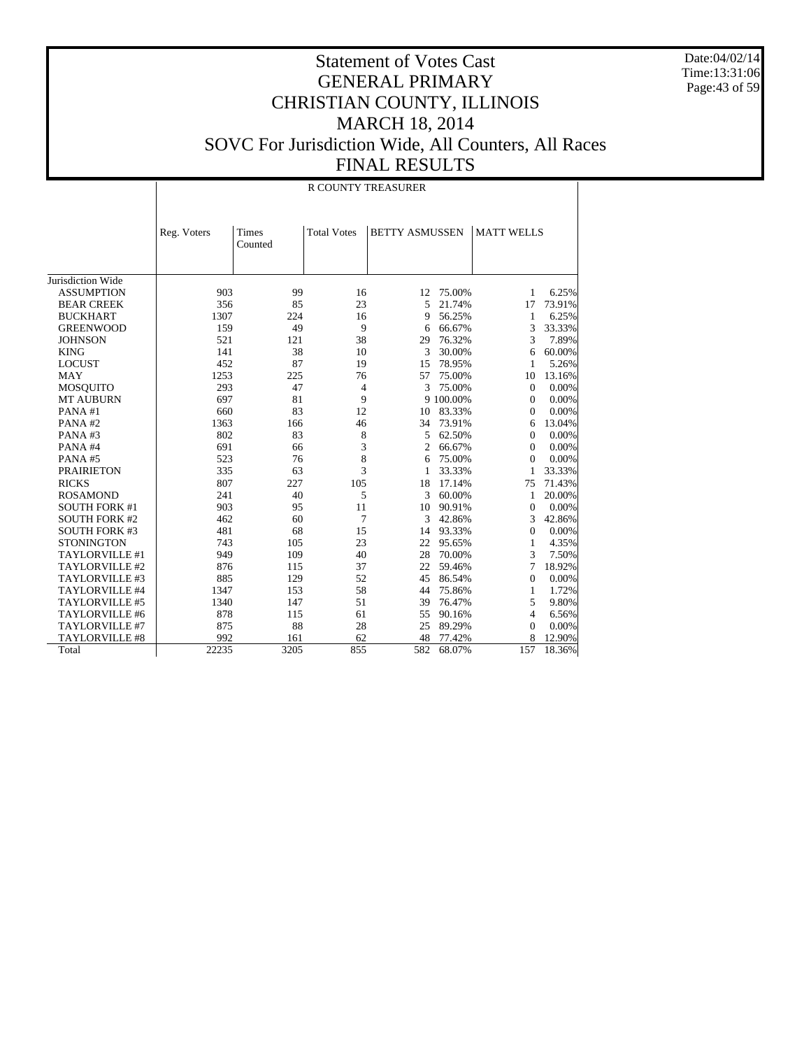# Statement of Votes Cast
# GENERAL PRIMARY
# CHRISTIAN COUNTY, ILLINOIS
# MARCH 18, 2014
# SOVC For Jurisdiction Wide, All Counters, All Races
# FINAL RESULTS

R COUNTY TREASURER

| | Reg. Voters | Times Counted | Total Votes | BETTY ASMUSSEN | | MATT WELLS | |
|---|---|---|---|---|---|---|---|
| Jurisdiction Wide | | | | | | | |
| ASSUMPTION | 903 | 99 | 16 | 12 | 75.00% | 1 | 6.25% |
| BEAR CREEK | 356 | 85 | 23 | 5 | 21.74% | 17 | 73.91% |
| BUCKHART | 1307 | 224 | 16 | 9 | 56.25% | 1 | 6.25% |
| GREENWOOD | 159 | 49 | 9 | 6 | 66.67% | 3 | 33.33% |
| JOHNSON | 521 | 121 | 38 | 29 | 76.32% | 3 | 7.89% |
| KING | 141 | 38 | 10 | 3 | 30.00% | 6 | 60.00% |
| LOCUST | 452 | 87 | 19 | 15 | 78.95% | 1 | 5.26% |
| MAY | 1253 | 225 | 76 | 57 | 75.00% | 10 | 13.16% |
| MOSQUITO | 293 | 47 | 4 | 3 | 75.00% | 0 | 0.00% |
| MT AUBURN | 697 | 81 | 9 | 9 | 100.00% | 0 | 0.00% |
| PANA #1 | 660 | 83 | 12 | 10 | 83.33% | 0 | 0.00% |
| PANA #2 | 1363 | 166 | 46 | 34 | 73.91% | 6 | 13.04% |
| PANA #3 | 802 | 83 | 8 | 5 | 62.50% | 0 | 0.00% |
| PANA #4 | 691 | 66 | 3 | 2 | 66.67% | 0 | 0.00% |
| PANA #5 | 523 | 76 | 8 | 6 | 75.00% | 0 | 0.00% |
| PRAIRIETON | 335 | 63 | 3 | 1 | 33.33% | 1 | 33.33% |
| RICKS | 807 | 227 | 105 | 18 | 17.14% | 75 | 71.43% |
| ROSAMOND | 241 | 40 | 5 | 3 | 60.00% | 1 | 20.00% |
| SOUTH FORK #1 | 903 | 95 | 11 | 10 | 90.91% | 0 | 0.00% |
| SOUTH FORK #2 | 462 | 60 | 7 | 3 | 42.86% | 3 | 42.86% |
| SOUTH FORK #3 | 481 | 68 | 15 | 14 | 93.33% | 0 | 0.00% |
| STONINGTON | 743 | 105 | 23 | 22 | 95.65% | 1 | 4.35% |
| TAYLORVILLE #1 | 949 | 109 | 40 | 28 | 70.00% | 3 | 7.50% |
| TAYLORVILLE #2 | 876 | 115 | 37 | 22 | 59.46% | 7 | 18.92% |
| TAYLORVILLE #3 | 885 | 129 | 52 | 45 | 86.54% | 0 | 0.00% |
| TAYLORVILLE #4 | 1347 | 153 | 58 | 44 | 75.86% | 1 | 1.72% |
| TAYLORVILLE #5 | 1340 | 147 | 51 | 39 | 76.47% | 5 | 9.80% |
| TAYLORVILLE #6 | 878 | 115 | 61 | 55 | 90.16% | 4 | 6.56% |
| TAYLORVILLE #7 | 875 | 88 | 28 | 25 | 89.29% | 0 | 0.00% |
| TAYLORVILLE #8 | 992 | 161 | 62 | 48 | 77.42% | 8 | 12.90% |
| Total | 22235 | 3205 | 855 | 582 | 68.07% | 157 | 18.36% |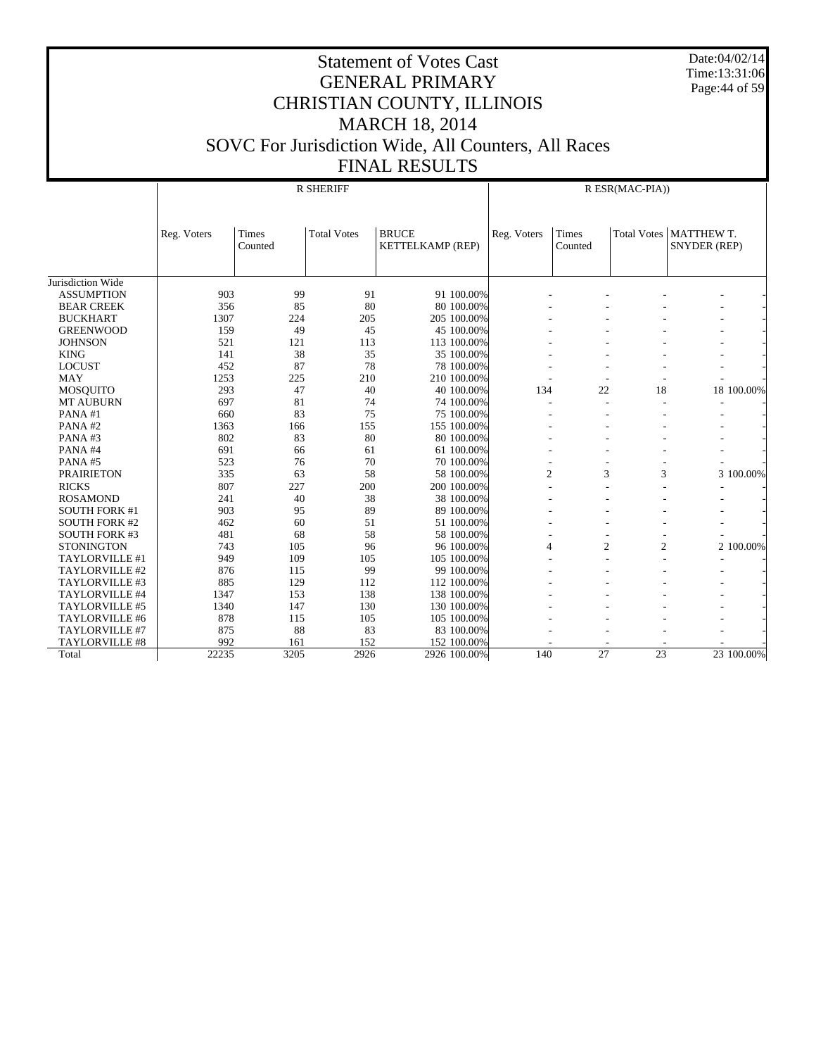# Statement of Votes Cast
# GENERAL PRIMARY
# CHRISTIAN COUNTY, ILLINOIS
# MARCH 18, 2014
# SOVC For Jurisdiction Wide, All Counters, All Races
# FINAL RESULTS

Date:04/02/14
Time:13:31:06

| | R SHERIFF | | | | | R ESR(MAC-PIA)) | | | | |
|---|---|---|---|---|---|---|---|---|---|---|
| | Reg. Voters | Times Counted | Total Votes | BRUCE KETTELKAMP (REP) | | Reg. Voters | Times Counted | Total Votes | MATTHEW T. SNYDER (REP) | |
| Jurisdiction Wide | | | | | | | | | | |
| ASSUMPTION | 903 | 99 | 91 | 91 | 100.00% | - | - | - | - | - |
| BEAR CREEK | 356 | 85 | 80 | 80 | 100.00% | - | - | - | - | - |
| BUCKHART | 1307 | 224 | 205 | 205 | 100.00% | - | - | - | - | - |
| GREENWOOD | 159 | 49 | 45 | 45 | 100.00% | - | - | - | - | - |
| JOHNSON | 521 | 121 | 113 | 113 | 100.00% | - | - | - | - | - |
| KING | 141 | 38 | 35 | 35 | 100.00% | - | - | - | - | - |
| LOCUST | 452 | 87 | 78 | 78 | 100.00% | - | - | - | - | - |
| MAY | 1253 | 225 | 210 | 210 | 100.00% | - | - | - | - | - |
| MOSQUITO | 293 | 47 | 40 | 40 | 100.00% | 134 | 22 | 18 | 18 | 100.00% |
| MT AUBURN | 697 | 81 | 74 | 74 | 100.00% | - | - | - | - | - |
| PANA #1 | 660 | 83 | 75 | 75 | 100.00% | - | - | - | - | - |
| PANA #2 | 1363 | 166 | 155 | 155 | 100.00% | - | - | - | - | - |
| PANA #3 | 802 | 83 | 80 | 80 | 100.00% | - | - | - | - | - |
| PANA #4 | 691 | 66 | 61 | 61 | 100.00% | - | - | - | - | - |
| PANA #5 | 523 | 76 | 70 | 70 | 100.00% | - | - | - | - | - |
| PRAIRIETON | 335 | 63 | 58 | 58 | 100.00% | 2 | 3 | 3 | 3 | 100.00% |
| RICKS | 807 | 227 | 200 | 200 | 100.00% | - | - | - | - | - |
| ROSAMOND | 241 | 40 | 38 | 38 | 100.00% | - | - | - | - | - |
| SOUTH FORK #1 | 903 | 95 | 89 | 89 | 100.00% | - | - | - | - | - |
| SOUTH FORK #2 | 462 | 60 | 51 | 51 | 100.00% | - | - | - | - | - |
| SOUTH FORK #3 | 481 | 68 | 58 | 58 | 100.00% | - | - | - | - | - |
| STONINGTON | 743 | 105 | 96 | 96 | 100.00% | 4 | 2 | 2 | 2 | 100.00% |
| TAYLORVILLE #1 | 949 | 109 | 105 | 105 | 100.00% | - | - | - | - | - |
| TAYLORVILLE #2 | 876 | 115 | 99 | 99 | 100.00% | - | - | - | - | - |
| TAYLORVILLE #3 | 885 | 129 | 112 | 112 | 100.00% | - | - | - | - | - |
| TAYLORVILLE #4 | 1347 | 153 | 138 | 138 | 100.00% | - | - | - | - | - |
| TAYLORVILLE #5 | 1340 | 147 | 130 | 130 | 100.00% | - | - | - | - | - |
| TAYLORVILLE #6 | 878 | 115 | 105 | 105 | 100.00% | - | - | - | - | - |
| TAYLORVILLE #7 | 875 | 88 | 83 | 83 | 100.00% | - | - | - | - | - |
| TAYLORVILLE #8 | 992 | 161 | 152 | 152 | 100.00% | - | - | - | - | - |
| Total | 22235 | 3205 | 2926 | 2926 | 100.00% | 140 | 27 | 23 | 23 | 100.00% |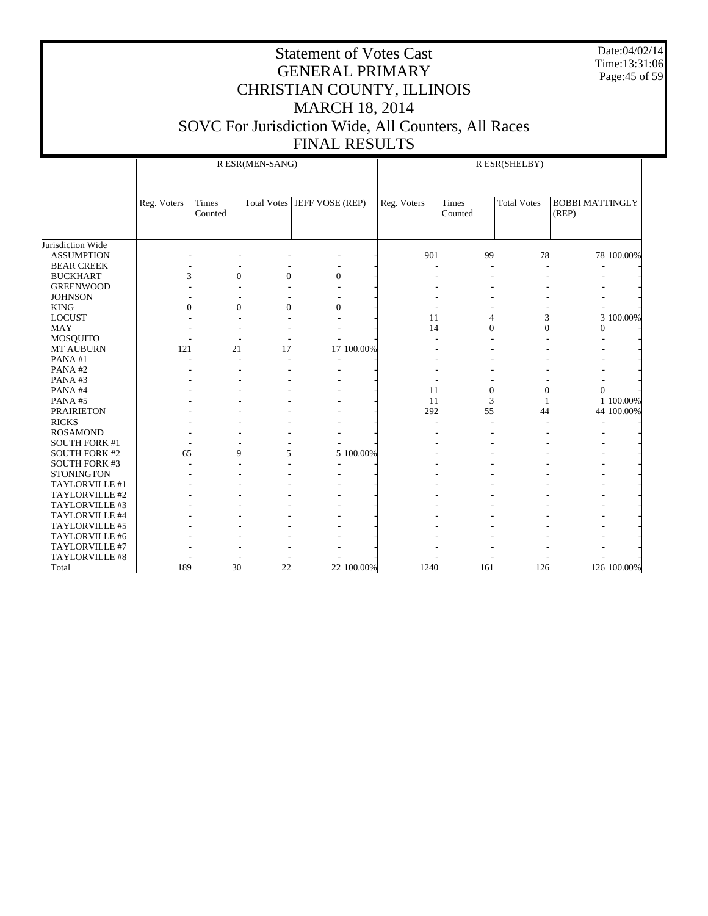# Statement of Votes Cast
# GENERAL PRIMARY
# CHRISTIAN COUNTY, ILLINOIS
# MARCH 18, 2014
# SOVC For Jurisdiction Wide, All Counters, All Races
# FINAL RESULTS

Date:04/02/14
Time:13:31:06

| | R ESR(MEN-SANG) | | | | | R ESR(SHELBY) | | | | |
|---|---|---|---|---|---|---|---|---|---|---|
| | Reg. Voters | Times Counted | Total Votes | JEFF VOSE (REP) | | Reg. Voters | Times Counted | Total Votes | BOBBI MATTINGLY (REP) | |
| Jurisdiction Wide | | | | | | | | | | |
| ASSUMPTION | - | - | - | - | - | 901 | 99 | 78 | 78 | 100.00% |
| BEAR CREEK | - | - | - | - | - | - | - | - | - | - |
| BUCKHART | 3 | 0 | 0 | 0 | - | - | - | - | - | - |
| GREENWOOD | - | - | - | - | - | - | - | - | - | - |
| JOHNSON | - | - | - | - | - | - | - | - | - | - |
| KING | 0 | 0 | 0 | 0 | - | - | - | - | - | - |
| LOCUST | - | - | - | - | - | 11 | 4 | 3 | 3 | 100.00% |
| MAY | - | - | - | - | - | 14 | 0 | 0 | 0 | - |
| MOSQUITO | - | - | - | - | - | - | - | - | - | - |
| MT AUBURN | 121 | 21 | 17 | 17 | 100.00% | - | - | - | - | - |
| PANA #1 | - | - | - | - | - | - | - | - | - | - |
| PANA #2 | - | - | - | - | - | - | - | - | - | - |
| PANA #3 | - | - | - | - | - | - | - | - | - | - |
| PANA #4 | - | - | - | - | - | 11 | 0 | 0 | 0 | - |
| PANA #5 | - | - | - | - | - | 11 | 3 | 1 | 1 | 100.00% |
| PRAIRIETON | - | - | - | - | - | 292 | 55 | 44 | 44 | 100.00% |
| RICKS | - | - | - | - | - | - | - | - | - | - |
| ROSAMOND | - | - | - | - | - | - | - | - | - | - |
| SOUTH FORK #1 | - | - | - | - | - | - | - | - | - | - |
| SOUTH FORK #2 | 65 | 9 | 5 | 5 | 100.00% | - | - | - | - | - |
| SOUTH FORK #3 | - | - | - | - | - | - | - | - | - | - |
| STONINGTON | - | - | - | - | - | - | - | - | - | - |
| TAYLORVILLE #1 | - | - | - | - | - | - | - | - | - | - |
| TAYLORVILLE #2 | - | - | - | - | - | - | - | - | - | - |
| TAYLORVILLE #3 | - | - | - | - | - | - | - | - | - | - |
| TAYLORVILLE #4 | - | - | - | - | - | - | - | - | - | - |
| TAYLORVILLE #5 | - | - | - | - | - | - | - | - | - | - |
| TAYLORVILLE #6 | - | - | - | - | - | - | - | - | - | - |
| TAYLORVILLE #7 | - | - | - | - | - | - | - | - | - | - |
| TAYLORVILLE #8 | - | - | - | - | - | - | - | - | - | - |
| Total | 189 | 30 | 22 | 22 | 100.00% | 1240 | 161 | 126 | 126 | 100.00% |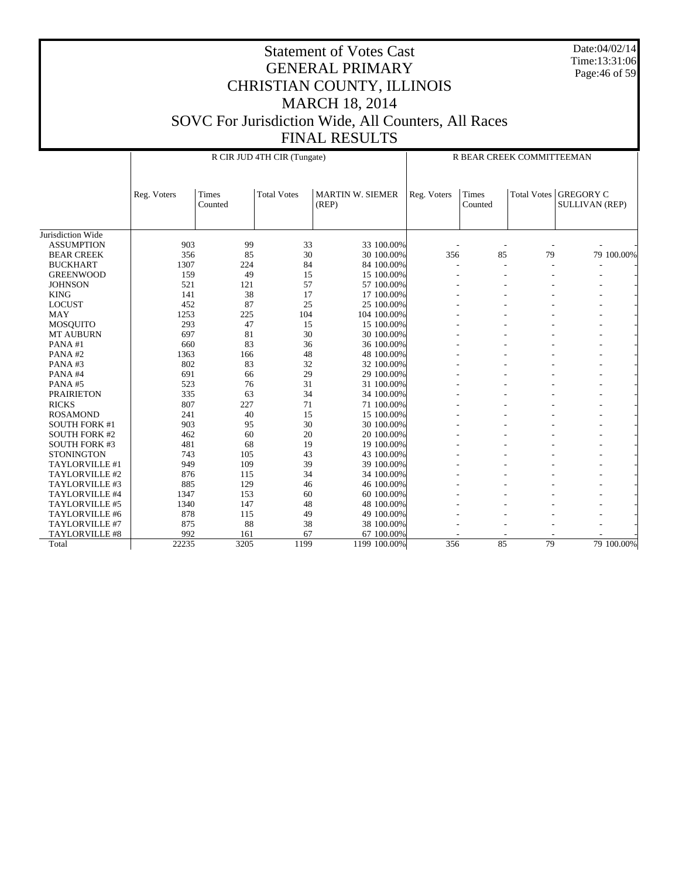# Statement of Votes Cast
# GENERAL PRIMARY
# CHRISTIAN COUNTY, ILLINOIS
# MARCH 18, 2014
# SOVC For Jurisdiction Wide, All Counters, All Races
# FINAL RESULTS

Date:04/02/14
Time:13:31:06

| | R CIR JUD 4TH CIR (Tungate) | | | | | R BEAR CREEK COMMITTEEMAN | | | | |
|---|---|---|---|---|---|---|---|---|---|---|
| | Reg. Voters | Times Counted | Total Votes | MARTIN W. SIEMER (REP) | | Reg. Voters | Times Counted | Total Votes | GREGORY C SULLIVAN (REP) | |
| Jurisdiction Wide | | | | | | | | | | |
| ASSUMPTION | 903 | 99 | 33 | 33 | 100.00% | - | - | - | - | - |
| BEAR CREEK | 356 | 85 | 30 | 30 | 100.00% | 356 | 85 | 79 | 79 | 100.00% |
| BUCKHART | 1307 | 224 | 84 | 84 | 100.00% | - | - | - | - | - |
| GREENWOOD | 159 | 49 | 15 | 15 | 100.00% | - | - | - | - | - |
| JOHNSON | 521 | 121 | 57 | 57 | 100.00% | - | - | - | - | - |
| KING | 141 | 38 | 17 | 17 | 100.00% | - | - | - | - | - |
| LOCUST | 452 | 87 | 25 | 25 | 100.00% | - | - | - | - | - |
| MAY | 1253 | 225 | 104 | 104 | 100.00% | - | - | - | - | - |
| MOSQUITO | 293 | 47 | 15 | 15 | 100.00% | - | - | - | - | - |
| MT AUBURN | 697 | 81 | 30 | 30 | 100.00% | - | - | - | - | - |
| PANA #1 | 660 | 83 | 36 | 36 | 100.00% | - | - | - | - | - |
| PANA #2 | 1363 | 166 | 48 | 48 | 100.00% | - | - | - | - | - |
| PANA #3 | 802 | 83 | 32 | 32 | 100.00% | - | - | - | - | - |
| PANA #4 | 691 | 66 | 29 | 29 | 100.00% | - | - | - | - | - |
| PANA #5 | 523 | 76 | 31 | 31 | 100.00% | - | - | - | - | - |
| PRAIRIETON | 335 | 63 | 34 | 34 | 100.00% | - | - | - | - | - |
| RICKS | 807 | 227 | 71 | 71 | 100.00% | - | - | - | - | - |
| ROSAMOND | 241 | 40 | 15 | 15 | 100.00% | - | - | - | - | - |
| SOUTH FORK #1 | 903 | 95 | 30 | 30 | 100.00% | - | - | - | - | - |
| SOUTH FORK #2 | 462 | 60 | 20 | 20 | 100.00% | - | - | - | - | - |
| SOUTH FORK #3 | 481 | 68 | 19 | 19 | 100.00% | - | - | - | - | - |
| STONINGTON | 743 | 105 | 43 | 43 | 100.00% | - | - | - | - | - |
| TAYLORVILLE #1 | 949 | 109 | 39 | 39 | 100.00% | - | - | - | - | - |
| TAYLORVILLE #2 | 876 | 115 | 34 | 34 | 100.00% | - | - | - | - | - |
| TAYLORVILLE #3 | 885 | 129 | 46 | 46 | 100.00% | - | - | - | - | - |
| TAYLORVILLE #4 | 1347 | 153 | 60 | 60 | 100.00% | - | - | - | - | - |
| TAYLORVILLE #5 | 1340 | 147 | 48 | 48 | 100.00% | - | - | - | - | - |
| TAYLORVILLE #6 | 878 | 115 | 49 | 49 | 100.00% | - | - | - | - | - |
| TAYLORVILLE #7 | 875 | 88 | 38 | 38 | 100.00% | - | - | - | - | - |
| TAYLORVILLE #8 | 992 | 161 | 67 | 67 | 100.00% | - | - | - | - | - |
| Total | 22235 | 3205 | 1199 | 1199 | 100.00% | 356 | 85 | 79 | 79 | 100.00% |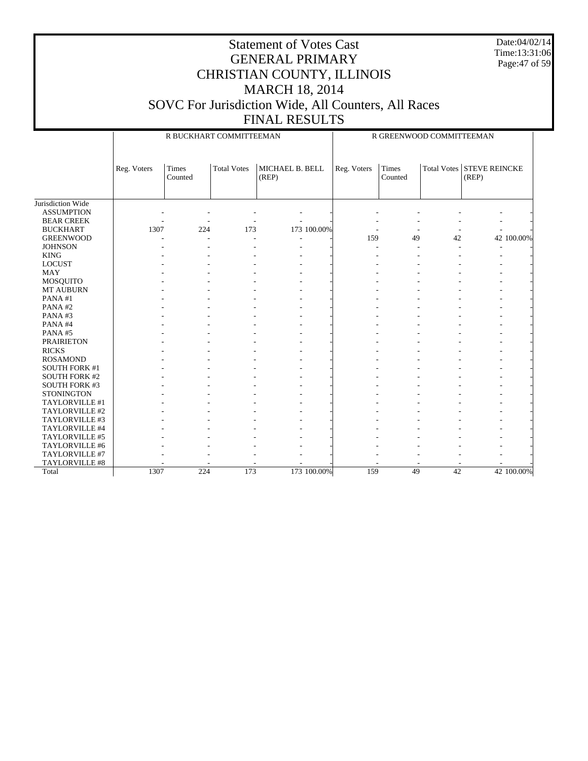# Statement of Votes Cast
## GENERAL PRIMARY
## CHRISTIAN COUNTY, ILLINOIS
## MARCH 18, 2014
## SOVC For Jurisdiction Wide, All Counters, All Races
## FINAL RESULTS

Date:04/02/14
Time:13:31:06

| | R BUCKHART COMMITTEEMAN | | | | | R GREENWOOD COMMITTEEMAN | | | | |
|---|---|---|---|---|---|---|---|---|---|---|
| | Reg. Voters | Times Counted | Total Votes | MICHAEL B. BELL (REP) | | Reg. Voters | Times Counted | Total Votes | STEVE REINCKE (REP) | |
| Jurisdiction Wide | | | | | | | | | | |
| ASSUMPTION | - | - | - | - | - | - | - | - | - | - |
| BEAR CREEK | - | - | - | - | - | - | - | - | - | - |
| BUCKHART | 1307 | 224 | 173 | 173 | 100.00% | - | - | - | - | - |
| GREENWOOD | - | - | - | - | - | 159 | 49 | 42 | 42 | 100.00% |
| JOHNSON | - | - | - | - | - | - | - | - | - | - |
| KING | - | - | - | - | - | - | - | - | - | - |
| LOCUST | - | - | - | - | - | - | - | - | - | - |
| MAY | - | - | - | - | - | - | - | - | - | - |
| MOSQUITO | - | - | - | - | - | - | - | - | - | - |
| MT AUBURN | - | - | - | - | - | - | - | - | - | - |
| PANA #1 | - | - | - | - | - | - | - | - | - | - |
| PANA #2 | - | - | - | - | - | - | - | - | - | - |
| PANA #3 | - | - | - | - | - | - | - | - | - | - |
| PANA #4 | - | - | - | - | - | - | - | - | - | - |
| PANA #5 | - | - | - | - | - | - | - | - | - | - |
| PRAIRIETON | - | - | - | - | - | - | - | - | - | - |
| RICKS | - | - | - | - | - | - | - | - | - | - |
| ROSAMOND | - | - | - | - | - | - | - | - | - | - |
| SOUTH FORK #1 | - | - | - | - | - | - | - | - | - | - |
| SOUTH FORK #2 | - | - | - | - | - | - | - | - | - | - |
| SOUTH FORK #3 | - | - | - | - | - | - | - | - | - | - |
| STONINGTON | - | - | - | - | - | - | - | - | - | - |
| TAYLORVILLE #1 | - | - | - | - | - | - | - | - | - | - |
| TAYLORVILLE #2 | - | - | - | - | - | - | - | - | - | - |
| TAYLORVILLE #3 | - | - | - | - | - | - | - | - | - | - |
| TAYLORVILLE #4 | - | - | - | - | - | - | - | - | - | - |
| TAYLORVILLE #5 | - | - | - | - | - | - | - | - | - | - |
| TAYLORVILLE #6 | - | - | - | - | - | - | - | - | - | - |
| TAYLORVILLE #7 | - | - | - | - | - | - | - | - | - | - |
| TAYLORVILLE #8 | - | - | - | - | - | - | - | - | - | - |
| Total | 1307 | 224 | 173 | 173 | 100.00% | 159 | 49 | 42 | 42 | 100.00% |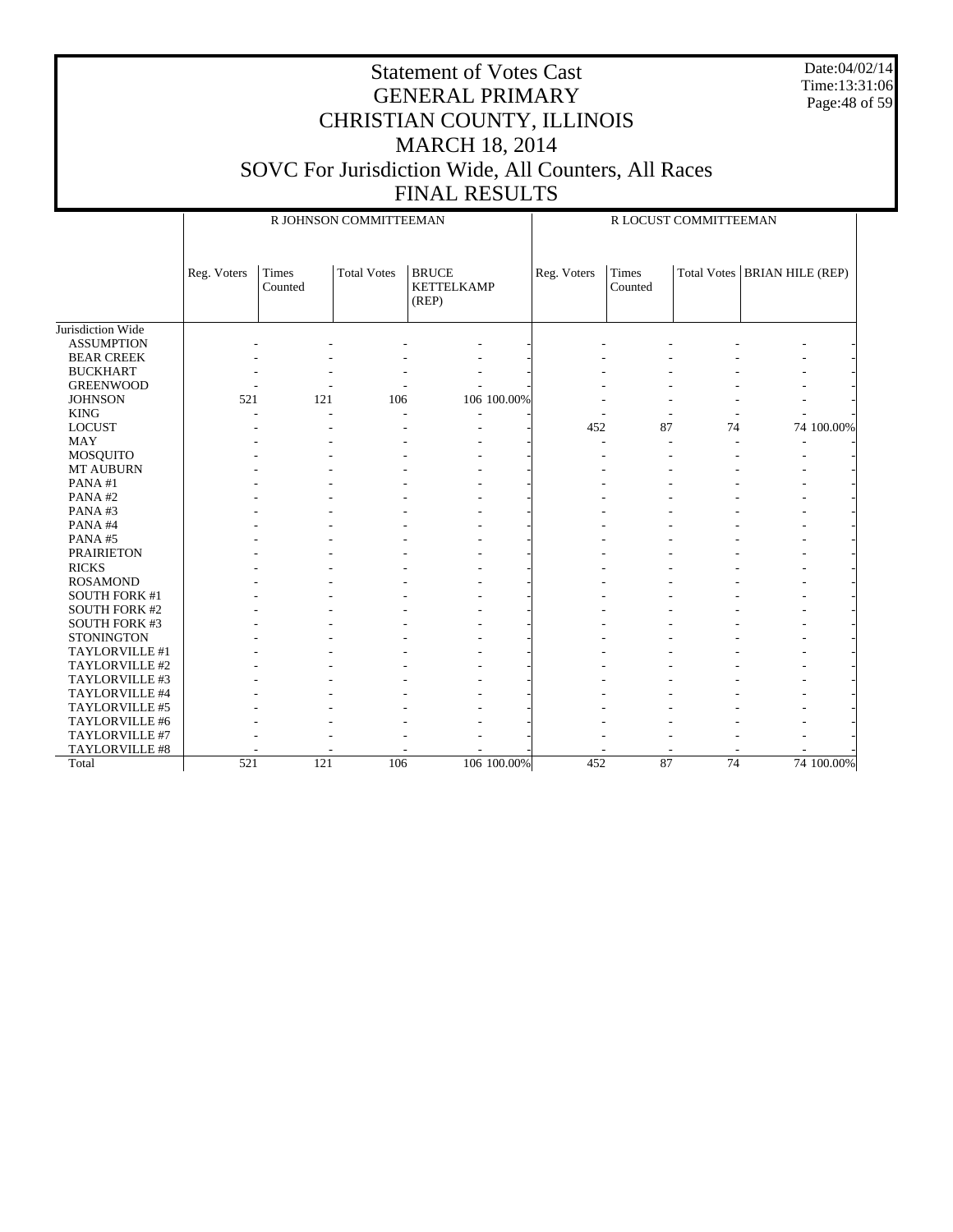# Statement of Votes Cast
# GENERAL PRIMARY
# CHRISTIAN COUNTY, ILLINOIS
# MARCH 18, 2014
# SOVC For Jurisdiction Wide, All Counters, All Races
# FINAL RESULTS

Date:04/02/14
Time:13:31:06

| | R JOHNSON COMMITTEEMAN | | | | | R LOCUST COMMITTEEMAN | | | | |
|---|---|---|---|---|---|---|---|---|---|---|
| | Reg. Voters | Times Counted | Total Votes | BRUCE KETTELKAMP (REP) | | Reg. Voters | Times Counted | Total Votes | BRIAN HILE (REP) | |
| Jurisdiction Wide | | | | | | | | | | |
| ASSUMPTION | - | - | - | - | - | - | - | - | - | - |
| BEAR CREEK | - | - | - | - | - | - | - | - | - | - |
| BUCKHART | - | - | - | - | - | - | - | - | - | - |
| GREENWOOD | - | - | - | - | - | - | - | - | - | - |
| JOHNSON | 521 | 121 | 106 | 106 | 100.00% | - | - | - | - | - |
| KING | - | - | - | - | - | - | - | - | - | - |
| LOCUST | - | - | - | - | - | 452 | 87 | 74 | 74 | 100.00% |
| MAY | - | - | - | - | - | - | - | - | - | - |
| MOSQUITO | - | - | - | - | - | - | - | - | - | - |
| MT AUBURN | - | - | - | - | - | - | - | - | - | - |
| PANA #1 | - | - | - | - | - | - | - | - | - | - |
| PANA #2 | - | - | - | - | - | - | - | - | - | - |
| PANA #3 | - | - | - | - | - | - | - | - | - | - |
| PANA #4 | - | - | - | - | - | - | - | - | - | - |
| PANA #5 | - | - | - | - | - | - | - | - | - | - |
| PRAIRIETON | - | - | - | - | - | - | - | - | - | - |
| RICKS | - | - | - | - | - | - | - | - | - | - |
| ROSAMOND | - | - | - | - | - | - | - | - | - | - |
| SOUTH FORK #1 | - | - | - | - | - | - | - | - | - | - |
| SOUTH FORK #2 | - | - | - | - | - | - | - | - | - | - |
| SOUTH FORK #3 | - | - | - | - | - | - | - | - | - | - |
| STONINGTON | - | - | - | - | - | - | - | - | - | - |
| TAYLORVILLE #1 | - | - | - | - | - | - | - | - | - | - |
| TAYLORVILLE #2 | - | - | - | - | - | - | - | - | - | - |
| TAYLORVILLE #3 | - | - | - | - | - | - | - | - | - | - |
| TAYLORVILLE #4 | - | - | - | - | - | - | - | - | - | - |
| TAYLORVILLE #5 | - | - | - | - | - | - | - | - | - | - |
| TAYLORVILLE #6 | - | - | - | - | - | - | - | - | - | - |
| TAYLORVILLE #7 | - | - | - | - | - | - | - | - | - | - |
| TAYLORVILLE #8 | - | - | - | - | - | - | - | - | - | - |
| Total | 521 | 121 | 106 | 106 | 100.00% | 452 | 87 | 74 | 74 | 100.00% |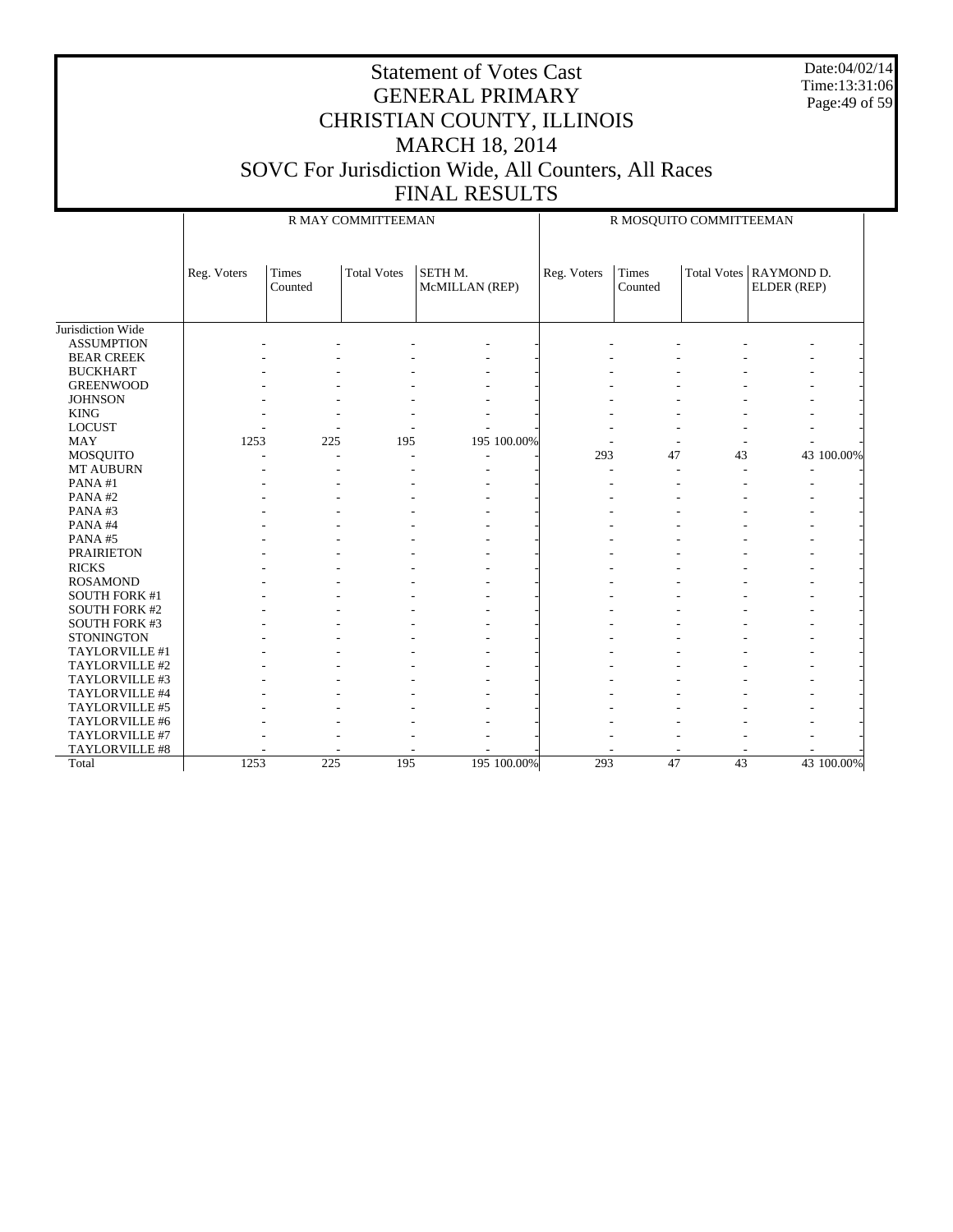# Statement of Votes Cast
## GENERAL PRIMARY
## CHRISTIAN COUNTY, ILLINOIS
## MARCH 18, 2014
## SOVC For Jurisdiction Wide, All Counters, All Races
## FINAL RESULTS

Date:04/02/14
Time:13:31:06

| | R MAY COMMITTEEMAN | | | | | R MOSQUITO COMMITTEEMAN | | | | |
|---|---|---|---|---|---|---|---|---|---|---|
| | Reg. Voters | Times Counted | Total Votes | SETH M. McMILLAN (REP) | | Reg. Voters | Times Counted | Total Votes | RAYMOND D. ELDER (REP) | |
| Jurisdiction Wide | | | | | | | | | | |
| ASSUMPTION | - | - | - | - | - | - | - | - | - | - |
| BEAR CREEK | - | - | - | - | - | - | - | - | - | - |
| BUCKHART | - | - | - | - | - | - | - | - | - | - |
| GREENWOOD | - | - | - | - | - | - | - | - | - | - |
| JOHNSON | - | - | - | - | - | - | - | - | - | - |
| KING | - | - | - | - | - | - | - | - | - | - |
| LOCUST | - | - | - | - | - | - | - | - | - | - |
| MAY | 1253 | 225 | 195 | 195 | 100.00% | - | - | - | - | - |
| MOSQUITO | - | - | - | - | - | 293 | 47 | 43 | 43 | 100.00% |
| MT AUBURN | - | - | - | - | - | - | - | - | - | - |
| PANA #1 | - | - | - | - | - | - | - | - | - | - |
| PANA #2 | - | - | - | - | - | - | - | - | - | - |
| PANA #3 | - | - | - | - | - | - | - | - | - | - |
| PANA #4 | - | - | - | - | - | - | - | - | - | - |
| PANA #5 | - | - | - | - | - | - | - | - | - | - |
| PRAIRIETON | - | - | - | - | - | - | - | - | - | - |
| RICKS | - | - | - | - | - | - | - | - | - | - |
| ROSAMOND | - | - | - | - | - | - | - | - | - | - |
| SOUTH FORK #1 | - | - | - | - | - | - | - | - | - | - |
| SOUTH FORK #2 | - | - | - | - | - | - | - | - | - | - |
| SOUTH FORK #3 | - | - | - | - | - | - | - | - | - | - |
| STONINGTON | - | - | - | - | - | - | - | - | - | - |
| TAYLORVILLE #1 | - | - | - | - | - | - | - | - | - | - |
| TAYLORVILLE #2 | - | - | - | - | - | - | - | - | - | - |
| TAYLORVILLE #3 | - | - | - | - | - | - | - | - | - | - |
| TAYLORVILLE #4 | - | - | - | - | - | - | - | - | - | - |
| TAYLORVILLE #5 | - | - | - | - | - | - | - | - | - | - |
| TAYLORVILLE #6 | - | - | - | - | - | - | - | - | - | - |
| TAYLORVILLE #7 | - | - | - | - | - | - | - | - | - | - |
| TAYLORVILLE #8 | - | - | - | - | - | - | - | - | - | - |
| Total | 1253 | 225 | 195 | 195 | 100.00% | 293 | 47 | 43 | 43 | 100.00% |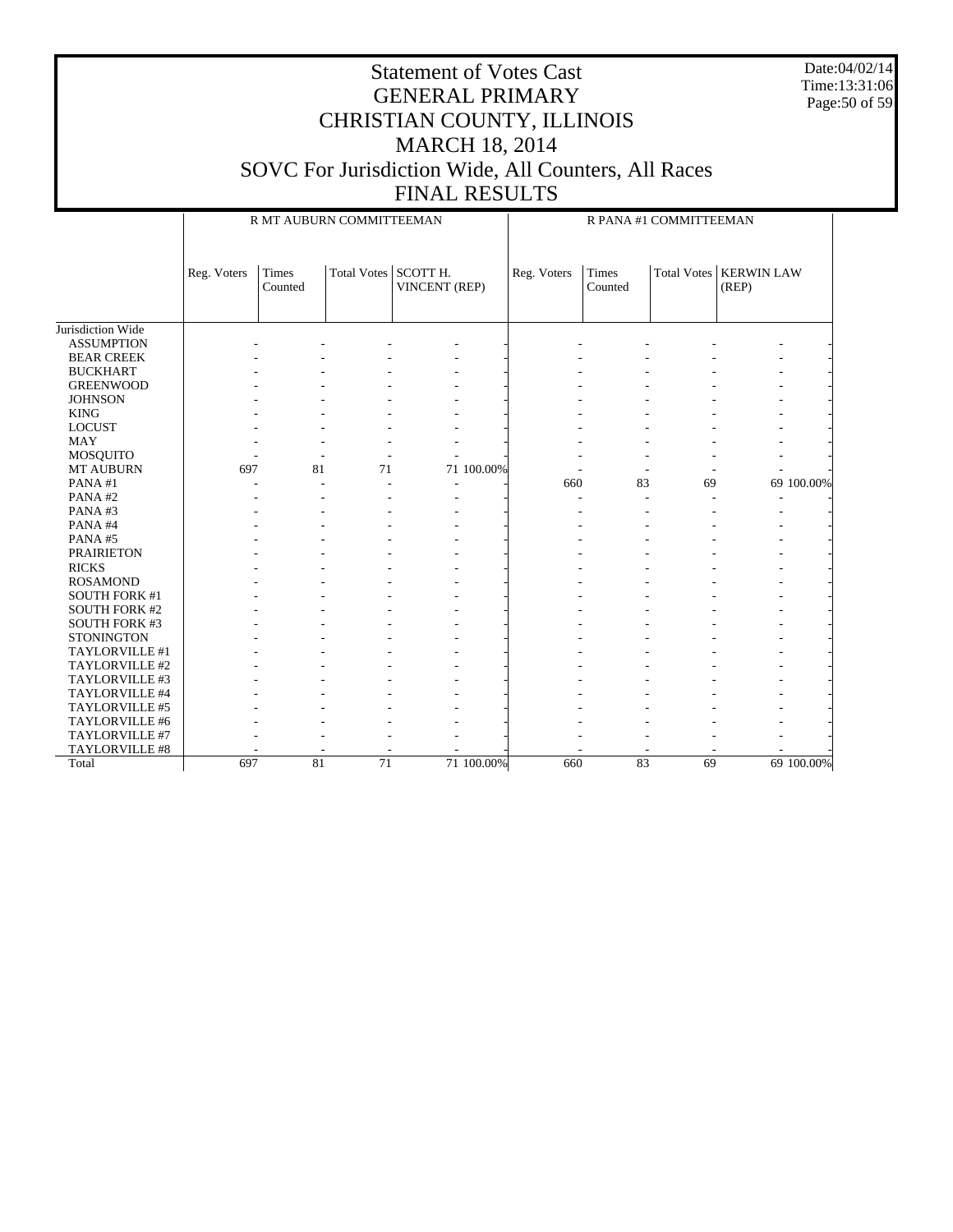# Statement of Votes Cast
# GENERAL PRIMARY
# CHRISTIAN COUNTY, ILLINOIS
# MARCH 18, 2014
# SOVC For Jurisdiction Wide, All Counters, All Races
# FINAL RESULTS

Date:04/02/14
Time:13:31:06

| | R MT AUBURN COMMITTEEMAN | | | | | R PANA #1 COMMITTEEMAN | | | | |
|---|---|---|---|---|---|---|---|---|---|---|
| | Reg. Voters | Times Counted | Total Votes | SCOTT H. VINCENT (REP) | | Reg. Voters | Times Counted | Total Votes | KERWIN LAW (REP) | |
| Jurisdiction Wide | | | | | | | | | | |
| ASSUMPTION | - | - | - | - | - | - | - | - | - | - |
| BEAR CREEK | - | - | - | - | - | - | - | - | - | - |
| BUCKHART | - | - | - | - | - | - | - | - | - | - |
| GREENWOOD | - | - | - | - | - | - | - | - | - | - |
| JOHNSON | - | - | - | - | - | - | - | - | - | - |
| KING | - | - | - | - | - | - | - | - | - | - |
| LOCUST | - | - | - | - | - | - | - | - | - | - |
| MAY | - | - | - | - | - | - | - | - | - | - |
| MOSQUITO | - | - | - | - | - | - | - | - | - | - |
| MT AUBURN | 697 | 81 | 71 | 71 | 100.00% | - | - | - | - | - |
| PANA #1 | - | - | - | - | - | 660 | 83 | 69 | 69 | 100.00% |
| PANA #2 | - | - | - | - | - | - | - | - | - | - |
| PANA #3 | - | - | - | - | - | - | - | - | - | - |
| PANA #4 | - | - | - | - | - | - | - | - | - | - |
| PANA #5 | - | - | - | - | - | - | - | - | - | - |
| PRAIRIETON | - | - | - | - | - | - | - | - | - | - |
| RICKS | - | - | - | - | - | - | - | - | - | - |
| ROSAMOND | - | - | - | - | - | - | - | - | - | - |
| SOUTH FORK #1 | - | - | - | - | - | - | - | - | - | - |
| SOUTH FORK #2 | - | - | - | - | - | - | - | - | - | - |
| SOUTH FORK #3 | - | - | - | - | - | - | - | - | - | - |
| STONINGTON | - | - | - | - | - | - | - | - | - | - |
| TAYLORVILLE #1 | - | - | - | - | - | - | - | - | - | - |
| TAYLORVILLE #2 | - | - | - | - | - | - | - | - | - | - |
| TAYLORVILLE #3 | - | - | - | - | - | - | - | - | - | - |
| TAYLORVILLE #4 | - | - | - | - | - | - | - | - | - | - |
| TAYLORVILLE #5 | - | - | - | - | - | - | - | - | - | - |
| TAYLORVILLE #6 | - | - | - | - | - | - | - | - | - | - |
| TAYLORVILLE #7 | - | - | - | - | - | - | - | - | - | - |
| TAYLORVILLE #8 | - | - | - | - | - | - | - | - | - | - |
| Total | 697 | 81 | 71 | 71 | 100.00% | 660 | 83 | 69 | 69 | 100.00% |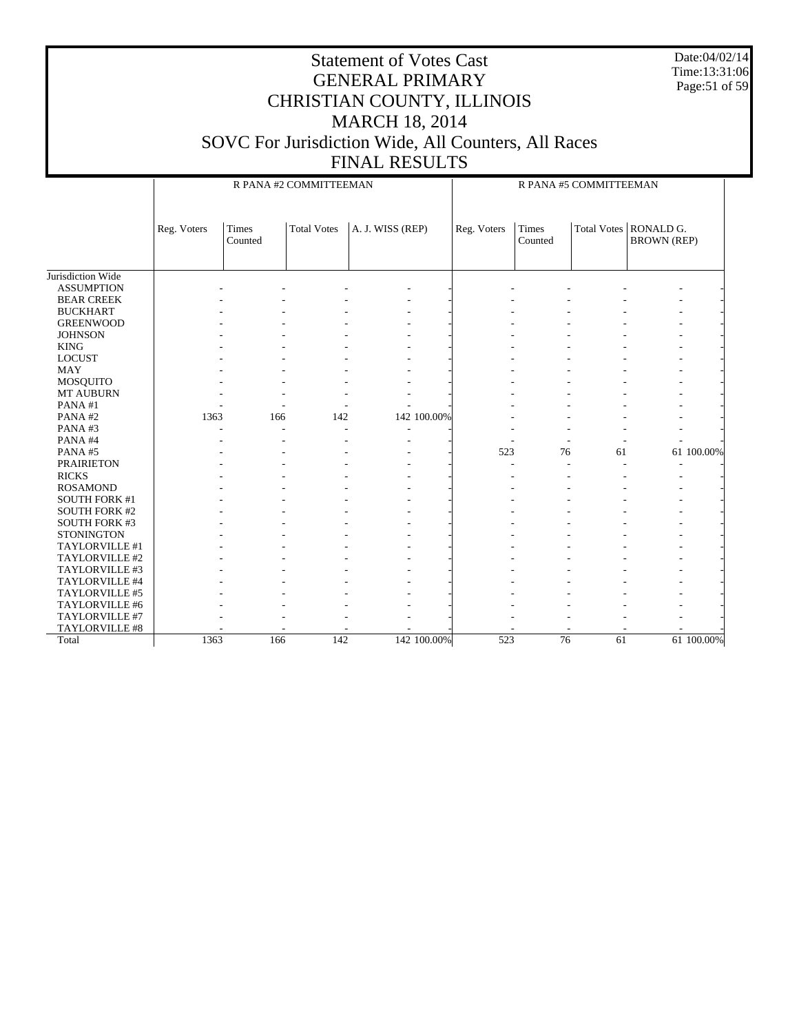# Statement of Votes Cast
# GENERAL PRIMARY
# CHRISTIAN COUNTY, ILLINOIS
# MARCH 18, 2014
# SOVC For Jurisdiction Wide, All Counters, All Races
# FINAL RESULTS

Date:04/02/14
Time:13:31:06

| | R PANA #2 COMMITTEEMAN | | | | | R PANA #5 COMMITTEEMAN | | | | |
|---|---|---|---|---|---|---|---|---|---|---|
| | Reg. Voters | Times Counted | Total Votes | A. J. WISS (REP) | | Reg. Voters | Times Counted | Total Votes | RONALD G. BROWN (REP) | |
| Jurisdiction Wide | | | | | | | | | | |
| ASSUMPTION | - | - | - | - | - | - | - | - | - | - |
| BEAR CREEK | - | - | - | - | - | - | - | - | - | - |
| BUCKHART | - | - | - | - | - | - | - | - | - | - |
| GREENWOOD | - | - | - | - | - | - | - | - | - | - |
| JOHNSON | - | - | - | - | - | - | - | - | - | - |
| KING | - | - | - | - | - | - | - | - | - | - |
| LOCUST | - | - | - | - | - | - | - | - | - | - |
| MAY | - | - | - | - | - | - | - | - | - | - |
| MOSQUITO | - | - | - | - | - | - | - | - | - | - |
| MT AUBURN | - | - | - | - | - | - | - | - | - | - |
| PANA #1 | - | - | - | - | - | - | - | - | - | - |
| PANA #2 | 1363 | 166 | 142 | 142 | 100.00% | - | - | - | - | - |
| PANA #3 | - | - | - | - | - | - | - | - | - | - |
| PANA #4 | - | - | - | - | - | - | - | - | - | - |
| PANA #5 | - | - | - | - | - | 523 | 76 | 61 | 61 | 100.00% |
| PRAIRIETON | - | - | - | - | - | - | - | - | - | - |
| RICKS | - | - | - | - | - | - | - | - | - | - |
| ROSAMOND | - | - | - | - | - | - | - | - | - | - |
| SOUTH FORK #1 | - | - | - | - | - | - | - | - | - | - |
| SOUTH FORK #2 | - | - | - | - | - | - | - | - | - | - |
| SOUTH FORK #3 | - | - | - | - | - | - | - | - | - | - |
| STONINGTON | - | - | - | - | - | - | - | - | - | - |
| TAYLORVILLE #1 | - | - | - | - | - | - | - | - | - | - |
| TAYLORVILLE #2 | - | - | - | - | - | - | - | - | - | - |
| TAYLORVILLE #3 | - | - | - | - | - | - | - | - | - | - |
| TAYLORVILLE #4 | - | - | - | - | - | - | - | - | - | - |
| TAYLORVILLE #5 | - | - | - | - | - | - | - | - | - | - |
| TAYLORVILLE #6 | - | - | - | - | - | - | - | - | - | - |
| TAYLORVILLE #7 | - | - | - | - | - | - | - | - | - | - |
| TAYLORVILLE #8 | - | - | - | - | - | - | - | - | - | - |
| Total | 1363 | 166 | 142 | 142 | 100.00% | 523 | 76 | 61 | 61 | 100.00% |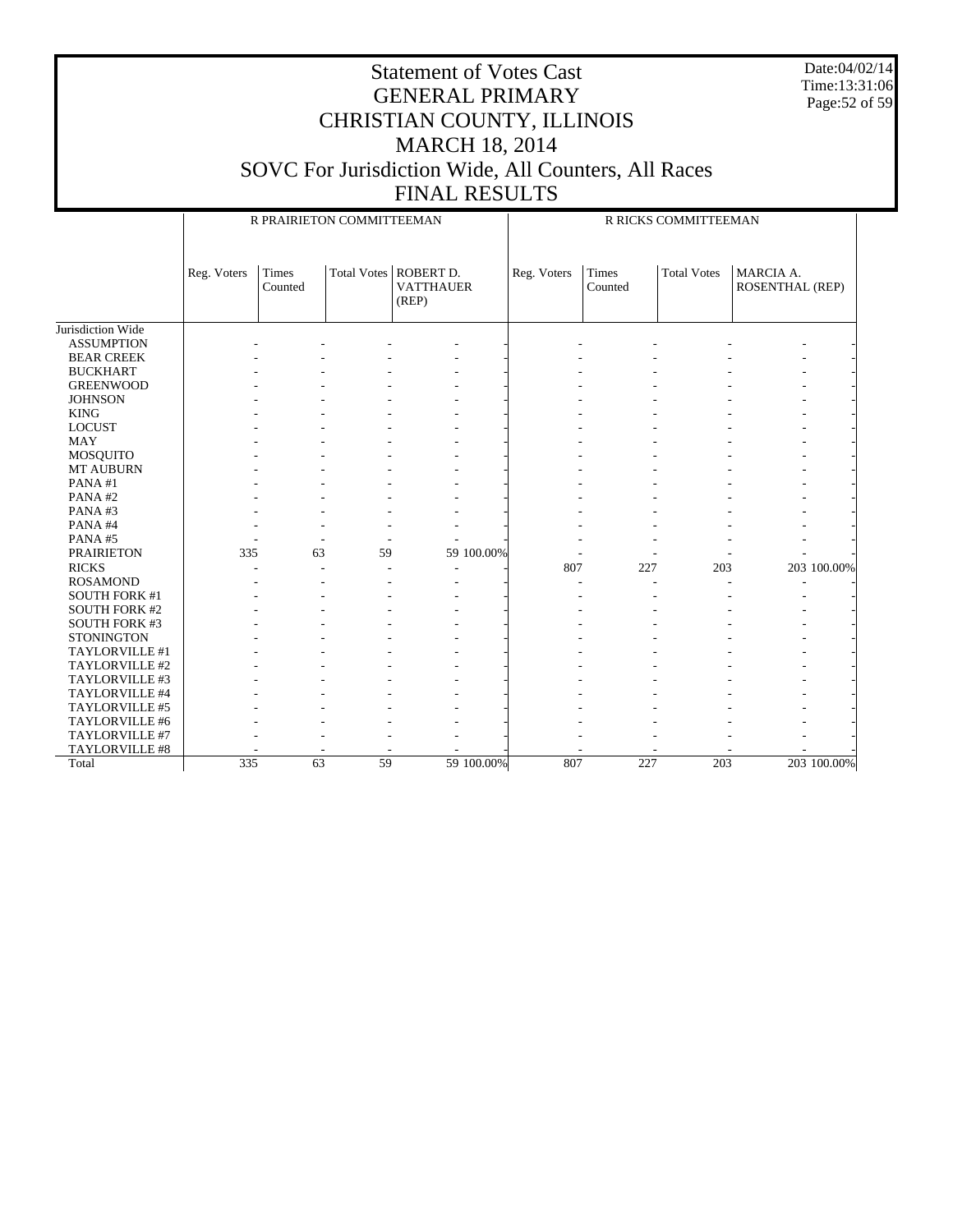# Statement of Votes Cast
## GENERAL PRIMARY
## CHRISTIAN COUNTY, ILLINOIS
## MARCH 18, 2014
## SOVC For Jurisdiction Wide, All Counters, All Races
## FINAL RESULTS

Date:04/02/14
Time:13:31:06

| | R PRAIRIETON COMMITTEEMAN | | | | | R RICKS COMMITTEEMAN | | | | |
|---|---|---|---|---|---|---|---|---|---|---|
| | Reg. Voters | Times Counted | Total Votes | ROBERT D. VATTHAUER (REP) | | Reg. Voters | Times Counted | Total Votes | MARCIA A. ROSENTHAL (REP) | |
| Jurisdiction Wide | | | | | | | | | | |
| ASSUMPTION | - | - | - | - | - | - | - | - | - | - |
| BEAR CREEK | - | - | - | - | - | - | - | - | - | - |
| BUCKHART | - | - | - | - | - | - | - | - | - | - |
| GREENWOOD | - | - | - | - | - | - | - | - | - | - |
| JOHNSON | - | - | - | - | - | - | - | - | - | - |
| KING | - | - | - | - | - | - | - | - | - | - |
| LOCUST | - | - | - | - | - | - | - | - | - | - |
| MAY | - | - | - | - | - | - | - | - | - | - |
| MOSQUITO | - | - | - | - | - | - | - | - | - | - |
| MT AUBURN | - | - | - | - | - | - | - | - | - | - |
| PANA #1 | - | - | - | - | - | - | - | - | - | - |
| PANA #2 | - | - | - | - | - | - | - | - | - | - |
| PANA #3 | - | - | - | - | - | - | - | - | - | - |
| PANA #4 | - | - | - | - | - | - | - | - | - | - |
| PANA #5 | - | - | - | - | - | - | - | - | - | - |
| PRAIRIETON | 335 | 63 | 59 | 59 | 100.00% | - | - | - | - | - |
| RICKS | - | - | - | - | - | 807 | 227 | 203 | 203 | 100.00% |
| ROSAMOND | - | - | - | - | - | - | - | - | - | - |
| SOUTH FORK #1 | - | - | - | - | - | - | - | - | - | - |
| SOUTH FORK #2 | - | - | - | - | - | - | - | - | - | - |
| SOUTH FORK #3 | - | - | - | - | - | - | - | - | - | - |
| STONINGTON | - | - | - | - | - | - | - | - | - | - |
| TAYLORVILLE #1 | - | - | - | - | - | - | - | - | - | - |
| TAYLORVILLE #2 | - | - | - | - | - | - | - | - | - | - |
| TAYLORVILLE #3 | - | - | - | - | - | - | - | - | - | - |
| TAYLORVILLE #4 | - | - | - | - | - | - | - | - | - | - |
| TAYLORVILLE #5 | - | - | - | - | - | - | - | - | - | - |
| TAYLORVILLE #6 | - | - | - | - | - | - | - | - | - | - |
| TAYLORVILLE #7 | - | - | - | - | - | - | - | - | - | - |
| TAYLORVILLE #8 | - | - | - | - | - | - | - | - | - | - |
| Total | 335 | 63 | 59 | 59 | 100.00% | 807 | 227 | 203 | 203 | 100.00% |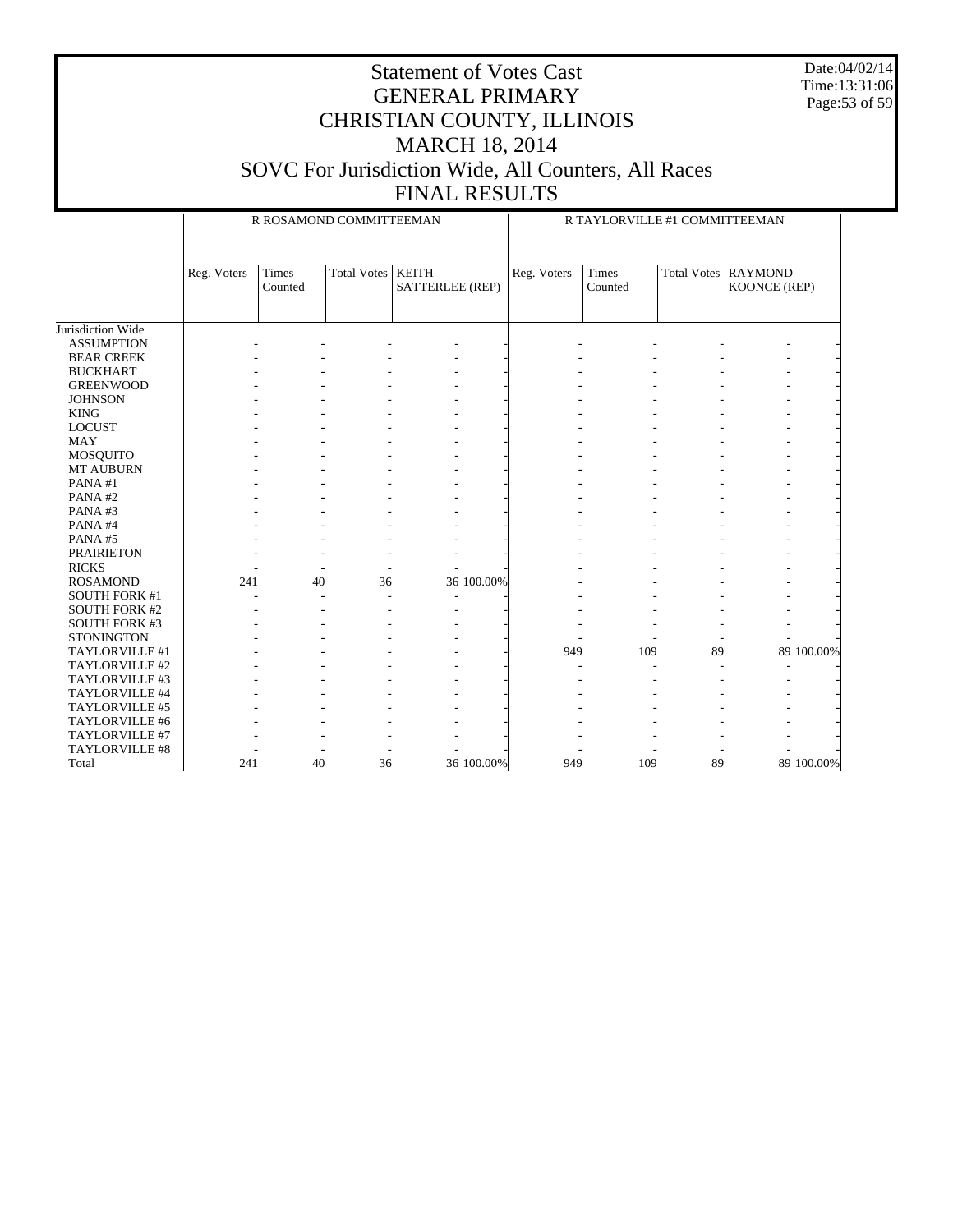# Statement of Votes Cast
# GENERAL PRIMARY
# CHRISTIAN COUNTY, ILLINOIS
# MARCH 18, 2014
# SOVC For Jurisdiction Wide, All Counters, All Races
# FINAL RESULTS

Date:04/02/14
Time:13:31:06

| | R ROSAMOND COMMITTEEMAN | | | | | R TAYLORVILLE #1 COMMITTEEMAN | | | | |
|---|---|---|---|---|---|---|---|---|---|---|
| | Reg. Voters | Times Counted | Total Votes | KEITH SATTERLEE (REP) | | Reg. Voters | Times Counted | Total Votes | RAYMOND KOONCE (REP) | |
| Jurisdiction Wide | | | | | | | | | | |
| ASSUMPTION | - | - | - | - | - | - | - | - | - | - |
| BEAR CREEK | - | - | - | - | - | - | - | - | - | - |
| BUCKHART | - | - | - | - | - | - | - | - | - | - |
| GREENWOOD | - | - | - | - | - | - | - | - | - | - |
| JOHNSON | - | - | - | - | - | - | - | - | - | - |
| KING | - | - | - | - | - | - | - | - | - | - |
| LOCUST | - | - | - | - | - | - | - | - | - | - |
| MAY | - | - | - | - | - | - | - | - | - | - |
| MOSQUITO | - | - | - | - | - | - | - | - | - | - |
| MT AUBURN | - | - | - | - | - | - | - | - | - | - |
| PANA #1 | - | - | - | - | - | - | - | - | - | - |
| PANA #2 | - | - | - | - | - | - | - | - | - | - |
| PANA #3 | - | - | - | - | - | - | - | - | - | - |
| PANA #4 | - | - | - | - | - | - | - | - | - | - |
| PANA #5 | - | - | - | - | - | - | - | - | - | - |
| PRAIRIETON | - | - | - | - | - | - | - | - | - | - |
| RICKS | - | - | - | - | - | - | - | - | - | - |
| ROSAMOND | 241 | 40 | 36 | 36 | 100.00% | - | - | - | - | - |
| SOUTH FORK #1 | - | - | - | - | - | - | - | - | - | - |
| SOUTH FORK #2 | - | - | - | - | - | - | - | - | - | - |
| SOUTH FORK #3 | - | - | - | - | - | - | - | - | - | - |
| STONINGTON | - | - | - | - | - | - | - | - | - | - |
| TAYLORVILLE #1 | - | - | - | - | - | 949 | 109 | 89 | 89 | 100.00% |
| TAYLORVILLE #2 | - | - | - | - | - | - | - | - | - | - |
| TAYLORVILLE #3 | - | - | - | - | - | - | - | - | - | - |
| TAYLORVILLE #4 | - | - | - | - | - | - | - | - | - | - |
| TAYLORVILLE #5 | - | - | - | - | - | - | - | - | - | - |
| TAYLORVILLE #6 | - | - | - | - | - | - | - | - | - | - |
| TAYLORVILLE #7 | - | - | - | - | - | - | - | - | - | - |
| TAYLORVILLE #8 | - | - | - | - | - | - | - | - | - | - |
| Total | 241 | 40 | 36 | 36 | 100.00% | 949 | 109 | 89 | 89 | 100.00% |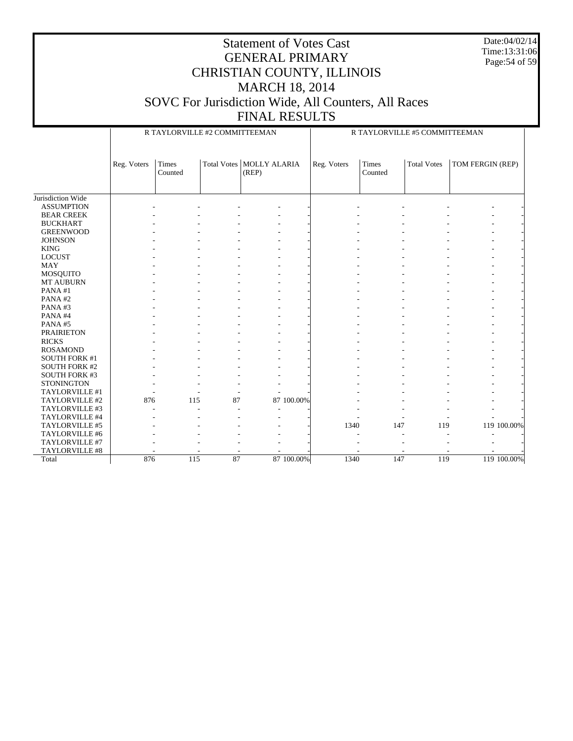# Statement of Votes Cast
# GENERAL PRIMARY
# CHRISTIAN COUNTY, ILLINOIS
# MARCH 18, 2014
# SOVC For Jurisdiction Wide, All Counters, All Races
# FINAL RESULTS

Date:04/02/14
Time:13:31:06

| | R TAYLORVILLE #2 COMMITTEEMAN | | | | | R TAYLORVILLE #5 COMMITTEEMAN | | | | |
|---|---|---|---|---|---|---|---|---|---|---|
| | Reg. Voters | Times Counted | Total Votes | MOLLY ALARIA (REP) | | Reg. Voters | Times Counted | Total Votes | TOM FERGIN (REP) | |
| Jurisdiction Wide | | | | | | | | | | |
| ASSUMPTION | - | - | - | - | - | - | - | - | - | - |
| BEAR CREEK | - | - | - | - | - | - | - | - | - | - |
| BUCKHART | - | - | - | - | - | - | - | - | - | - |
| GREENWOOD | - | - | - | - | - | - | - | - | - | - |
| JOHNSON | - | - | - | - | - | - | - | - | - | - |
| KING | - | - | - | - | - | - | - | - | - | - |
| LOCUST | - | - | - | - | - | - | - | - | - | - |
| MAY | - | - | - | - | - | - | - | - | - | - |
| MOSQUITO | - | - | - | - | - | - | - | - | - | - |
| MT AUBURN | - | - | - | - | - | - | - | - | - | - |
| PANA #1 | - | - | - | - | - | - | - | - | - | - |
| PANA #2 | - | - | - | - | - | - | - | - | - | - |
| PANA #3 | - | - | - | - | - | - | - | - | - | - |
| PANA #4 | - | - | - | - | - | - | - | - | - | - |
| PANA #5 | - | - | - | - | - | - | - | - | - | - |
| PRAIRIETON | - | - | - | - | - | - | - | - | - | - |
| RICKS | - | - | - | - | - | - | - | - | - | - |
| ROSAMOND | - | - | - | - | - | - | - | - | - | - |
| SOUTH FORK #1 | - | - | - | - | - | - | - | - | - | - |
| SOUTH FORK #2 | - | - | - | - | - | - | - | - | - | - |
| SOUTH FORK #3 | - | - | - | - | - | - | - | - | - | - |
| STONINGTON | - | - | - | - | - | - | - | - | - | - |
| TAYLORVILLE #1 | - | - | - | - | - | - | - | - | - | - |
| TAYLORVILLE #2 | 876 | 115 | 87 | 87 | 100.00% | - | - | - | - | - |
| TAYLORVILLE #3 | - | - | - | - | - | - | - | - | - | - |
| TAYLORVILLE #4 | - | - | - | - | - | - | - | - | - | - |
| TAYLORVILLE #5 | - | - | - | - | - | 1340 | 147 | 119 | 119 | 100.00% |
| TAYLORVILLE #6 | - | - | - | - | - | - | - | - | - | - |
| TAYLORVILLE #7 | - | - | - | - | - | - | - | - | - | - |
| TAYLORVILLE #8 | - | - | - | - | - | - | - | - | - | - |
| Total | 876 | 115 | 87 | 87 | 100.00% | 1340 | 147 | 119 | 119 | 100.00% |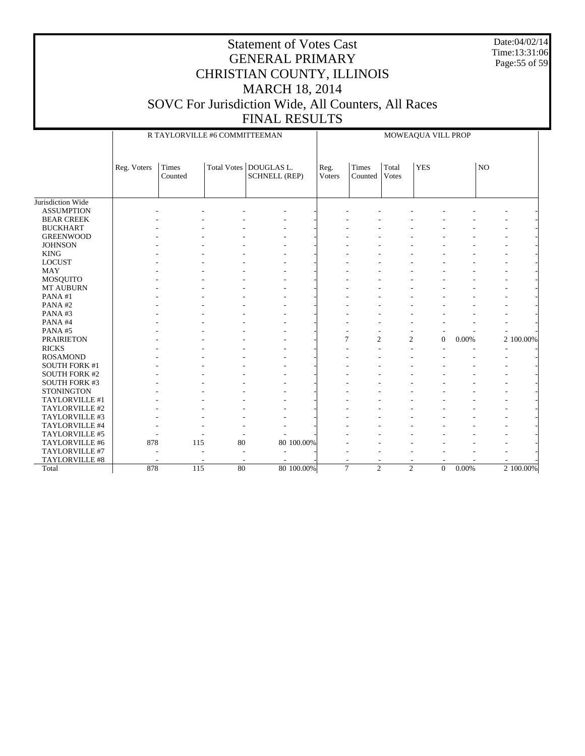# Statement of Votes Cast
## GENERAL PRIMARY
## CHRISTIAN COUNTY, ILLINOIS
## MARCH 18, 2014
## SOVC For Jurisdiction Wide, All Counters, All Races
## FINAL RESULTS

Date:04/02/14
Time:13:31:06

| | R TAYLORVILLE #6 COMMITTEEMAN | | | | | MOWEAQUA VILL PROP | | | | | | |
|---|---|---|---|---|---|---|---|---|---|---|---|---|
| | Reg. Voters | Times Counted | Total Votes | DOUGLAS L. SCHNELL (REP) | | Reg. Voters | Times Counted | Total Votes | YES | | NO | |
| Jurisdiction Wide | | | | | | | | | | | | |
| ASSUMPTION | - | - | - | - | - | - | - | - | - | - | - | - |
| BEAR CREEK | - | - | - | - | - | - | - | - | - | - | - | - |
| BUCKHART | - | - | - | - | - | - | - | - | - | - | - | - |
| GREENWOOD | - | - | - | - | - | - | - | - | - | - | - | - |
| JOHNSON | - | - | - | - | - | - | - | - | - | - | - | - |
| KING | - | - | - | - | - | - | - | - | - | - | - | - |
| LOCUST | - | - | - | - | - | - | - | - | - | - | - | - |
| MAY | - | - | - | - | - | - | - | - | - | - | - | - |
| MOSQUITO | - | - | - | - | - | - | - | - | - | - | - | - |
| MT AUBURN | - | - | - | - | - | - | - | - | - | - | - | - |
| PANA #1 | - | - | - | - | - | - | - | - | - | - | - | - |
| PANA #2 | - | - | - | - | - | - | - | - | - | - | - | - |
| PANA #3 | - | - | - | - | - | - | - | - | - | - | - | - |
| PANA #4 | - | - | - | - | - | - | - | - | - | - | - | - |
| PANA #5 | - | - | - | - | - | - | - | - | - | - | - | - |
| PRAIRIETON | - | - | - | - | - | 7 | 2 | 2 | 0 | 0.00% | 2 | 100.00% |
| RICKS | - | - | - | - | - | - | - | - | - | - | - | - |
| ROSAMOND | - | - | - | - | - | - | - | - | - | - | - | - |
| SOUTH FORK #1 | - | - | - | - | - | - | - | - | - | - | - | - |
| SOUTH FORK #2 | - | - | - | - | - | - | - | - | - | - | - | - |
| SOUTH FORK #3 | - | - | - | - | - | - | - | - | - | - | - | - |
| STONINGTON | - | - | - | - | - | - | - | - | - | - | - | - |
| TAYLORVILLE #1 | - | - | - | - | - | - | - | - | - | - | - | - |
| TAYLORVILLE #2 | - | - | - | - | - | - | - | - | - | - | - | - |
| TAYLORVILLE #3 | - | - | - | - | - | - | - | - | - | - | - | - |
| TAYLORVILLE #4 | - | - | - | - | - | - | - | - | - | - | - | - |
| TAYLORVILLE #5 | - | - | - | - | - | - | - | - | - | - | - | - |
| TAYLORVILLE #6 | 878 | 115 | 80 | 80 | 100.00% | - | - | - | - | - | - | - |
| TAYLORVILLE #7 | - | - | - | - | - | - | - | - | - | - | - | - |
| TAYLORVILLE #8 | - | - | - | - | - | - | - | - | - | - | - | - |
| Total | 878 | 115 | 80 | 80 | 100.00% | 7 | 2 | 2 | 0 | 0.00% | 2 | 100.00% |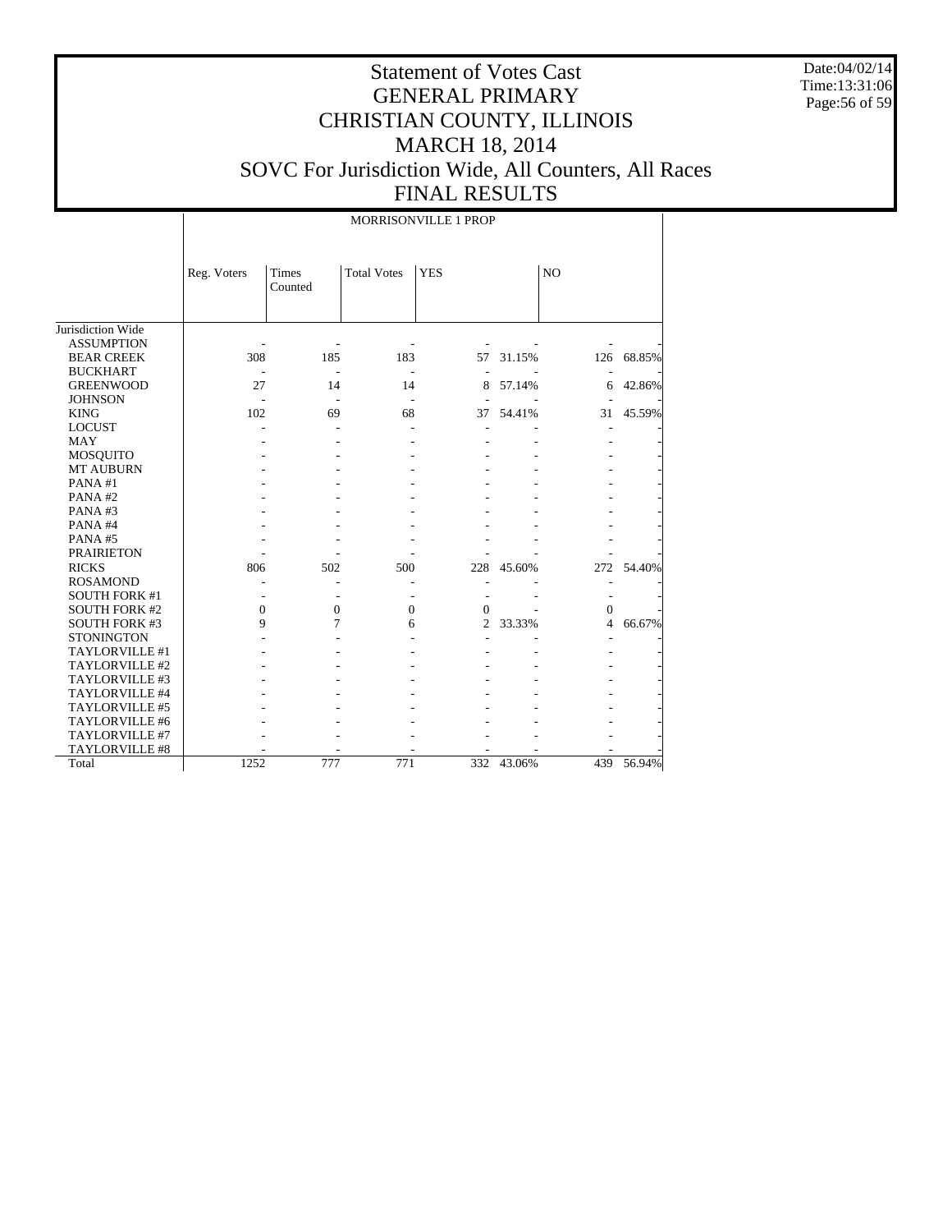# Statement of Votes Cast
# GENERAL PRIMARY
# CHRISTIAN COUNTY, ILLINOIS
# MARCH 18, 2014
# SOVC For Jurisdiction Wide, All Counters, All Races
# FINAL RESULTS

Date:04/02/14
Time:13:31:06

| | MORRISONVILLE 1 PROP | | | | | | |
|---|---|---|---|---|---|---|---|
| | Reg. Voters | Times Counted | Total Votes | YES | | NO | |
| Jurisdiction Wide | | | | | | | |
| ASSUMPTION | - | - | - | - | - | - | - |
| BEAR CREEK | 308 | 185 | 183 | 57 | 31.15% | 126 | 68.85% |
| BUCKHART | - | - | - | - | - | - | - |
| GREENWOOD | 27 | 14 | 14 | 8 | 57.14% | 6 | 42.86% |
| JOHNSON | - | - | - | - | - | - | - |
| KING | 102 | 69 | 68 | 37 | 54.41% | 31 | 45.59% |
| LOCUST | - | - | - | - | - | - | - |
| MAY | - | - | - | - | - | - | - |
| MOSQUITO | - | - | - | - | - | - | - |
| MT AUBURN | - | - | - | - | - | - | - |
| PANA #1 | - | - | - | - | - | - | - |
| PANA #2 | - | - | - | - | - | - | - |
| PANA #3 | - | - | - | - | - | - | - |
| PANA #4 | - | - | - | - | - | - | - |
| PANA #5 | - | - | - | - | - | - | - |
| PRAIRIETON | - | - | - | - | - | - | - |
| RICKS | 806 | 502 | 500 | 228 | 45.60% | 272 | 54.40% |
| ROSAMOND | - | - | - | - | - | - | - |
| SOUTH FORK #1 | - | - | - | - | - | - | - |
| SOUTH FORK #2 | 0 | 0 | 0 | 0 | - | 0 | - |
| SOUTH FORK #3 | 9 | 7 | 6 | 2 | 33.33% | 4 | 66.67% |
| STONINGTON | - | - | - | - | - | - | - |
| TAYLORVILLE #1 | - | - | - | - | - | - | - |
| TAYLORVILLE #2 | - | - | - | - | - | - | - |
| TAYLORVILLE #3 | - | - | - | - | - | - | - |
| TAYLORVILLE #4 | - | - | - | - | - | - | - |
| TAYLORVILLE #5 | - | - | - | - | - | - | - |
| TAYLORVILLE #6 | - | - | - | - | - | - | - |
| TAYLORVILLE #7 | - | - | - | - | - | - | - |
| TAYLORVILLE #8 | - | - | - | - | - | - | - |
| Total | 1252 | 777 | 771 | 332 | 43.06% | 439 | 56.94% |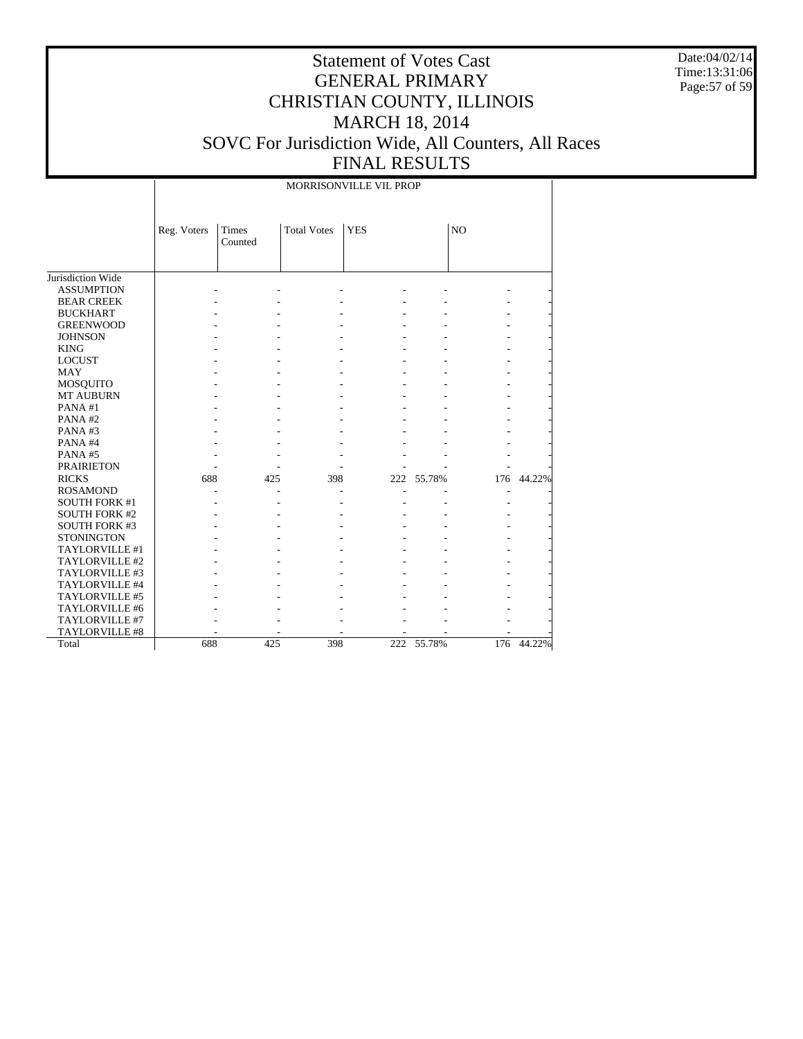# Statement of Votes Cast
# GENERAL PRIMARY
# CHRISTIAN COUNTY, ILLINOIS
# MARCH 18, 2014
# SOVC For Jurisdiction Wide, All Counters, All Races
# FINAL RESULTS

Date:04/02/14
Time:13:31:06

| | MORRISONVILLE VIL PROP | | | | | | |
|---|---|---|---|---|---|---|---|
| | Reg. Voters | Times Counted | Total Votes | YES | | NO | |
| Jurisdiction Wide | | | | | | | |
| ASSUMPTION | - | - | - | - | - | - | - |
| BEAR CREEK | - | - | - | - | - | - | - |
| BUCKHART | - | - | - | - | - | - | - |
| GREENWOOD | - | - | - | - | - | - | - |
| JOHNSON | - | - | - | - | - | - | - |
| KING | - | - | - | - | - | - | - |
| LOCUST | - | - | - | - | - | - | - |
| MAY | - | - | - | - | - | - | - |
| MOSQUITO | - | - | - | - | - | - | - |
| MT AUBURN | - | - | - | - | - | - | - |
| PANA #1 | - | - | - | - | - | - | - |
| PANA #2 | - | - | - | - | - | - | - |
| PANA #3 | - | - | - | - | - | - | - |
| PANA #4 | - | - | - | - | - | - | - |
| PANA #5 | - | - | - | - | - | - | - |
| PRAIRIETON | - | - | - | - | - | - | - |
| RICKS | 688 | 425 | 398 | 222 | 55.78% | 176 | 44.22% |
| ROSAMOND | - | - | - | - | - | - | - |
| SOUTH FORK #1 | - | - | - | - | - | - | - |
| SOUTH FORK #2 | - | - | - | - | - | - | - |
| SOUTH FORK #3 | - | - | - | - | - | - | - |
| STONINGTON | - | - | - | - | - | - | - |
| TAYLORVILLE #1 | - | - | - | - | - | - | - |
| TAYLORVILLE #2 | - | - | - | - | - | - | - |
| TAYLORVILLE #3 | - | - | - | - | - | - | - |
| TAYLORVILLE #4 | - | - | - | - | - | - | - |
| TAYLORVILLE #5 | - | - | - | - | - | - | - |
| TAYLORVILLE #6 | - | - | - | - | - | - | - |
| TAYLORVILLE #7 | - | - | - | - | - | - | - |
| TAYLORVILLE #8 | - | - | - | - | - | - | - |
| Total | 688 | 425 | 398 | 222 | 55.78% | 176 | 44.22% |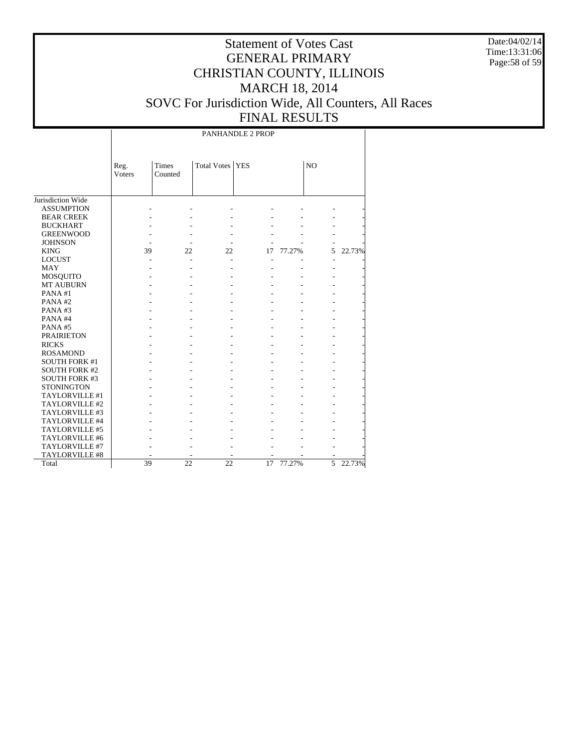# Statement of Votes Cast
# GENERAL PRIMARY
# CHRISTIAN COUNTY, ILLINOIS
# MARCH 18, 2014
# SOVC For Jurisdiction Wide, All Counters, All Races
# FINAL RESULTS

Date:04/02/14
Time:13:31:06

PANHANDLE 2 PROP

| | Reg. Voters | Times Counted | Total Votes | YES | | NO | |
|---|---|---|---|---|---|---|---|
| Jurisdiction Wide | | | | | | | |
| ASSUMPTION | - | - | - | - | - | - | - |
| BEAR CREEK | - | - | - | - | - | - | - |
| BUCKHART | - | - | - | - | - | - | - |
| GREENWOOD | - | - | - | - | - | - | - |
| JOHNSON | - | - | - | - | - | - | - |
| KING | 39 | 22 | 22 | 17 | 77.27% | 5 | 22.73% |
| LOCUST | - | - | - | - | - | - | - |
| MAY | - | - | - | - | - | - | - |
| MOSQUITO | - | - | - | - | - | - | - |
| MT AUBURN | - | - | - | - | - | - | - |
| PANA #1 | - | - | - | - | - | - | - |
| PANA #2 | - | - | - | - | - | - | - |
| PANA #3 | - | - | - | - | - | - | - |
| PANA #4 | - | - | - | - | - | - | - |
| PANA #5 | - | - | - | - | - | - | - |
| PRAIRIETON | - | - | - | - | - | - | - |
| RICKS | - | - | - | - | - | - | - |
| ROSAMOND | - | - | - | - | - | - | - |
| SOUTH FORK #1 | - | - | - | - | - | - | - |
| SOUTH FORK #2 | - | - | - | - | - | - | - |
| SOUTH FORK #3 | - | - | - | - | - | - | - |
| STONINGTON | - | - | - | - | - | - | - |
| TAYLORVILLE #1 | - | - | - | - | - | - | - |
| TAYLORVILLE #2 | - | - | - | - | - | - | - |
| TAYLORVILLE #3 | - | - | - | - | - | - | - |
| TAYLORVILLE #4 | - | - | - | - | - | - | - |
| TAYLORVILLE #5 | - | - | - | - | - | - | - |
| TAYLORVILLE #6 | - | - | - | - | - | - | - |
| TAYLORVILLE #7 | - | - | - | - | - | - | - |
| TAYLORVILLE #8 | - | - | - | - | - | - | - |
| Total | 39 | 22 | 22 | 17 | 77.27% | 5 | 22.73% |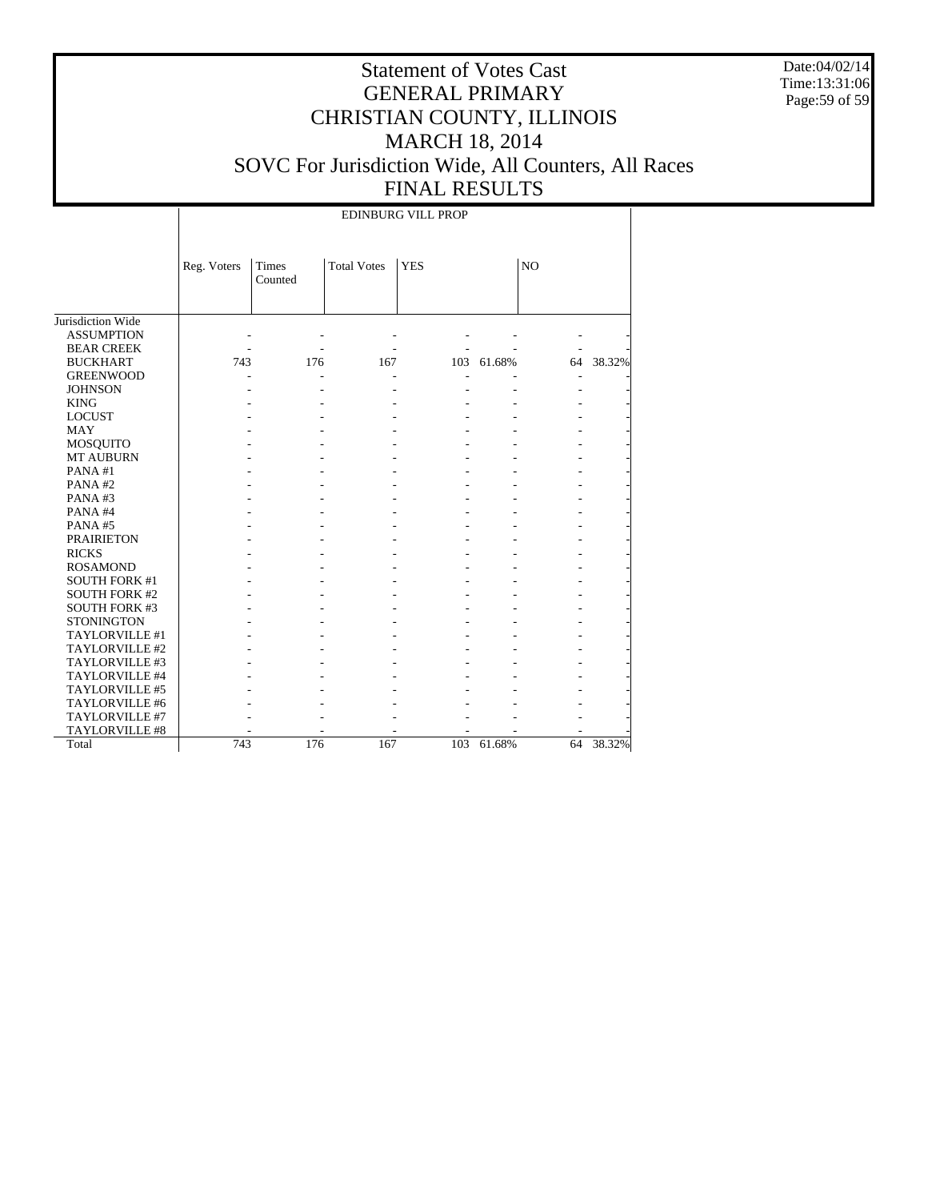# Statement of Votes Cast
# GENERAL PRIMARY
# CHRISTIAN COUNTY, ILLINOIS
# MARCH 18, 2014
# SOVC For Jurisdiction Wide, All Counters, All Races
# FINAL RESULTS

Date:04/02/14
Time:13:31:06

| | EDINBURG VILL PROP | | | | | | |
|---|---|---|---|---|---|---|---|
| | Reg. Voters | Times Counted | Total Votes | YES | | NO | |
| Jurisdiction Wide | | | | | | | |
| ASSUMPTION | - | - | - | - | - | - | - |
| BEAR CREEK | - | - | - | - | - | - | - |
| BUCKHART | 743 | 176 | 167 | 103 | 61.68% | 64 | 38.32% |
| GREENWOOD | - | - | - | - | - | - | - |
| JOHNSON | - | - | - | - | - | - | - |
| KING | - | - | - | - | - | - | - |
| LOCUST | - | - | - | - | - | - | - |
| MAY | - | - | - | - | - | - | - |
| MOSQUITO | - | - | - | - | - | - | - |
| MT AUBURN | - | - | - | - | - | - | - |
| PANA #1 | - | - | - | - | - | - | - |
| PANA #2 | - | - | - | - | - | - | - |
| PANA #3 | - | - | - | - | - | - | - |
| PANA #4 | - | - | - | - | - | - | - |
| PANA #5 | - | - | - | - | - | - | - |
| PRAIRIETON | - | - | - | - | - | - | - |
| RICKS | - | - | - | - | - | - | - |
| ROSAMOND | - | - | - | - | - | - | - |
| SOUTH FORK #1 | - | - | - | - | - | - | - |
| SOUTH FORK #2 | - | - | - | - | - | - | - |
| SOUTH FORK #3 | - | - | - | - | - | - | - |
| STONINGTON | - | - | - | - | - | - | - |
| TAYLORVILLE #1 | - | - | - | - | - | - | - |
| TAYLORVILLE #2 | - | - | - | - | - | - | - |
| TAYLORVILLE #3 | - | - | - | - | - | - | - |
| TAYLORVILLE #4 | - | - | - | - | - | - | - |
| TAYLORVILLE #5 | - | - | - | - | - | - | - |
| TAYLORVILLE #6 | - | - | - | - | - | - | - |
| TAYLORVILLE #7 | - | - | - | - | - | - | - |
| TAYLORVILLE #8 | - | - | - | - | - | - | - |
| Total | 743 | 176 | 167 | 103 | 61.68% | 64 | 38.32% |